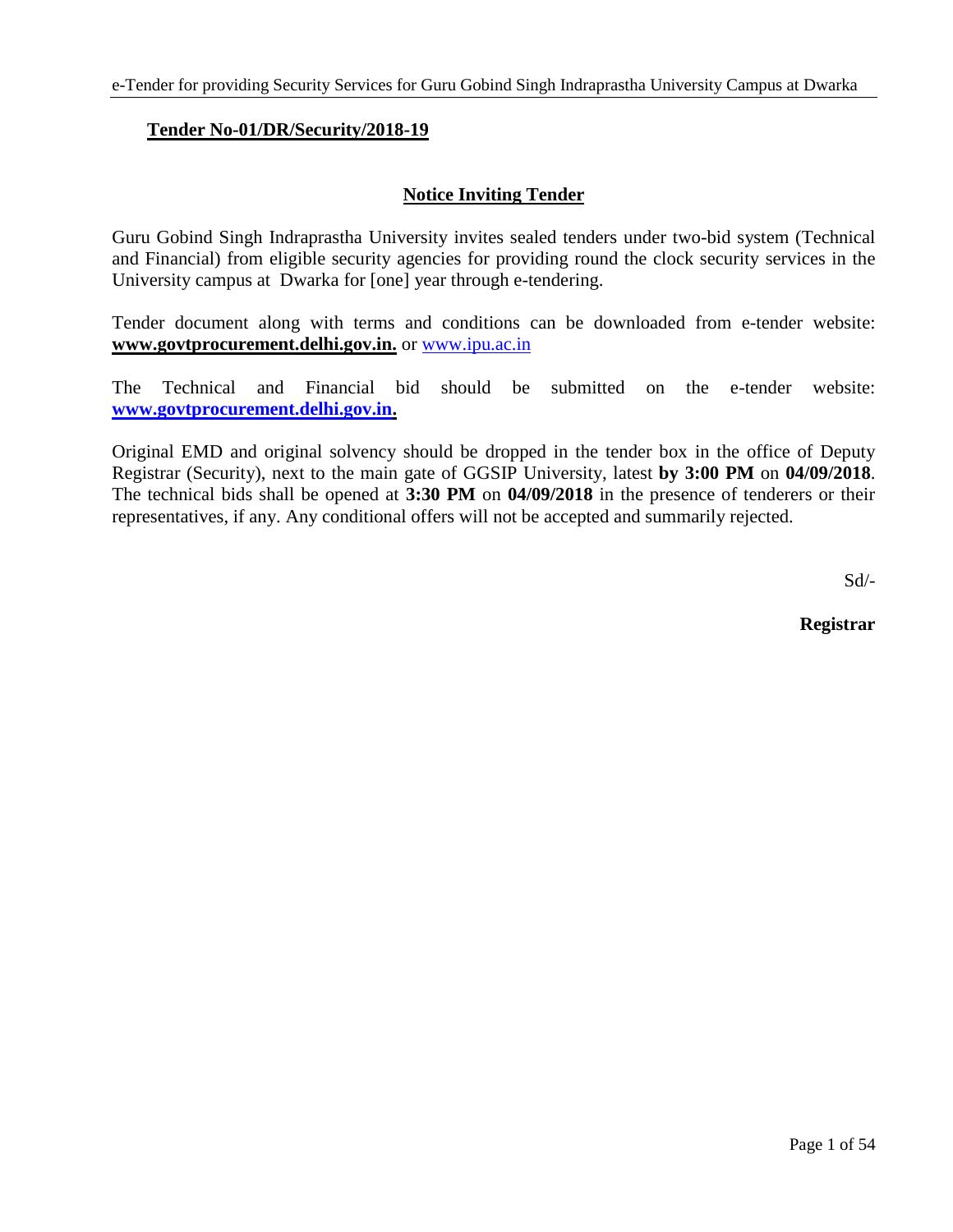**Tender No-01/DR/Security/2018-19**

## Notice Inviting Tender

Guru Gobind Singh Indraprastha University invites sealed tenders under two-bid system (Technical and Financial) from eligible security agencies for providing round the clock security services in the University campus at Dwarka for [one] year through e-tendering.

Tender document along with terms and conditions can be downloaded from e-tender website: **www.govtprocurement.delhi.gov.in.** or www.ipu.ac.in

The Technical and Financial bid should be submitted on the e-tender website: **www.govtprocurement.delhi.gov.in.**

Original EMD and original solvency should be dropped in the tender box in the office of Deputy Registrar (Security), next to the main gate of GGSIP University, latest **by 3:00 PM** on **04/09/2018**. The technical bids shall be opened at **3:30 PM** on **04/09/2018** in the presence of tenderers or their representatives, if any. Any conditional offers will not be accepted and summarily rejected.

Sd/-

**Registrar**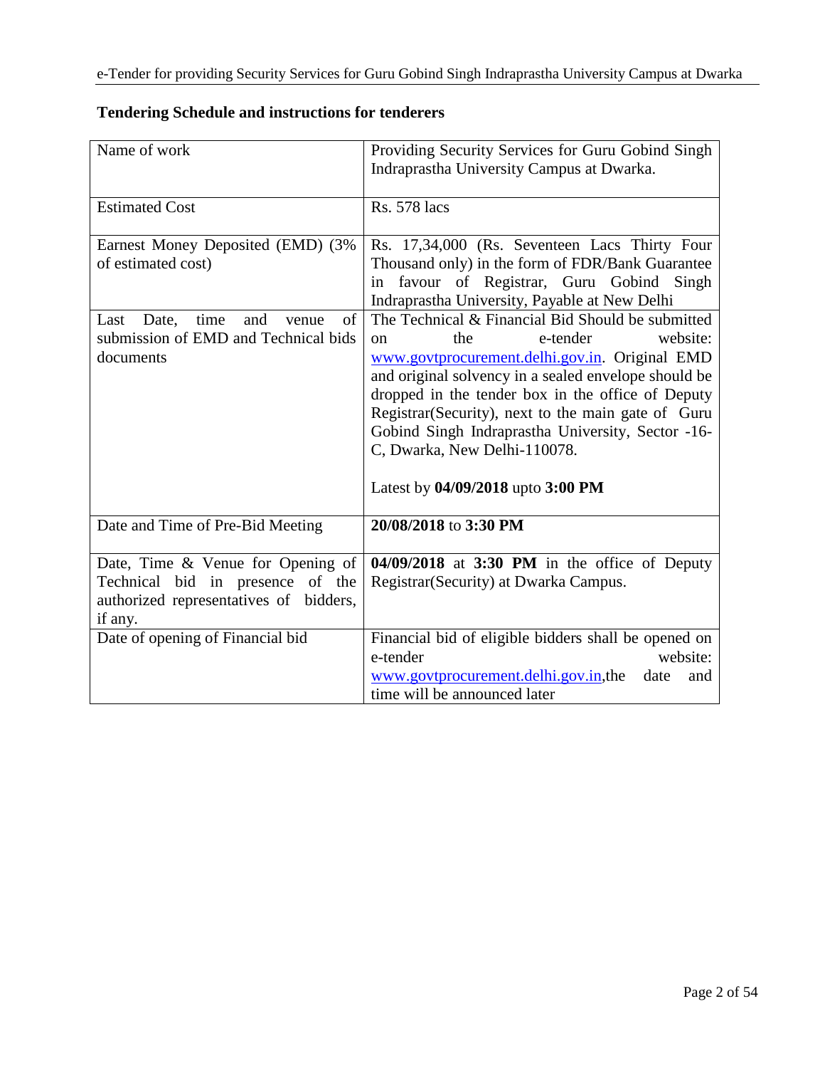## Tendering Schedule and instructions for tenderers

| Name of work | Providing Security Services for Guru Gobind Singh Indraprastha University Campus at Dwarka. |
|---|---|
| Estimated Cost | Rs. 578 lacs |
| Earnest Money Deposited (EMD) (3% of estimated cost) | Rs. 17,34,000 (Rs. Seventeen Lacs Thirty Four Thousand only) in the form of FDR/Bank Guarantee in favour of Registrar, Guru Gobind Singh Indraprastha University, Payable at New Delhi |
| Last Date, time and venue of submission of EMD and Technical bids documents | The Technical & Financial Bid Should be submitted on the e-tender website: www.govtprocurement.delhi.gov.in. Original EMD and original solvency in a sealed envelope should be dropped in the tender box in the office of Deputy Registrar(Security), next to the main gate of Guru Gobind Singh Indraprastha University, Sector -16-C, Dwarka, New Delhi-110078.<br><br>Latest by **04/09/2018** upto **3:00 PM** |
| Date and Time of Pre-Bid Meeting | **20/08/2018** to **3:30 PM** |
| Date, Time & Venue for Opening of Technical bid in presence of the authorized representatives of bidders, if any. | **04/09/2018** at **3:30 PM** in the office of Deputy Registrar(Security) at Dwarka Campus. |
| Date of opening of Financial bid | Financial bid of eligible bidders shall be opened on e-tender website: www.govtprocurement.delhi.gov.in,the date and time will be announced later |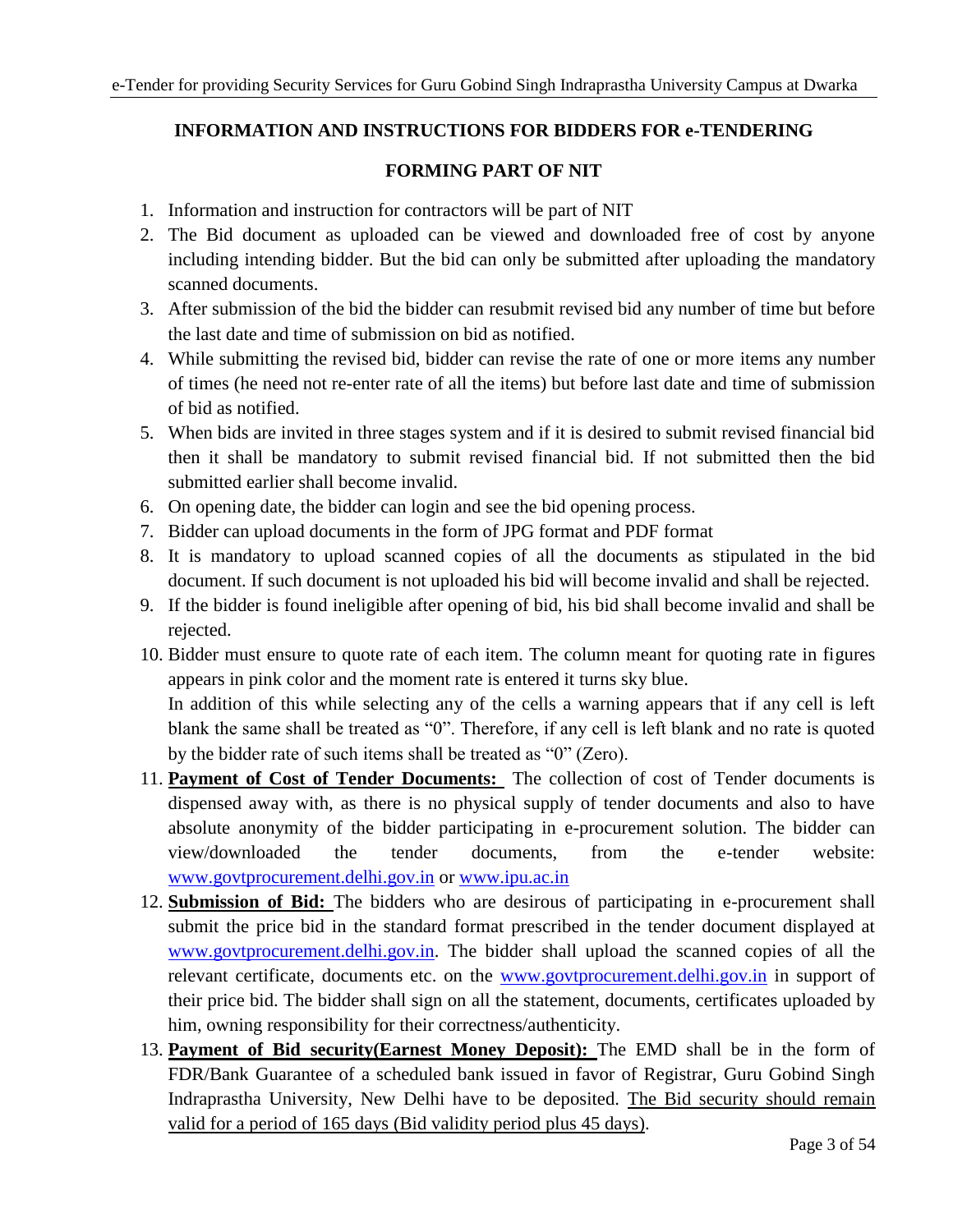## INFORMATION AND INSTRUCTIONS FOR BIDDERS FOR e-TENDERING

## FORMING PART OF NIT

1. Information and instruction for contractors will be part of NIT
2. The Bid document as uploaded can be viewed and downloaded free of cost by anyone including intending bidder. But the bid can only be submitted after uploading the mandatory scanned documents.
3. After submission of the bid the bidder can resubmit revised bid any number of time but before the last date and time of submission on bid as notified.
4. While submitting the revised bid, bidder can revise the rate of one or more items any number of times (he need not re-enter rate of all the items) but before last date and time of submission of bid as notified.
5. When bids are invited in three stages system and if it is desired to submit revised financial bid then it shall be mandatory to submit revised financial bid. If not submitted then the bid submitted earlier shall become invalid.
6. On opening date, the bidder can login and see the bid opening process.
7. Bidder can upload documents in the form of JPG format and PDF format
8. It is mandatory to upload scanned copies of all the documents as stipulated in the bid document. If such document is not uploaded his bid will become invalid and shall be rejected.
9. If the bidder is found ineligible after opening of bid, his bid shall become invalid and shall be rejected.
10. Bidder must ensure to quote rate of each item. The column meant for quoting rate in figures appears in pink color and the moment rate is entered it turns sky blue.
    In addition of this while selecting any of the cells a warning appears that if any cell is left blank the same shall be treated as "0". Therefore, if any cell is left blank and no rate is quoted by the bidder rate of such items shall be treated as "0" (Zero).
11. **Payment of Cost of Tender Documents:** The collection of cost of Tender documents is dispensed away with, as there is no physical supply of tender documents and also to have absolute anonymity of the bidder participating in e-procurement solution. The bidder can view/downloaded the tender documents, from the e-tender website: www.govtprocurement.delhi.gov.in or www.ipu.ac.in
12. **Submission of Bid:** The bidders who are desirous of participating in e-procurement shall submit the price bid in the standard format prescribed in the tender document displayed at www.govtprocurement.delhi.gov.in. The bidder shall upload the scanned copies of all the relevant certificate, documents etc. on the www.govtprocurement.delhi.gov.in in support of their price bid. The bidder shall sign on all the statement, documents, certificates uploaded by him, owning responsibility for their correctness/authenticity.
13. **Payment of Bid security(Earnest Money Deposit):** The EMD shall be in the form of FDR/Bank Guarantee of a scheduled bank issued in favor of Registrar, Guru Gobind Singh Indraprastha University, New Delhi have to be deposited. The Bid security should remain valid for a period of 165 days (Bid validity period plus 45 days).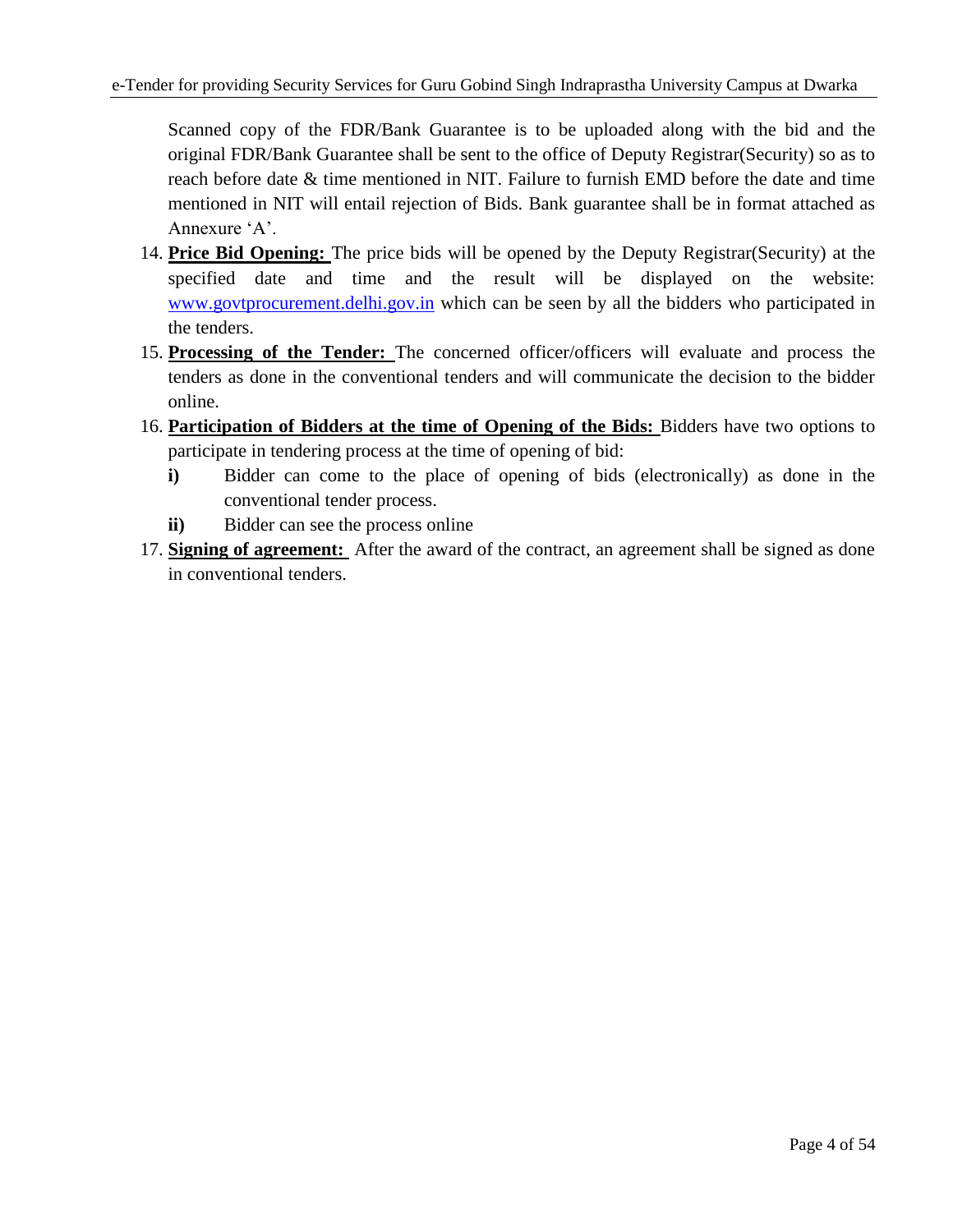Scanned copy of the FDR/Bank Guarantee is to be uploaded along with the bid and the original FDR/Bank Guarantee shall be sent to the office of Deputy Registrar(Security) so as to reach before date & time mentioned in NIT. Failure to furnish EMD before the date and time mentioned in NIT will entail rejection of Bids. Bank guarantee shall be in format attached as Annexure 'A'.

14. **Price Bid Opening:** The price bids will be opened by the Deputy Registrar(Security) at the specified date and time and the result will be displayed on the website: www.govtprocurement.delhi.gov.in which can be seen by all the bidders who participated in the tenders.
15. **Processing of the Tender:** The concerned officer/officers will evaluate and process the tenders as done in the conventional tenders and will communicate the decision to the bidder online.
16. **Participation of Bidders at the time of Opening of the Bids:** Bidders have two options to participate in tendering process at the time of opening of bid:
    - **i)** Bidder can come to the place of opening of bids (electronically) as done in the conventional tender process.
    - **ii)** Bidder can see the process online
17. **Signing of agreement:** After the award of the contract, an agreement shall be signed as done in conventional tenders.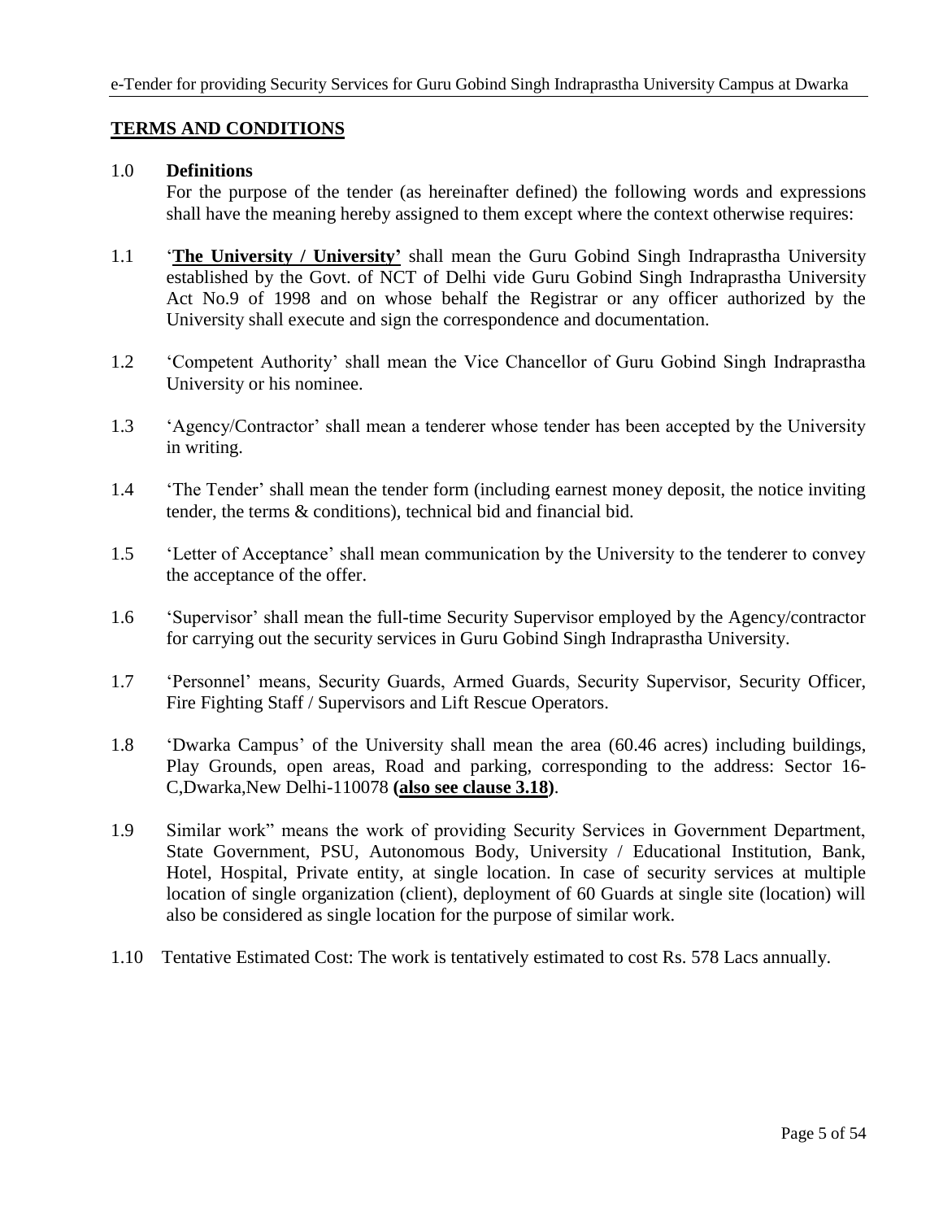## TERMS AND CONDITIONS

1.0 **Definitions**

For the purpose of the tender (as hereinafter defined) the following words and expressions shall have the meaning hereby assigned to them except where the context otherwise requires:

1.1 '**The University / University'** shall mean the Guru Gobind Singh Indraprastha University established by the Govt. of NCT of Delhi vide Guru Gobind Singh Indraprastha University Act No.9 of 1998 and on whose behalf the Registrar or any officer authorized by the University shall execute and sign the correspondence and documentation.

1.2 'Competent Authority' shall mean the Vice Chancellor of Guru Gobind Singh Indraprastha University or his nominee.

1.3 'Agency/Contractor' shall mean a tenderer whose tender has been accepted by the University in writing.

1.4 'The Tender' shall mean the tender form (including earnest money deposit, the notice inviting tender, the terms & conditions), technical bid and financial bid.

1.5 'Letter of Acceptance' shall mean communication by the University to the tenderer to convey the acceptance of the offer.

1.6 'Supervisor' shall mean the full-time Security Supervisor employed by the Agency/contractor for carrying out the security services in Guru Gobind Singh Indraprastha University.

1.7 'Personnel' means, Security Guards, Armed Guards, Security Supervisor, Security Officer, Fire Fighting Staff / Supervisors and Lift Rescue Operators.

1.8 'Dwarka Campus' of the University shall mean the area (60.46 acres) including buildings, Play Grounds, open areas, Road and parking, corresponding to the address: Sector 16-C,Dwarka,New Delhi-110078 **(also see clause 3.18)**.

1.9 Similar work" means the work of providing Security Services in Government Department, State Government, PSU, Autonomous Body, University / Educational Institution, Bank, Hotel, Hospital, Private entity, at single location. In case of security services at multiple location of single organization (client), deployment of 60 Guards at single site (location) will also be considered as single location for the purpose of similar work.

1.10 Tentative Estimated Cost: The work is tentatively estimated to cost Rs. 578 Lacs annually.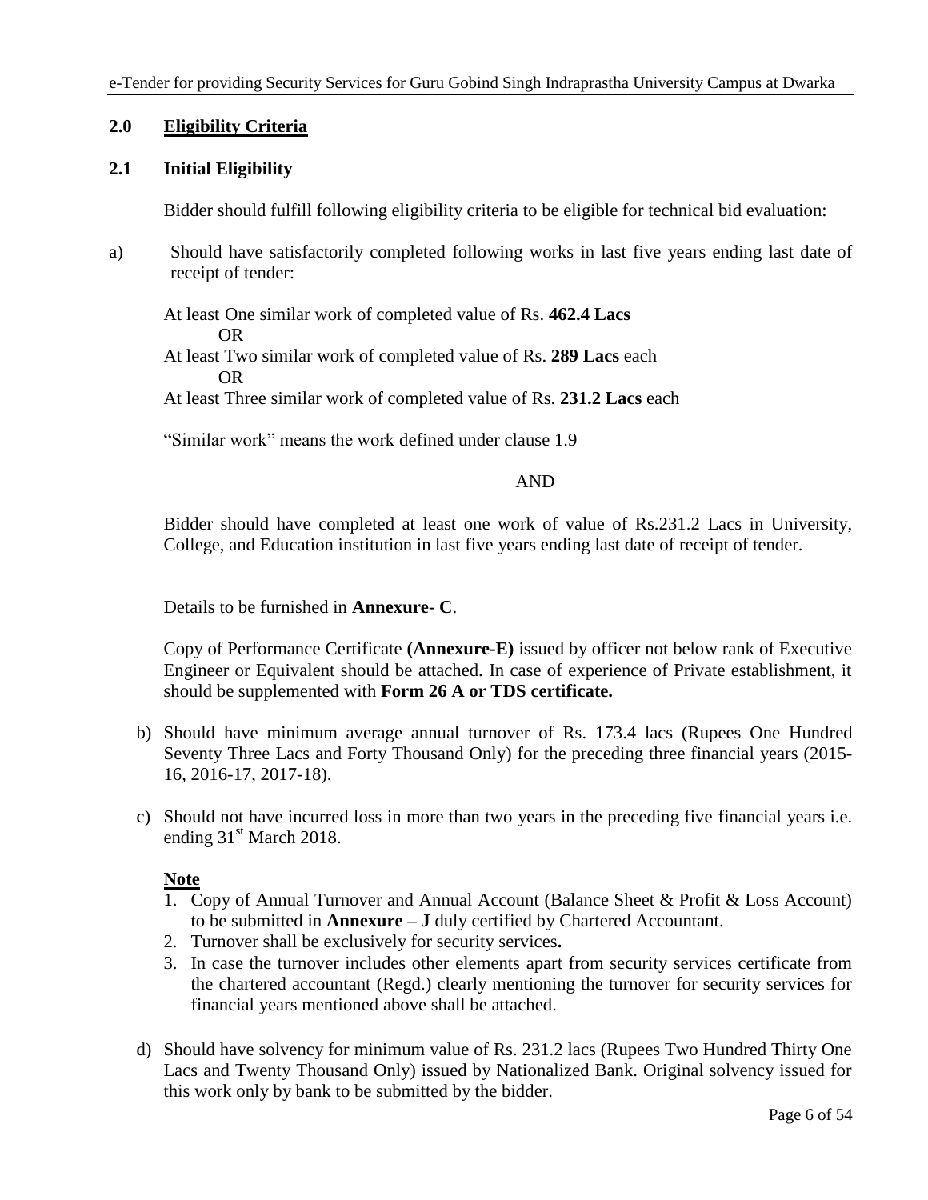## 2.0 Eligibility Criteria

### 2.1 Initial Eligibility

Bidder should fulfill following eligibility criteria to be eligible for technical bid evaluation:

a) Should have satisfactorily completed following works in last five years ending last date of receipt of tender:

At least One similar work of completed value of Rs. **462.4 Lacs**

OR

At least Two similar work of completed value of Rs. **289 Lacs** each

OR

At least Three similar work of completed value of Rs. **231.2 Lacs** each

"Similar work" means the work defined under clause 1.9

AND

Bidder should have completed at least one work of value of Rs.231.2 Lacs in University, College, and Education institution in last five years ending last date of receipt of tender.

Details to be furnished in **Annexure- C**.

Copy of Performance Certificate **(Annexure-E)** issued by officer not below rank of Executive Engineer or Equivalent should be attached. In case of experience of Private establishment, it should be supplemented with **Form 26 A or TDS certificate.**

b) Should have minimum average annual turnover of Rs. 173.4 lacs (Rupees One Hundred Seventy Three Lacs and Forty Thousand Only) for the preceding three financial years (2015-16, 2016-17, 2017-18).

c) Should not have incurred loss in more than two years in the preceding five financial years i.e. ending 31st March 2018.

**Note**

1. Copy of Annual Turnover and Annual Account (Balance Sheet & Profit & Loss Account) to be submitted in **Annexure – J** duly certified by Chartered Accountant.
2. Turnover shall be exclusively for security services**.**
3. In case the turnover includes other elements apart from security services certificate from the chartered accountant (Regd.) clearly mentioning the turnover for security services for financial years mentioned above shall be attached.

d) Should have solvency for minimum value of Rs. 231.2 lacs (Rupees Two Hundred Thirty One Lacs and Twenty Thousand Only) issued by Nationalized Bank. Original solvency issued for this work only by bank to be submitted by the bidder.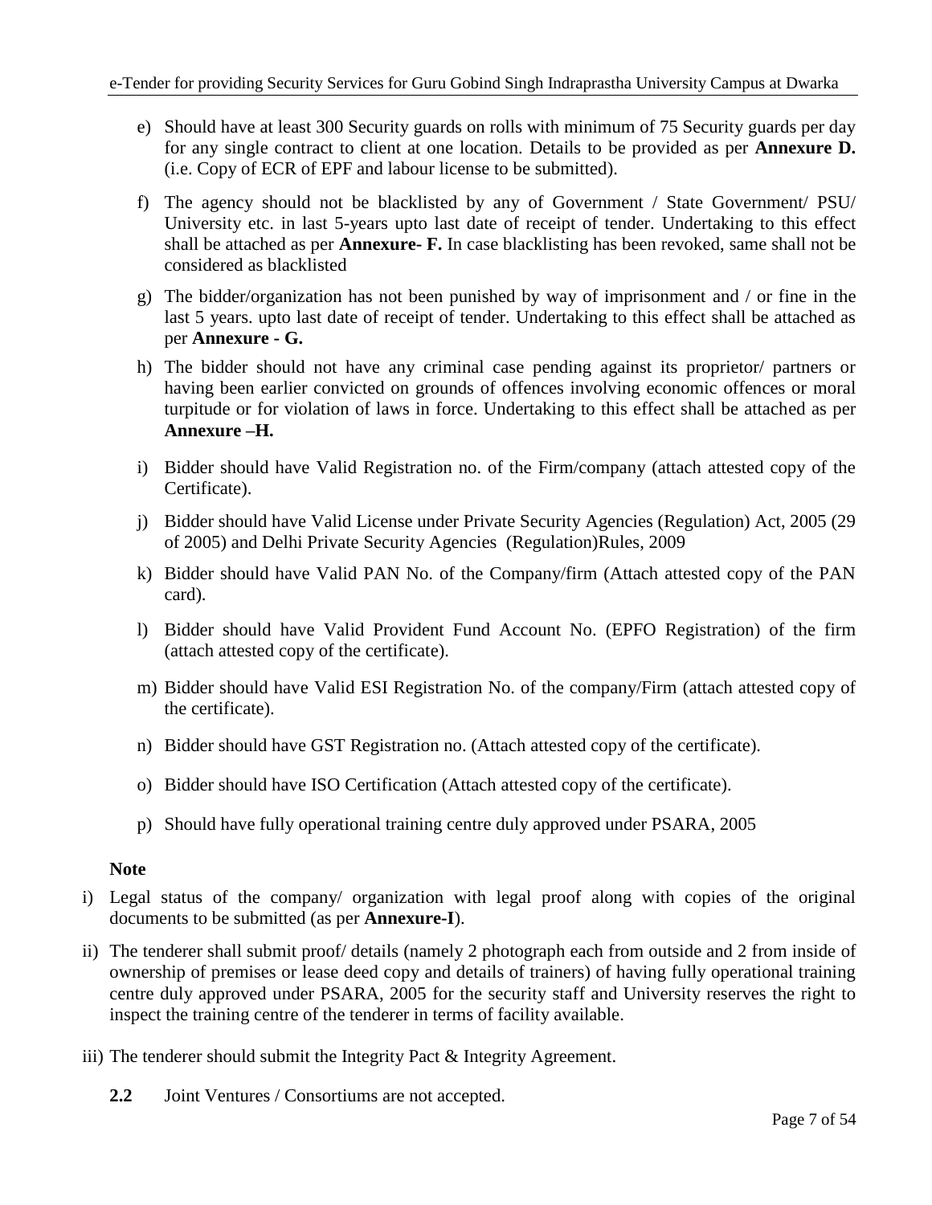e) Should have at least 300 Security guards on rolls with minimum of 75 Security guards per day for any single contract to client at one location. Details to be provided as per **Annexure D.** (i.e. Copy of ECR of EPF and labour license to be submitted).

f) The agency should not be blacklisted by any of Government / State Government/ PSU/ University etc. in last 5-years upto last date of receipt of tender. Undertaking to this effect shall be attached as per **Annexure- F.** In case blacklisting has been revoked, same shall not be considered as blacklisted

g) The bidder/organization has not been punished by way of imprisonment and / or fine in the last 5 years. upto last date of receipt of tender. Undertaking to this effect shall be attached as per **Annexure - G.**

h) The bidder should not have any criminal case pending against its proprietor/ partners or having been earlier convicted on grounds of offences involving economic offences or moral turpitude or for violation of laws in force. Undertaking to this effect shall be attached as per **Annexure –H.**

i) Bidder should have Valid Registration no. of the Firm/company (attach attested copy of the Certificate).

j) Bidder should have Valid License under Private Security Agencies (Regulation) Act, 2005 (29 of 2005) and Delhi Private Security Agencies (Regulation)Rules, 2009

k) Bidder should have Valid PAN No. of the Company/firm (Attach attested copy of the PAN card).

l) Bidder should have Valid Provident Fund Account No. (EPFO Registration) of the firm (attach attested copy of the certificate).

m) Bidder should have Valid ESI Registration No. of the company/Firm (attach attested copy of the certificate).

n) Bidder should have GST Registration no. (Attach attested copy of the certificate).

o) Bidder should have ISO Certification (Attach attested copy of the certificate).

p) Should have fully operational training centre duly approved under PSARA, 2005

**Note**

i) Legal status of the company/ organization with legal proof along with copies of the original documents to be submitted (as per **Annexure-I**).

ii) The tenderer shall submit proof/ details (namely 2 photograph each from outside and 2 from inside of ownership of premises or lease deed copy and details of trainers) of having fully operational training centre duly approved under PSARA, 2005 for the security staff and University reserves the right to inspect the training centre of the tenderer in terms of facility available.

iii) The tenderer should submit the Integrity Pact & Integrity Agreement.

**2.2** Joint Ventures / Consortiums are not accepted.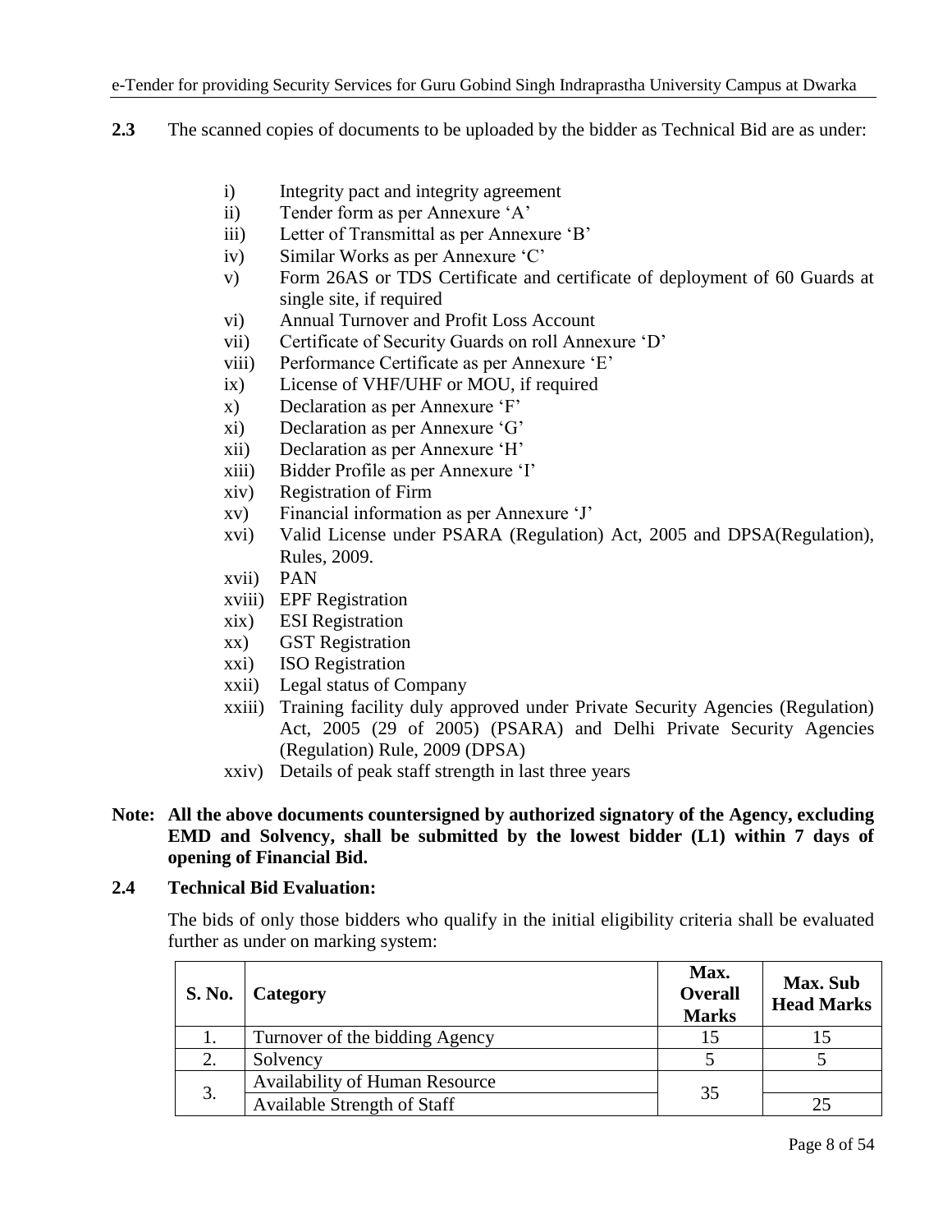**2.3** The scanned copies of documents to be uploaded by the bidder as Technical Bid are as under:

- i) Integrity pact and integrity agreement
- ii) Tender form as per Annexure 'A'
- iii) Letter of Transmittal as per Annexure 'B'
- iv) Similar Works as per Annexure 'C'
- v) Form 26AS or TDS Certificate and certificate of deployment of 60 Guards at single site, if required
- vi) Annual Turnover and Profit Loss Account
- vii) Certificate of Security Guards on roll Annexure 'D'
- viii) Performance Certificate as per Annexure 'E'
- ix) License of VHF/UHF or MOU, if required
- x) Declaration as per Annexure 'F'
- xi) Declaration as per Annexure 'G'
- xii) Declaration as per Annexure 'H'
- xiii) Bidder Profile as per Annexure 'I'
- xiv) Registration of Firm
- xv) Financial information as per Annexure 'J'
- xvi) Valid License under PSARA (Regulation) Act, 2005 and DPSA(Regulation), Rules, 2009.
- xvii) PAN
- xviii) EPF Registration
- xix) ESI Registration
- xx) GST Registration
- xxi) ISO Registration
- xxii) Legal status of Company
- xxiii) Training facility duly approved under Private Security Agencies (Regulation) Act, 2005 (29 of 2005) (PSARA) and Delhi Private Security Agencies (Regulation) Rule, 2009 (DPSA)
- xxiv) Details of peak staff strength in last three years

**Note: All the above documents countersigned by authorized signatory of the Agency, excluding EMD and Solvency, shall be submitted by the lowest bidder (L1) within 7 days of opening of Financial Bid.**

**2.4 Technical Bid Evaluation:**

The bids of only those bidders who qualify in the initial eligibility criteria shall be evaluated further as under on marking system:

| S. No. | Category | Max. Overall Marks | Max. Sub Head Marks |
|---|---|---|---|
| 1. | Turnover of the bidding Agency | 15 | 15 |
| 2. | Solvency | 5 | 5 |
| 3. | Availability of Human Resource | 35 | |
| | Available Strength of Staff | | 25 |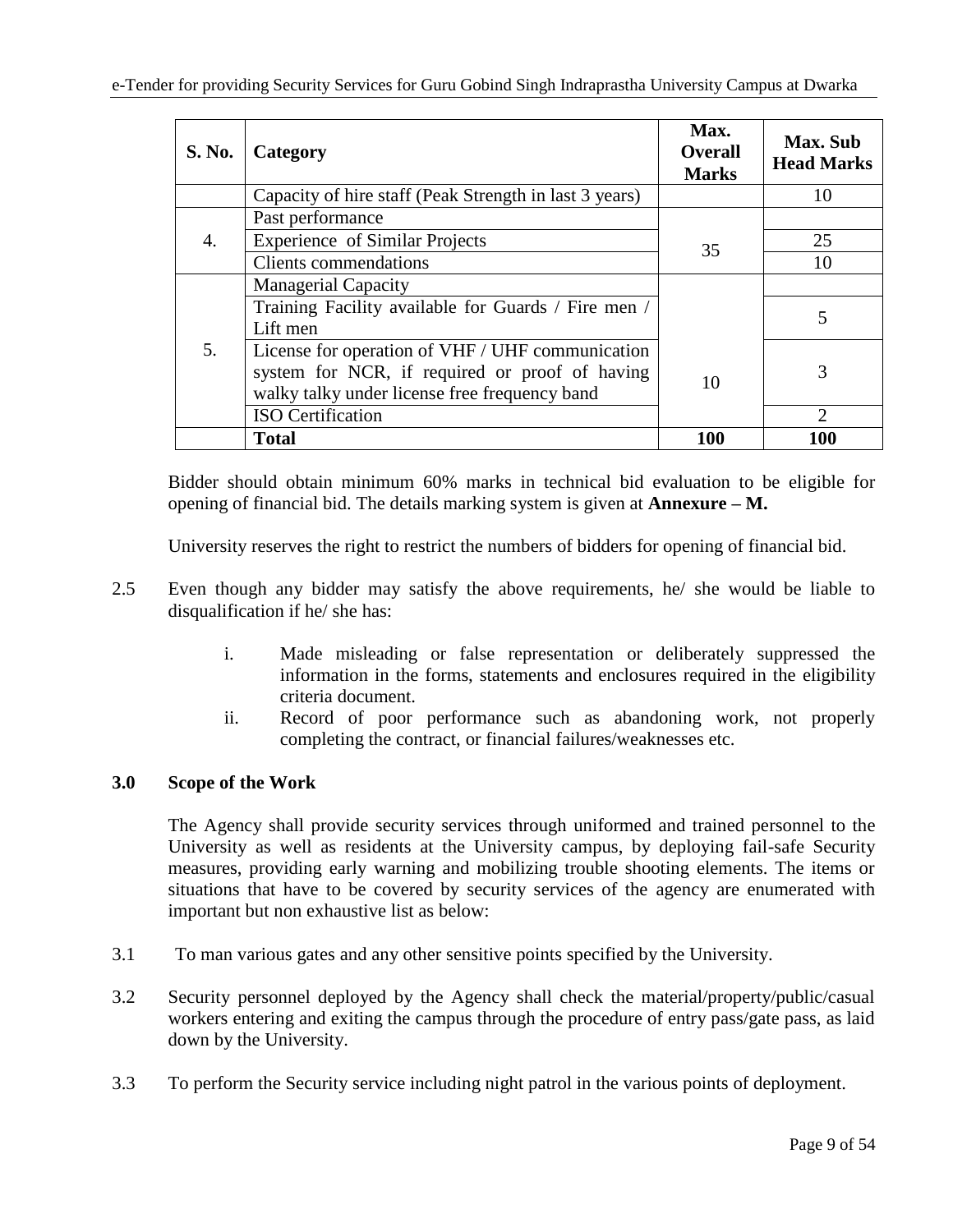| S. No. | Category | Max. Overall Marks | Max. Sub Head Marks |
|---|---|---|---|
| | Capacity of hire staff (Peak Strength in last 3 years) | | 10 |
| 4. | Past performance | 35 | |
| | Experience of Similar Projects | | 25 |
| | Clients commendations | | 10 |
| 5. | Managerial Capacity | 10 | |
| | Training Facility available for Guards / Fire men / Lift men | | 5 |
| | License for operation of VHF / UHF communication system for NCR, if required or proof of having walky talky under license free frequency band | | 3 |
| | ISO Certification | | 2 |
| | **Total** | **100** | **100** |

Bidder should obtain minimum 60% marks in technical bid evaluation to be eligible for opening of financial bid. The details marking system is given at **Annexure – M.**

University reserves the right to restrict the numbers of bidders for opening of financial bid.

2.5 Even though any bidder may satisfy the above requirements, he/ she would be liable to disqualification if he/ she has:

i. Made misleading or false representation or deliberately suppressed the information in the forms, statements and enclosures required in the eligibility criteria document.

ii. Record of poor performance such as abandoning work, not properly completing the contract, or financial failures/weaknesses etc.

### 3.0 Scope of the Work

The Agency shall provide security services through uniformed and trained personnel to the University as well as residents at the University campus, by deploying fail-safe Security measures, providing early warning and mobilizing trouble shooting elements. The items or situations that have to be covered by security services of the agency are enumerated with important but non exhaustive list as below:

3.1 To man various gates and any other sensitive points specified by the University.

3.2 Security personnel deployed by the Agency shall check the material/property/public/casual workers entering and exiting the campus through the procedure of entry pass/gate pass, as laid down by the University.

3.3 To perform the Security service including night patrol in the various points of deployment.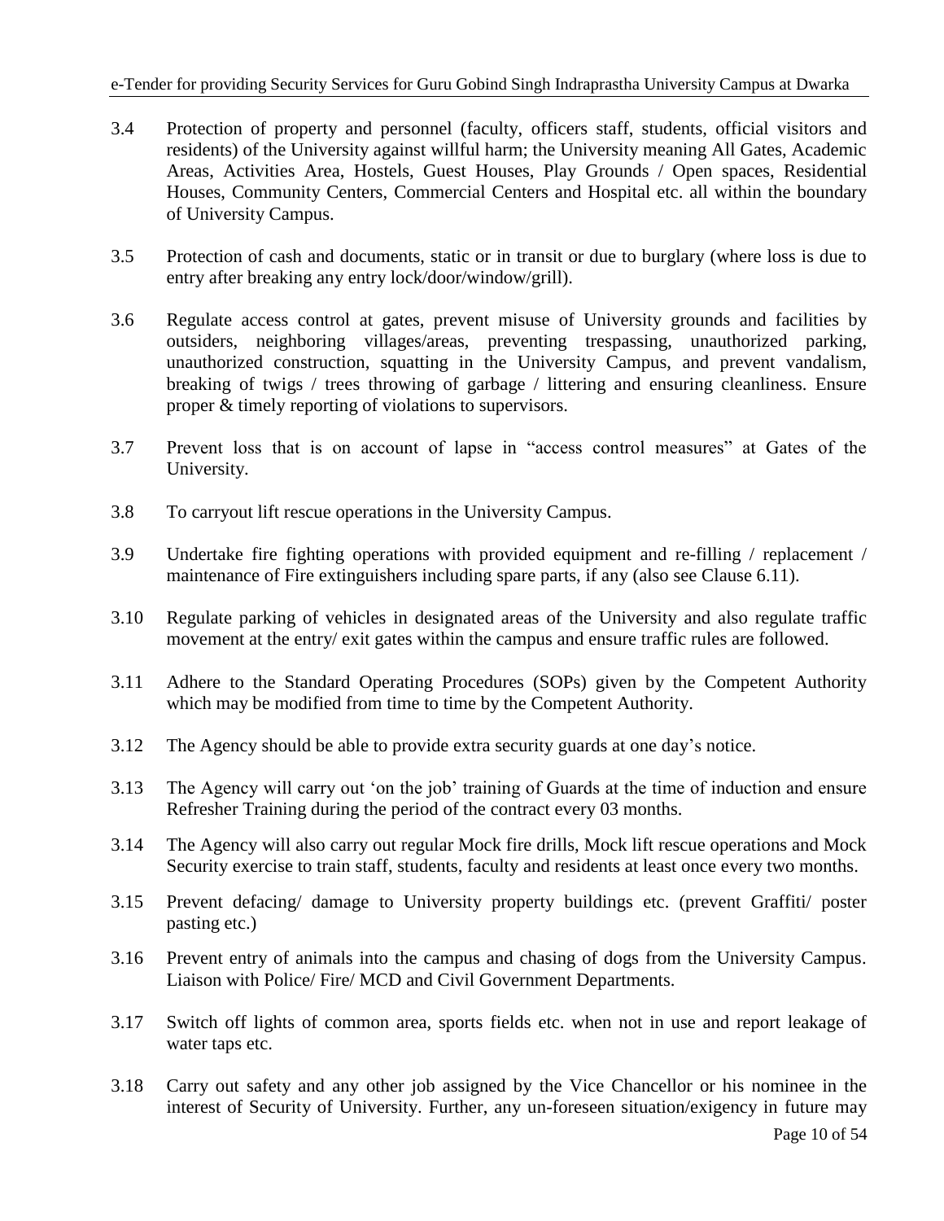3.4 Protection of property and personnel (faculty, officers staff, students, official visitors and residents) of the University against willful harm; the University meaning All Gates, Academic Areas, Activities Area, Hostels, Guest Houses, Play Grounds / Open spaces, Residential Houses, Community Centers, Commercial Centers and Hospital etc. all within the boundary of University Campus.

3.5 Protection of cash and documents, static or in transit or due to burglary (where loss is due to entry after breaking any entry lock/door/window/grill).

3.6 Regulate access control at gates, prevent misuse of University grounds and facilities by outsiders, neighboring villages/areas, preventing trespassing, unauthorized parking, unauthorized construction, squatting in the University Campus, and prevent vandalism, breaking of twigs / trees throwing of garbage / littering and ensuring cleanliness. Ensure proper & timely reporting of violations to supervisors.

3.7 Prevent loss that is on account of lapse in "access control measures" at Gates of the University.

3.8 To carryout lift rescue operations in the University Campus.

3.9 Undertake fire fighting operations with provided equipment and re-filling / replacement / maintenance of Fire extinguishers including spare parts, if any (also see Clause 6.11).

3.10 Regulate parking of vehicles in designated areas of the University and also regulate traffic movement at the entry/ exit gates within the campus and ensure traffic rules are followed.

3.11 Adhere to the Standard Operating Procedures (SOPs) given by the Competent Authority which may be modified from time to time by the Competent Authority.

3.12 The Agency should be able to provide extra security guards at one day's notice.

3.13 The Agency will carry out 'on the job' training of Guards at the time of induction and ensure Refresher Training during the period of the contract every 03 months.

3.14 The Agency will also carry out regular Mock fire drills, Mock lift rescue operations and Mock Security exercise to train staff, students, faculty and residents at least once every two months.

3.15 Prevent defacing/ damage to University property buildings etc. (prevent Graffiti/ poster pasting etc.)

3.16 Prevent entry of animals into the campus and chasing of dogs from the University Campus. Liaison with Police/ Fire/ MCD and Civil Government Departments.

3.17 Switch off lights of common area, sports fields etc. when not in use and report leakage of water taps etc.

3.18 Carry out safety and any other job assigned by the Vice Chancellor or his nominee in the interest of Security of University. Further, any un-foreseen situation/exigency in future may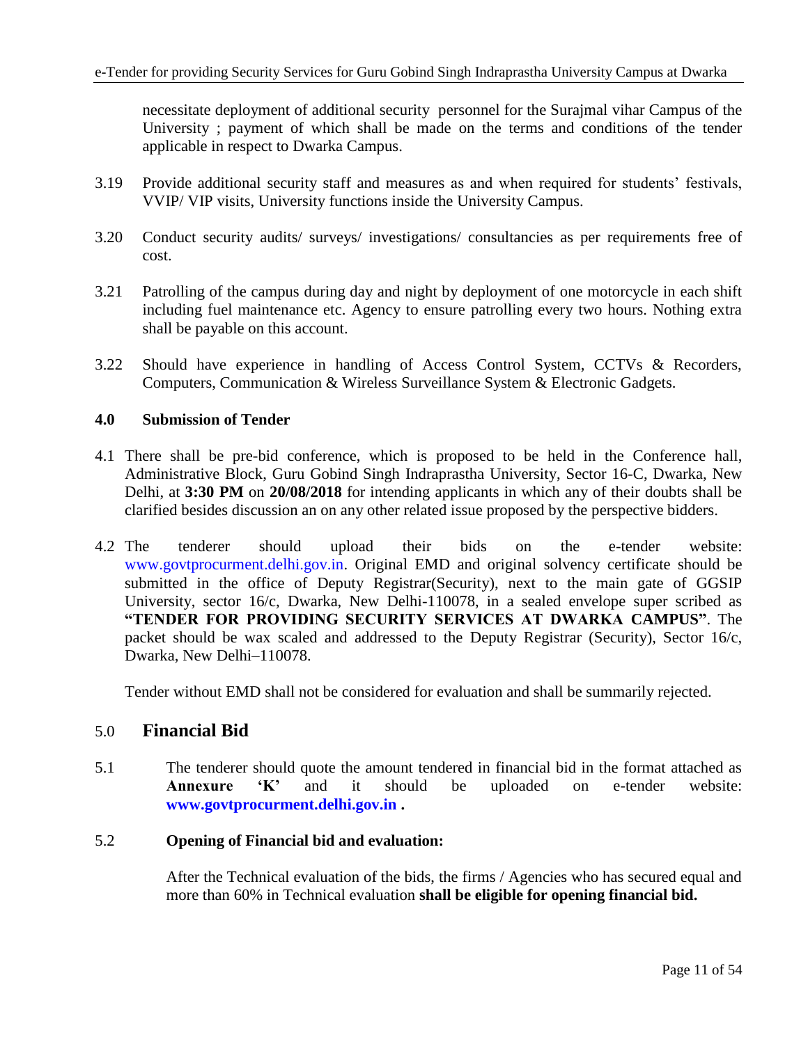necessitate deployment of additional security personnel for the Surajmal vihar Campus of the University ; payment of which shall be made on the terms and conditions of the tender applicable in respect to Dwarka Campus.

3.19 Provide additional security staff and measures as and when required for students' festivals, VVIP/ VIP visits, University functions inside the University Campus.

3.20 Conduct security audits/ surveys/ investigations/ consultancies as per requirements free of cost.

3.21 Patrolling of the campus during day and night by deployment of one motorcycle in each shift including fuel maintenance etc. Agency to ensure patrolling every two hours. Nothing extra shall be payable on this account.

3.22 Should have experience in handling of Access Control System, CCTVs & Recorders, Computers, Communication & Wireless Surveillance System & Electronic Gadgets.

### 4.0 Submission of Tender

4.1 There shall be pre-bid conference, which is proposed to be held in the Conference hall, Administrative Block, Guru Gobind Singh Indraprastha University, Sector 16-C, Dwarka, New Delhi, at **3:30 PM** on **20/08/2018** for intending applicants in which any of their doubts shall be clarified besides discussion an on any other related issue proposed by the perspective bidders.

4.2 The tenderer should upload their bids on the e-tender website: www.govtprocurment.delhi.gov.in. Original EMD and original solvency certificate should be submitted in the office of Deputy Registrar(Security), next to the main gate of GGSIP University, sector 16/c, Dwarka, New Delhi-110078, in a sealed envelope super scribed as **"TENDER FOR PROVIDING SECURITY SERVICES AT DWARKA CAMPUS"**. The packet should be wax scaled and addressed to the Deputy Registrar (Security), Sector 16/c, Dwarka, New Delhi–110078.

Tender without EMD shall not be considered for evaluation and shall be summarily rejected.

## 5.0 Financial Bid

5.1 The tenderer should quote the amount tendered in financial bid in the format attached as **Annexure 'K'** and it should be uploaded on e-tender website: **www.govtprocurment.delhi.gov.in .**

5.2 **Opening of Financial bid and evaluation:**

After the Technical evaluation of the bids, the firms / Agencies who has secured equal and more than 60% in Technical evaluation **shall be eligible for opening financial bid.**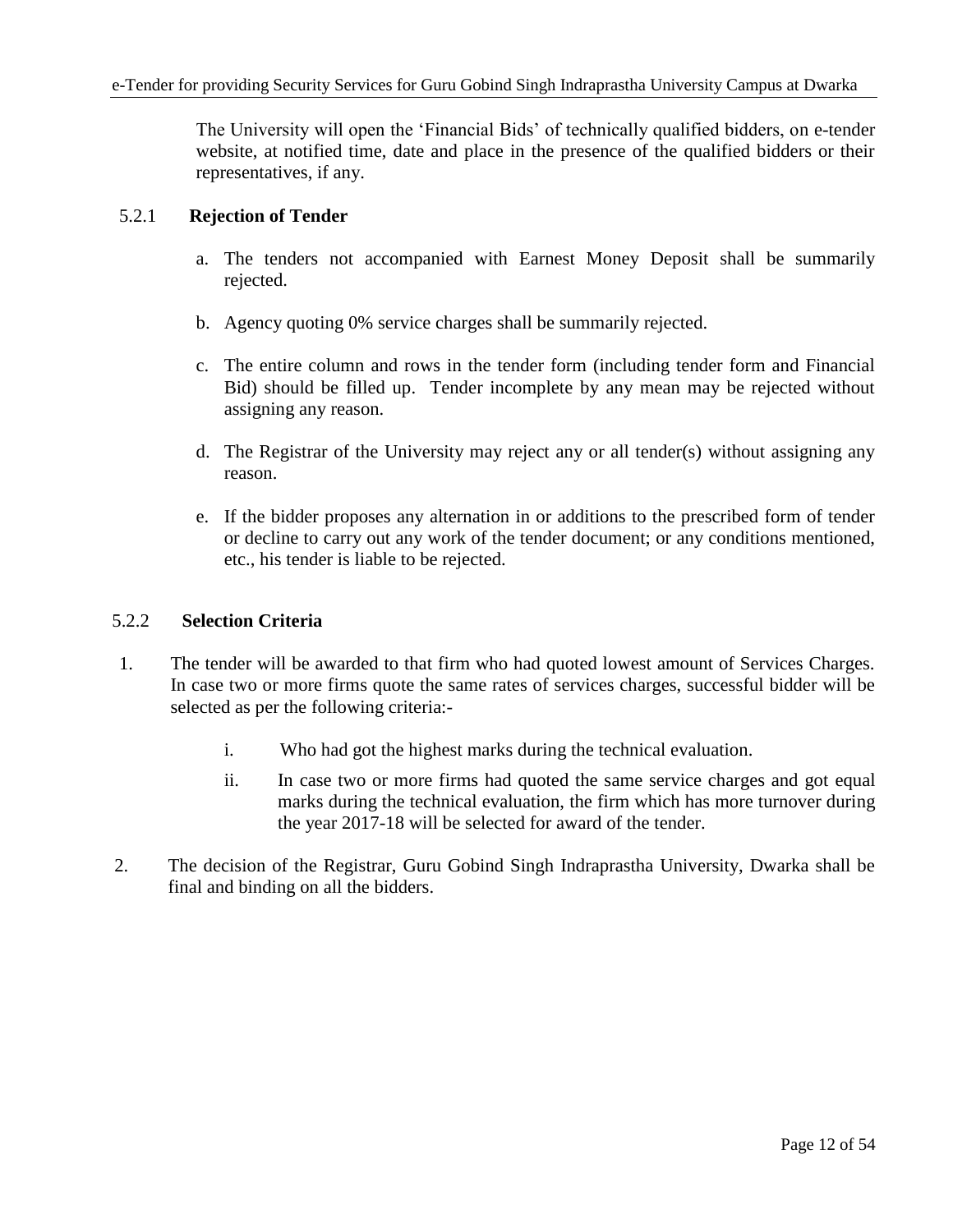The University will open the 'Financial Bids' of technically qualified bidders, on e-tender website, at notified time, date and place in the presence of the qualified bidders or their representatives, if any.

### 5.2.1 Rejection of Tender

a. The tenders not accompanied with Earnest Money Deposit shall be summarily rejected.

b. Agency quoting 0% service charges shall be summarily rejected.

c. The entire column and rows in the tender form (including tender form and Financial Bid) should be filled up. Tender incomplete by any mean may be rejected without assigning any reason.

d. The Registrar of the University may reject any or all tender(s) without assigning any reason.

e. If the bidder proposes any alternation in or additions to the prescribed form of tender or decline to carry out any work of the tender document; or any conditions mentioned, etc., his tender is liable to be rejected.

### 5.2.2 Selection Criteria

1. The tender will be awarded to that firm who had quoted lowest amount of Services Charges. In case two or more firms quote the same rates of services charges, successful bidder will be selected as per the following criteria:-

   i. Who had got the highest marks during the technical evaluation.

   ii. In case two or more firms had quoted the same service charges and got equal marks during the technical evaluation, the firm which has more turnover during the year 2017-18 will be selected for award of the tender.

2. The decision of the Registrar, Guru Gobind Singh Indraprastha University, Dwarka shall be final and binding on all the bidders.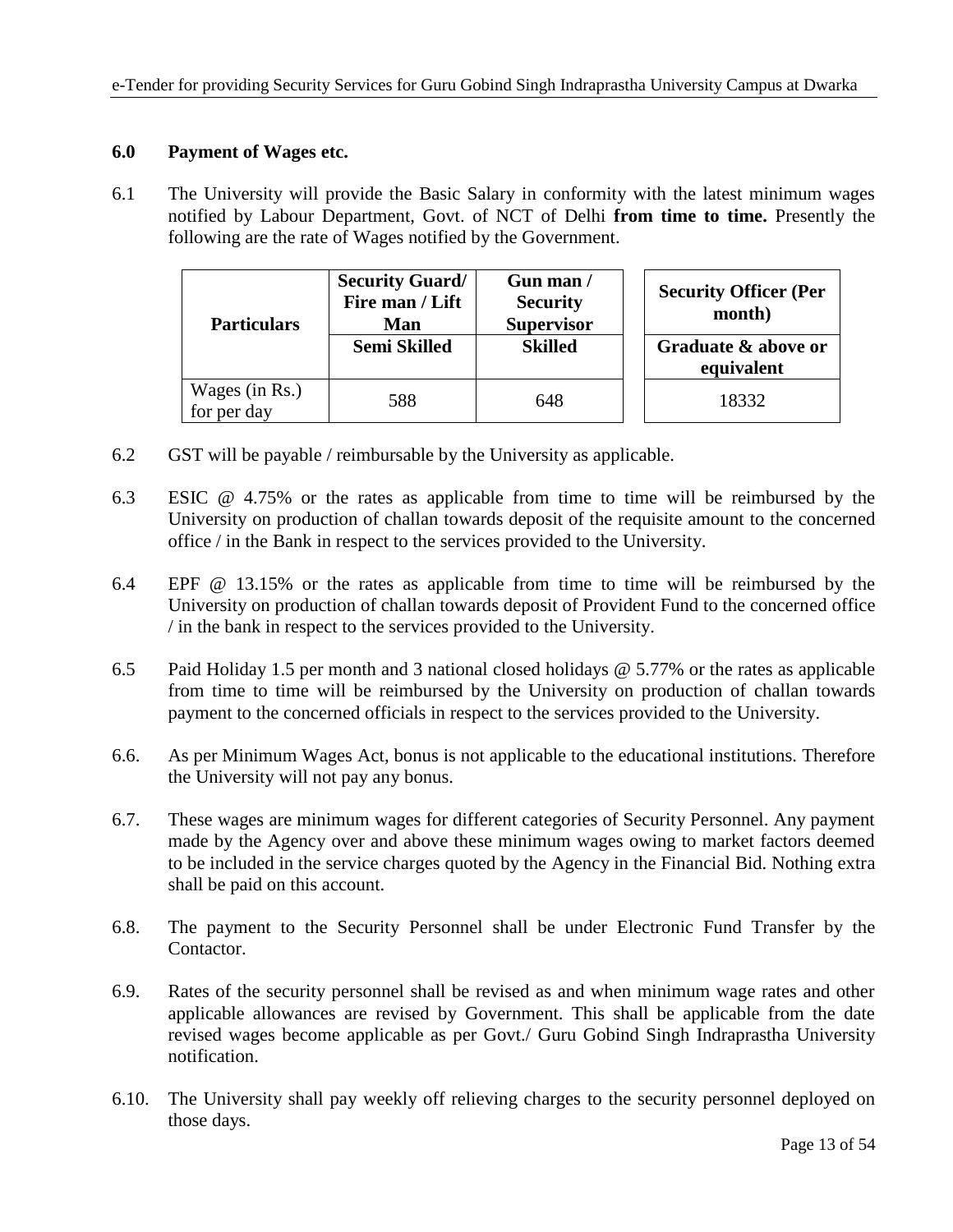## 6.0 Payment of Wages etc.

6.1 The University will provide the Basic Salary in conformity with the latest minimum wages notified by Labour Department, Govt. of NCT of Delhi **from time to time.** Presently the following are the rate of Wages notified by the Government.

| Particulars | Security Guard/ Fire man / Lift Man | Gun man / Security Supervisor | Security Officer (Per month) |
|---|---|---|---|
| | Semi Skilled | Skilled | Graduate & above or equivalent |
| Wages (in Rs.) for per day | 588 | 648 | 18332 |

6.2 GST will be payable / reimbursable by the University as applicable.

6.3 ESIC @ 4.75% or the rates as applicable from time to time will be reimbursed by the University on production of challan towards deposit of the requisite amount to the concerned office / in the Bank in respect to the services provided to the University.

6.4 EPF @ 13.15% or the rates as applicable from time to time will be reimbursed by the University on production of challan towards deposit of Provident Fund to the concerned office / in the bank in respect to the services provided to the University.

6.5 Paid Holiday 1.5 per month and 3 national closed holidays @ 5.77% or the rates as applicable from time to time will be reimbursed by the University on production of challan towards payment to the concerned officials in respect to the services provided to the University.

6.6. As per Minimum Wages Act, bonus is not applicable to the educational institutions. Therefore the University will not pay any bonus.

6.7. These wages are minimum wages for different categories of Security Personnel. Any payment made by the Agency over and above these minimum wages owing to market factors deemed to be included in the service charges quoted by the Agency in the Financial Bid. Nothing extra shall be paid on this account.

6.8. The payment to the Security Personnel shall be under Electronic Fund Transfer by the Contactor.

6.9. Rates of the security personnel shall be revised as and when minimum wage rates and other applicable allowances are revised by Government. This shall be applicable from the date revised wages become applicable as per Govt./ Guru Gobind Singh Indraprastha University notification.

6.10. The University shall pay weekly off relieving charges to the security personnel deployed on those days.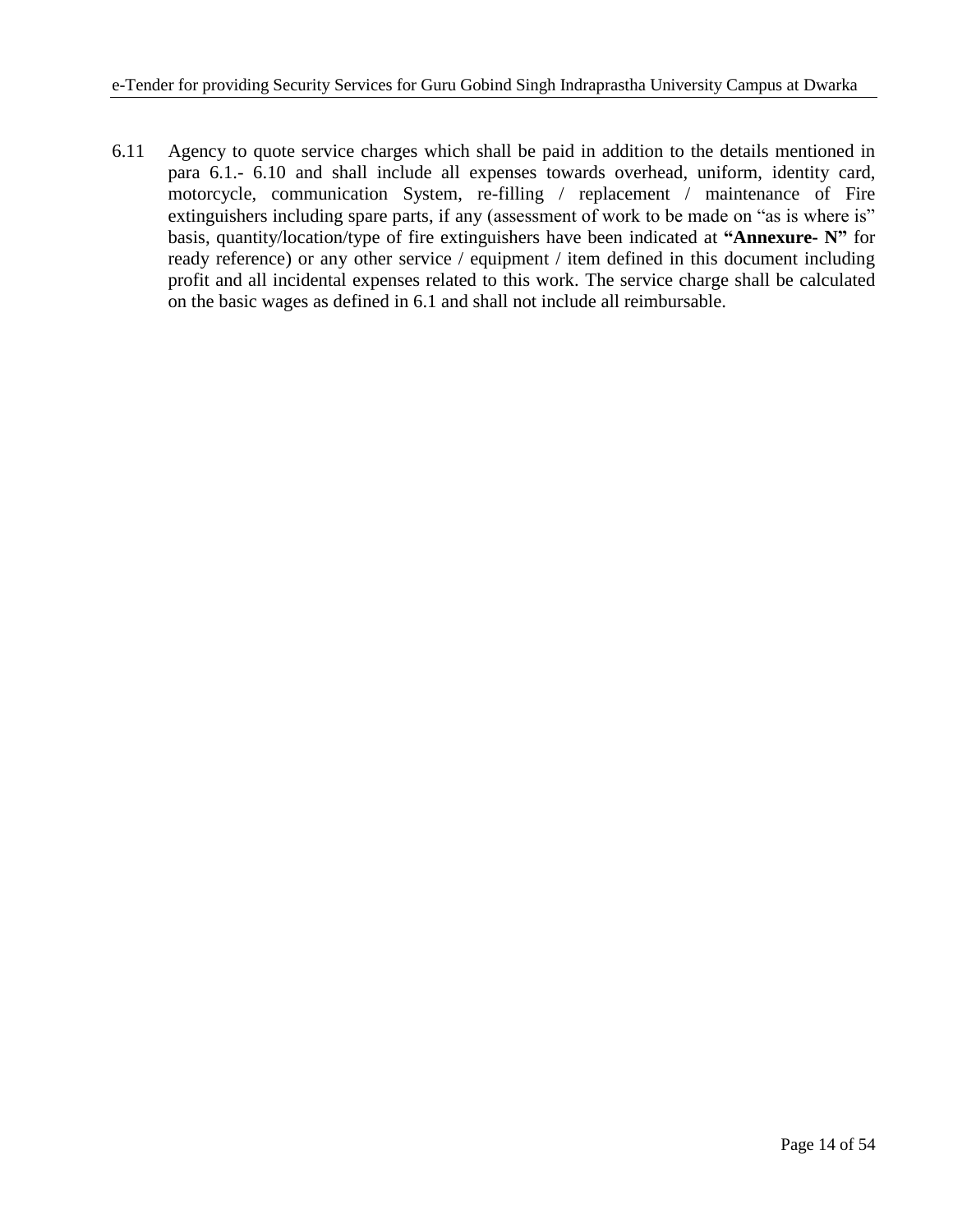6.11 Agency to quote service charges which shall be paid in addition to the details mentioned in para 6.1.- 6.10 and shall include all expenses towards overhead, uniform, identity card, motorcycle, communication System, re-filling / replacement / maintenance of Fire extinguishers including spare parts, if any (assessment of work to be made on "as is where is" basis, quantity/location/type of fire extinguishers have been indicated at **"Annexure- N"** for ready reference) or any other service / equipment / item defined in this document including profit and all incidental expenses related to this work. The service charge shall be calculated on the basic wages as defined in 6.1 and shall not include all reimbursable.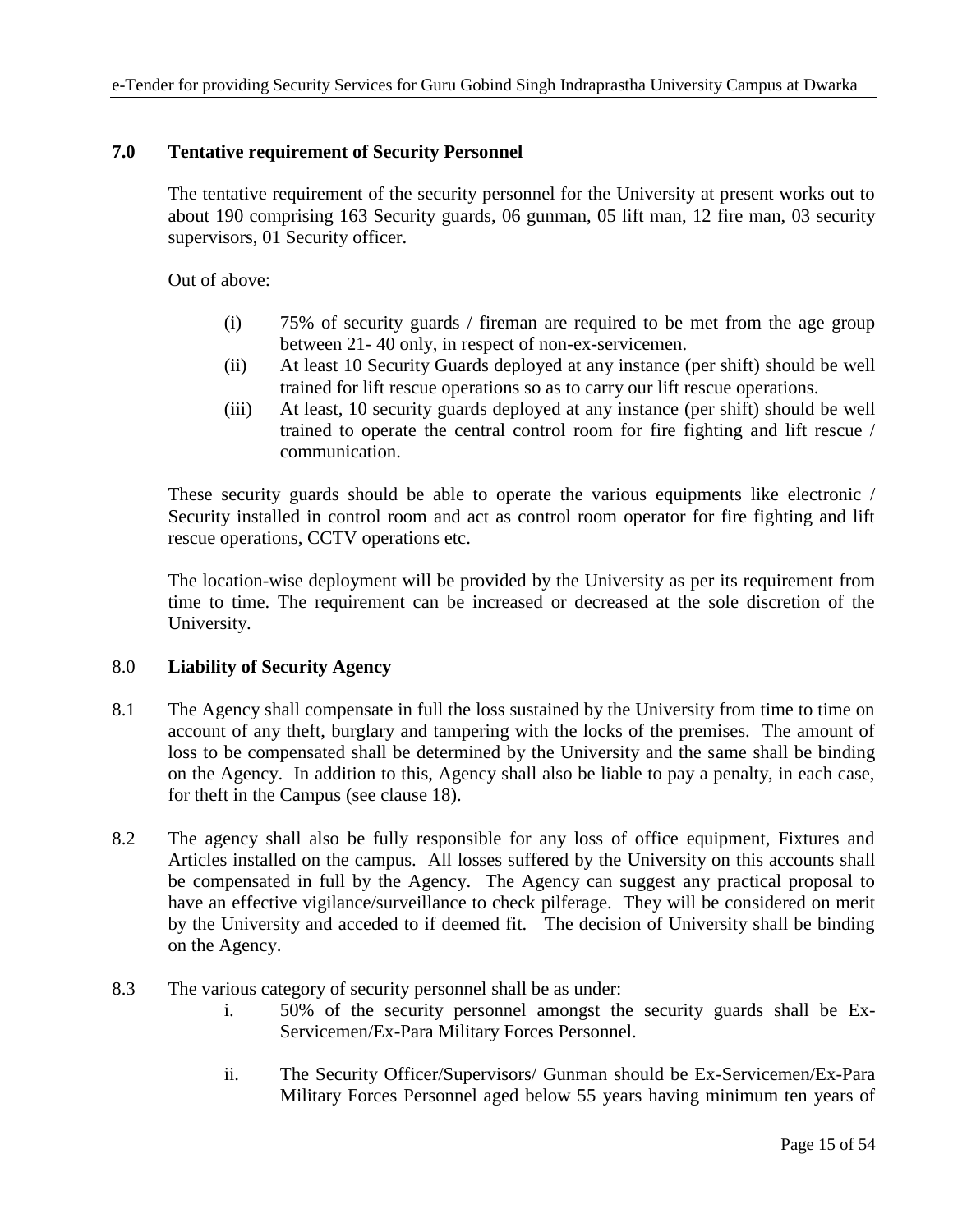## 7.0 Tentative requirement of Security Personnel

The tentative requirement of the security personnel for the University at present works out to about 190 comprising 163 Security guards, 06 gunman, 05 lift man, 12 fire man, 03 security supervisors, 01 Security officer.

Out of above:

(i) 75% of security guards / fireman are required to be met from the age group between 21- 40 only, in respect of non-ex-servicemen.

(ii) At least 10 Security Guards deployed at any instance (per shift) should be well trained for lift rescue operations so as to carry our lift rescue operations.

(iii) At least, 10 security guards deployed at any instance (per shift) should be well trained to operate the central control room for fire fighting and lift rescue / communication.

These security guards should be able to operate the various equipments like electronic / Security installed in control room and act as control room operator for fire fighting and lift rescue operations, CCTV operations etc.

The location-wise deployment will be provided by the University as per its requirement from time to time. The requirement can be increased or decreased at the sole discretion of the University.

## 8.0 Liability of Security Agency

8.1 The Agency shall compensate in full the loss sustained by the University from time to time on account of any theft, burglary and tampering with the locks of the premises. The amount of loss to be compensated shall be determined by the University and the same shall be binding on the Agency. In addition to this, Agency shall also be liable to pay a penalty, in each case, for theft in the Campus (see clause 18).

8.2 The agency shall also be fully responsible for any loss of office equipment, Fixtures and Articles installed on the campus. All losses suffered by the University on this accounts shall be compensated in full by the Agency. The Agency can suggest any practical proposal to have an effective vigilance/surveillance to check pilferage. They will be considered on merit by the University and acceded to if deemed fit. The decision of University shall be binding on the Agency.

8.3 The various category of security personnel shall be as under:

i. 50% of the security personnel amongst the security guards shall be Ex-Servicemen/Ex-Para Military Forces Personnel.

ii. The Security Officer/Supervisors/ Gunman should be Ex-Servicemen/Ex-Para Military Forces Personnel aged below 55 years having minimum ten years of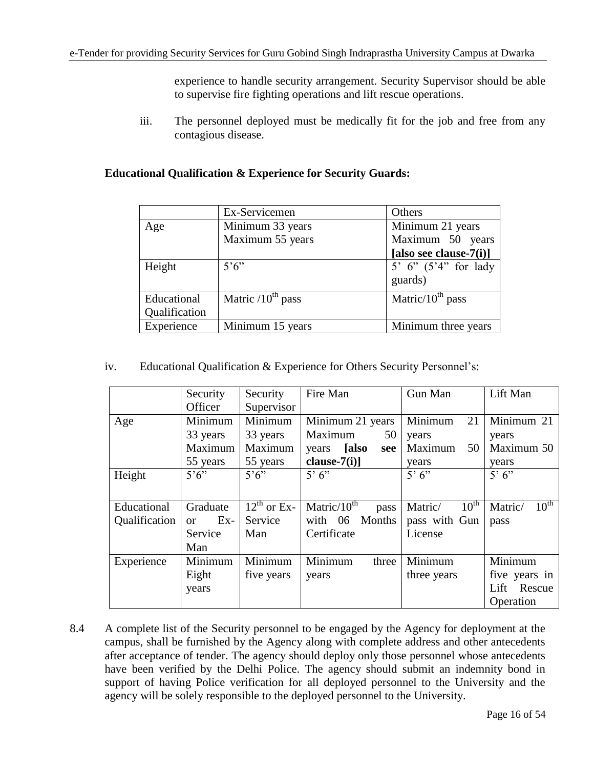experience to handle security arrangement. Security Supervisor should be able to supervise fire fighting operations and lift rescue operations.

iii. The personnel deployed must be medically fit for the job and free from any contagious disease.

**Educational Qualification & Experience for Security Guards:**

| | Ex-Servicemen | Others |
|---|---|---|
| Age | Minimum 33 years Maximum 55 years | Minimum 21 years Maximum 50 years **[also see clause-7(i)]** |
| Height | 5'6" | 5' 6" (5'4" for lady guards) |
| Educational Qualification | Matric /$10^{th}$ pass | Matric/$10^{th}$ pass |
| Experience | Minimum 15 years | Minimum three years |

iv. Educational Qualification & Experience for Others Security Personnel's:

| | Security Officer | Security Supervisor | Fire Man | Gun Man | Lift Man |
|---|---|---|---|---|---|
| Age | Minimum 33 years Maximum 55 years | Minimum 33 years Maximum 55 years | Minimum 21 years Maximum 50 years **[also see clause-7(i)]** | Minimum 21 years Maximum 50 years | Minimum 21 years Maximum 50 years |
| Height | 5'6" | 5'6" | 5' 6" | 5' 6" | 5' 6" |
| Educational Qualification | Graduate or Ex-Service Man | $12^{th}$ or Ex-Service Man | Matric/$10^{th}$ pass with 06 Months Certificate | Matric/ $10^{th}$ pass with Gun License | Matric/ $10^{th}$ pass |
| Experience | Minimum Eight years | Minimum five years | Minimum three years | Minimum three years | Minimum five years in Lift Rescue Operation |

8.4 A complete list of the Security personnel to be engaged by the Agency for deployment at the campus, shall be furnished by the Agency along with complete address and other antecedents after acceptance of tender. The agency should deploy only those personnel whose antecedents have been verified by the Delhi Police. The agency should submit an indemnity bond in support of having Police verification for all deployed personnel to the University and the agency will be solely responsible to the deployed personnel to the University.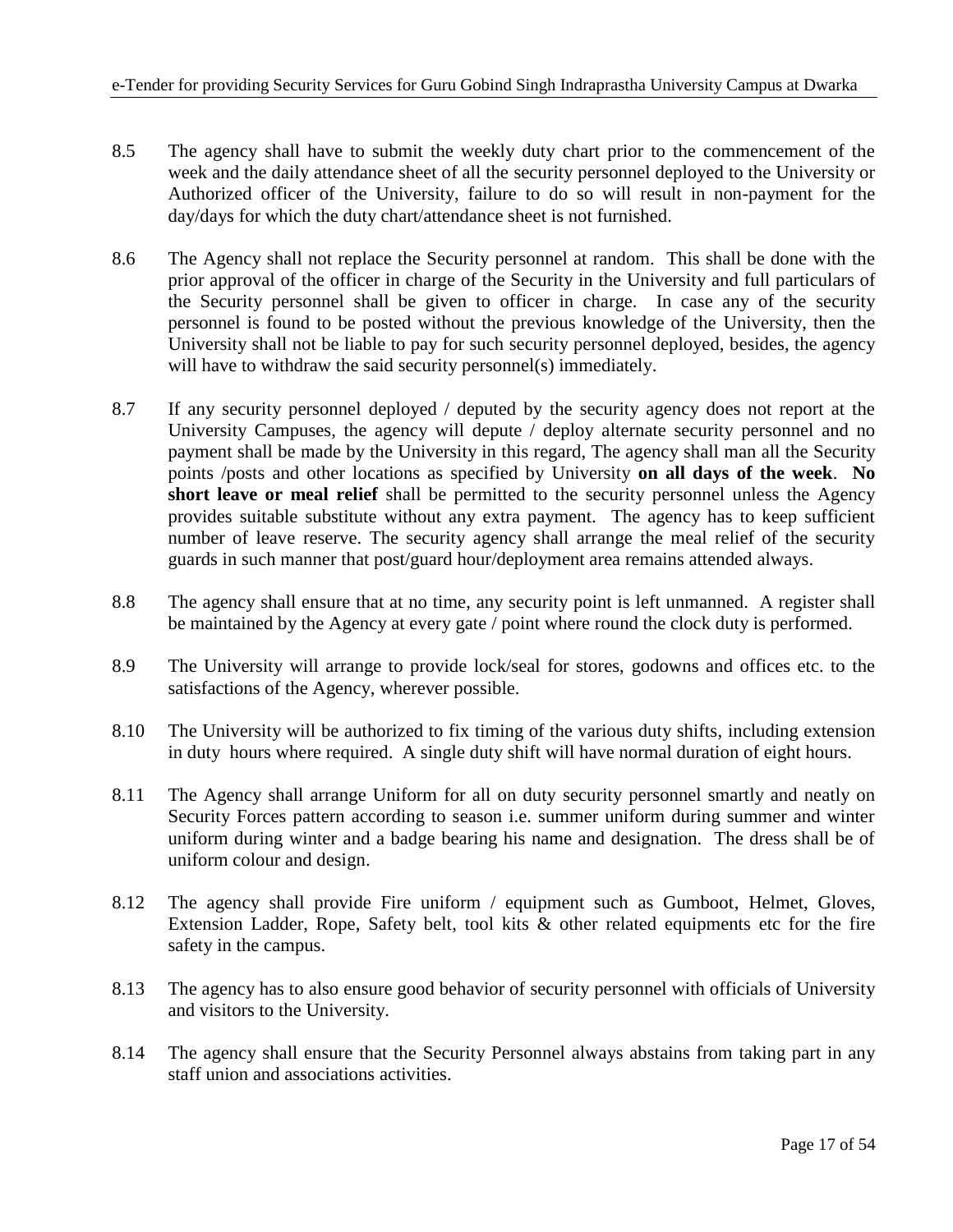8.5 The agency shall have to submit the weekly duty chart prior to the commencement of the week and the daily attendance sheet of all the security personnel deployed to the University or Authorized officer of the University, failure to do so will result in non-payment for the day/days for which the duty chart/attendance sheet is not furnished.

8.6 The Agency shall not replace the Security personnel at random. This shall be done with the prior approval of the officer in charge of the Security in the University and full particulars of the Security personnel shall be given to officer in charge. In case any of the security personnel is found to be posted without the previous knowledge of the University, then the University shall not be liable to pay for such security personnel deployed, besides, the agency will have to withdraw the said security personnel(s) immediately.

8.7 If any security personnel deployed / deputed by the security agency does not report at the University Campuses, the agency will depute / deploy alternate security personnel and no payment shall be made by the University in this regard, The agency shall man all the Security points /posts and other locations as specified by University **on all days of the week**. **No short leave or meal relief** shall be permitted to the security personnel unless the Agency provides suitable substitute without any extra payment. The agency has to keep sufficient number of leave reserve. The security agency shall arrange the meal relief of the security guards in such manner that post/guard hour/deployment area remains attended always.

8.8 The agency shall ensure that at no time, any security point is left unmanned. A register shall be maintained by the Agency at every gate / point where round the clock duty is performed.

8.9 The University will arrange to provide lock/seal for stores, godowns and offices etc. to the satisfactions of the Agency, wherever possible.

8.10 The University will be authorized to fix timing of the various duty shifts, including extension in duty hours where required. A single duty shift will have normal duration of eight hours.

8.11 The Agency shall arrange Uniform for all on duty security personnel smartly and neatly on Security Forces pattern according to season i.e. summer uniform during summer and winter uniform during winter and a badge bearing his name and designation. The dress shall be of uniform colour and design.

8.12 The agency shall provide Fire uniform / equipment such as Gumboot, Helmet, Gloves, Extension Ladder, Rope, Safety belt, tool kits & other related equipments etc for the fire safety in the campus.

8.13 The agency has to also ensure good behavior of security personnel with officials of University and visitors to the University.

8.14 The agency shall ensure that the Security Personnel always abstains from taking part in any staff union and associations activities.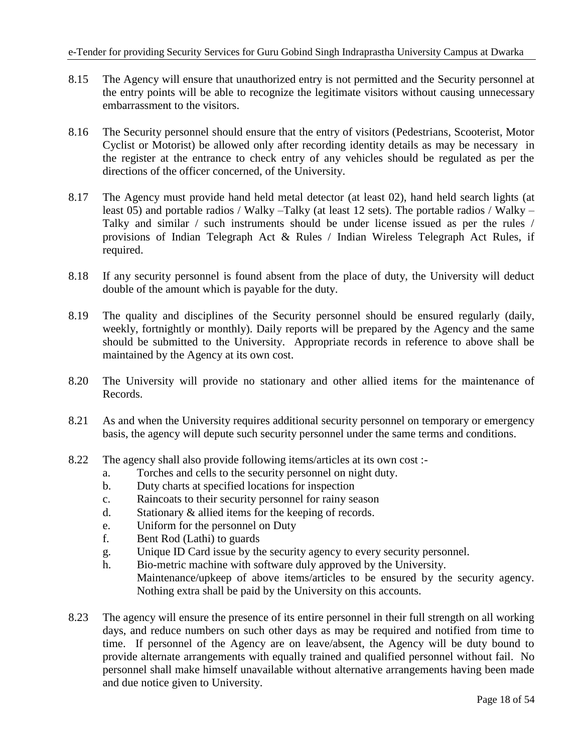8.15 The Agency will ensure that unauthorized entry is not permitted and the Security personnel at the entry points will be able to recognize the legitimate visitors without causing unnecessary embarrassment to the visitors.

8.16 The Security personnel should ensure that the entry of visitors (Pedestrians, Scooterist, Motor Cyclist or Motorist) be allowed only after recording identity details as may be necessary in the register at the entrance to check entry of any vehicles should be regulated as per the directions of the officer concerned, of the University.

8.17 The Agency must provide hand held metal detector (at least 02), hand held search lights (at least 05) and portable radios / Walky –Talky (at least 12 sets). The portable radios / Walky – Talky and similar / such instruments should be under license issued as per the rules / provisions of Indian Telegraph Act & Rules / Indian Wireless Telegraph Act Rules, if required.

8.18 If any security personnel is found absent from the place of duty, the University will deduct double of the amount which is payable for the duty.

8.19 The quality and disciplines of the Security personnel should be ensured regularly (daily, weekly, fortnightly or monthly). Daily reports will be prepared by the Agency and the same should be submitted to the University. Appropriate records in reference to above shall be maintained by the Agency at its own cost.

8.20 The University will provide no stationary and other allied items for the maintenance of Records.

8.21 As and when the University requires additional security personnel on temporary or emergency basis, the agency will depute such security personnel under the same terms and conditions.

8.22 The agency shall also provide following items/articles at its own cost :-

a. Torches and cells to the security personnel on night duty.
b. Duty charts at specified locations for inspection
c. Raincoats to their security personnel for rainy season
d. Stationary & allied items for the keeping of records.
e. Uniform for the personnel on Duty
f. Bent Rod (Lathi) to guards
g. Unique ID Card issue by the security agency to every security personnel.
h. Bio-metric machine with software duly approved by the University.

Maintenance/upkeep of above items/articles to be ensured by the security agency. Nothing extra shall be paid by the University on this accounts.

8.23 The agency will ensure the presence of its entire personnel in their full strength on all working days, and reduce numbers on such other days as may be required and notified from time to time. If personnel of the Agency are on leave/absent, the Agency will be duty bound to provide alternate arrangements with equally trained and qualified personnel without fail. No personnel shall make himself unavailable without alternative arrangements having been made and due notice given to University.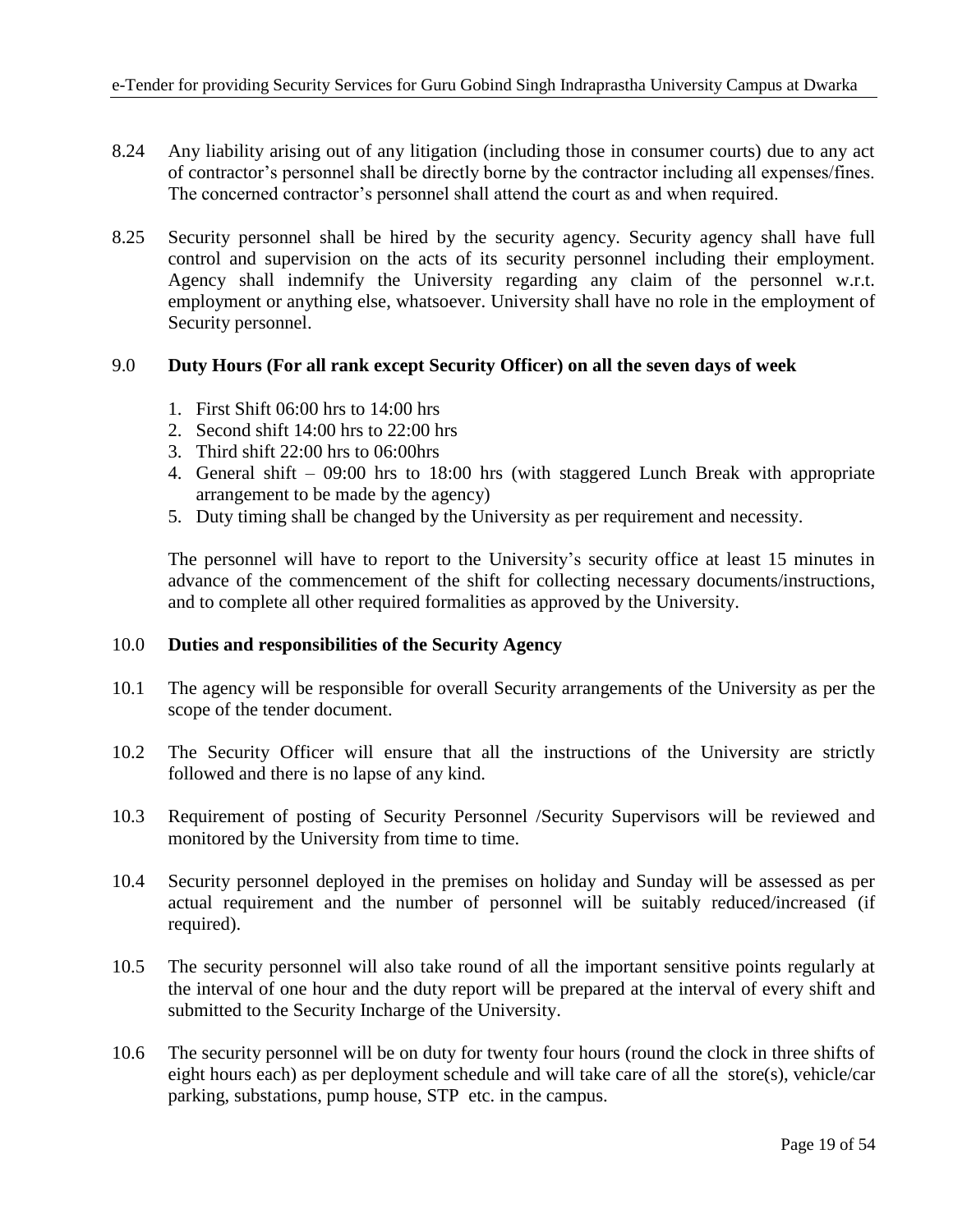8.24 Any liability arising out of any litigation (including those in consumer courts) due to any act of contractor's personnel shall be directly borne by the contractor including all expenses/fines. The concerned contractor's personnel shall attend the court as and when required.

8.25 Security personnel shall be hired by the security agency. Security agency shall have full control and supervision on the acts of its security personnel including their employment. Agency shall indemnify the University regarding any claim of the personnel w.r.t. employment or anything else, whatsoever. University shall have no role in the employment of Security personnel.

## 9.0 Duty Hours (For all rank except Security Officer) on all the seven days of week

1. First Shift 06:00 hrs to 14:00 hrs
2. Second shift 14:00 hrs to 22:00 hrs
3. Third shift 22:00 hrs to 06:00hrs
4. General shift – 09:00 hrs to 18:00 hrs (with staggered Lunch Break with appropriate arrangement to be made by the agency)
5. Duty timing shall be changed by the University as per requirement and necessity.

The personnel will have to report to the University's security office at least 15 minutes in advance of the commencement of the shift for collecting necessary documents/instructions, and to complete all other required formalities as approved by the University.

## 10.0 Duties and responsibilities of the Security Agency

10.1 The agency will be responsible for overall Security arrangements of the University as per the scope of the tender document.

10.2 The Security Officer will ensure that all the instructions of the University are strictly followed and there is no lapse of any kind.

10.3 Requirement of posting of Security Personnel /Security Supervisors will be reviewed and monitored by the University from time to time.

10.4 Security personnel deployed in the premises on holiday and Sunday will be assessed as per actual requirement and the number of personnel will be suitably reduced/increased (if required).

10.5 The security personnel will also take round of all the important sensitive points regularly at the interval of one hour and the duty report will be prepared at the interval of every shift and submitted to the Security Incharge of the University.

10.6 The security personnel will be on duty for twenty four hours (round the clock in three shifts of eight hours each) as per deployment schedule and will take care of all the store(s), vehicle/car parking, substations, pump house, STP etc. in the campus.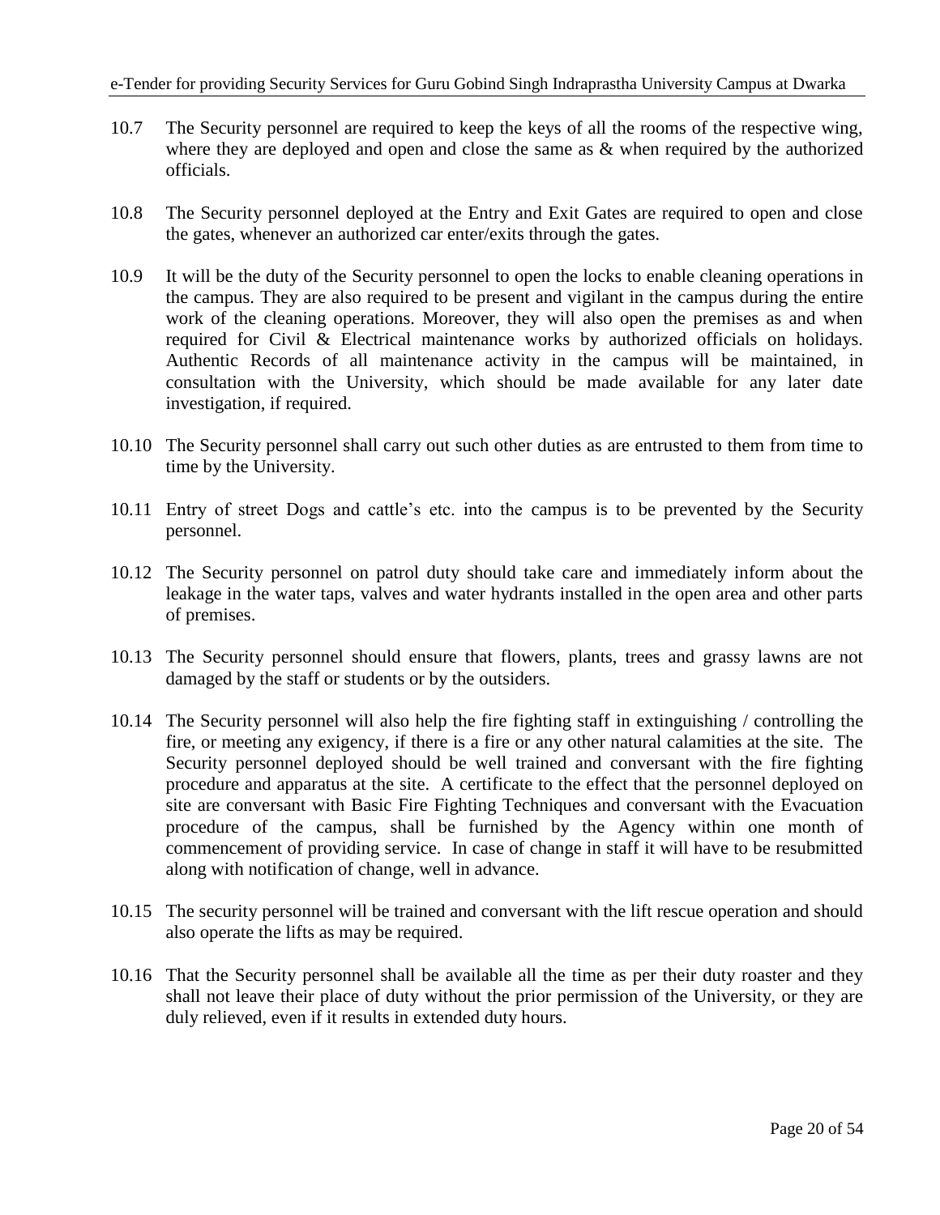10.7 The Security personnel are required to keep the keys of all the rooms of the respective wing, where they are deployed and open and close the same as & when required by the authorized officials.

10.8 The Security personnel deployed at the Entry and Exit Gates are required to open and close the gates, whenever an authorized car enter/exits through the gates.

10.9 It will be the duty of the Security personnel to open the locks to enable cleaning operations in the campus. They are also required to be present and vigilant in the campus during the entire work of the cleaning operations. Moreover, they will also open the premises as and when required for Civil & Electrical maintenance works by authorized officials on holidays. Authentic Records of all maintenance activity in the campus will be maintained, in consultation with the University, which should be made available for any later date investigation, if required.

10.10 The Security personnel shall carry out such other duties as are entrusted to them from time to time by the University.

10.11 Entry of street Dogs and cattle's etc. into the campus is to be prevented by the Security personnel.

10.12 The Security personnel on patrol duty should take care and immediately inform about the leakage in the water taps, valves and water hydrants installed in the open area and other parts of premises.

10.13 The Security personnel should ensure that flowers, plants, trees and grassy lawns are not damaged by the staff or students or by the outsiders.

10.14 The Security personnel will also help the fire fighting staff in extinguishing / controlling the fire, or meeting any exigency, if there is a fire or any other natural calamities at the site. The Security personnel deployed should be well trained and conversant with the fire fighting procedure and apparatus at the site. A certificate to the effect that the personnel deployed on site are conversant with Basic Fire Fighting Techniques and conversant with the Evacuation procedure of the campus, shall be furnished by the Agency within one month of commencement of providing service. In case of change in staff it will have to be resubmitted along with notification of change, well in advance.

10.15 The security personnel will be trained and conversant with the lift rescue operation and should also operate the lifts as may be required.

10.16 That the Security personnel shall be available all the time as per their duty roaster and they shall not leave their place of duty without the prior permission of the University, or they are duly relieved, even if it results in extended duty hours.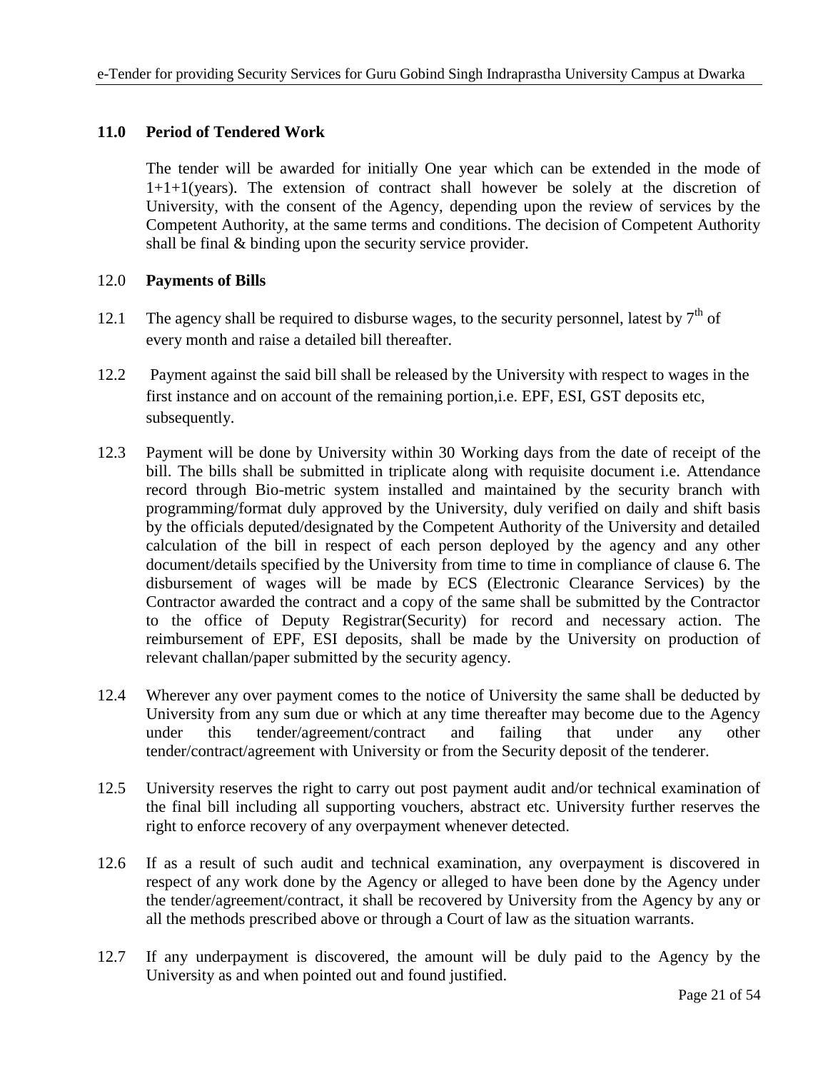## 11.0 Period of Tendered Work

The tender will be awarded for initially One year which can be extended in the mode of 1+1+1(years). The extension of contract shall however be solely at the discretion of University, with the consent of the Agency, depending upon the review of services by the Competent Authority, at the same terms and conditions. The decision of Competent Authority shall be final & binding upon the security service provider.

## 12.0 Payments of Bills

12.1 The agency shall be required to disburse wages, to the security personnel, latest by 7th of every month and raise a detailed bill thereafter.

12.2 Payment against the said bill shall be released by the University with respect to wages in the first instance and on account of the remaining portion,i.e. EPF, ESI, GST deposits etc, subsequently.

12.3 Payment will be done by University within 30 Working days from the date of receipt of the bill. The bills shall be submitted in triplicate along with requisite document i.e. Attendance record through Bio-metric system installed and maintained by the security branch with programming/format duly approved by the University, duly verified on daily and shift basis by the officials deputed/designated by the Competent Authority of the University and detailed calculation of the bill in respect of each person deployed by the agency and any other document/details specified by the University from time to time in compliance of clause 6. The disbursement of wages will be made by ECS (Electronic Clearance Services) by the Contractor awarded the contract and a copy of the same shall be submitted by the Contractor to the office of Deputy Registrar(Security) for record and necessary action. The reimbursement of EPF, ESI deposits, shall be made by the University on production of relevant challan/paper submitted by the security agency.

12.4 Wherever any over payment comes to the notice of University the same shall be deducted by University from any sum due or which at any time thereafter may become due to the Agency under this tender/agreement/contract and failing that under any other tender/contract/agreement with University or from the Security deposit of the tenderer.

12.5 University reserves the right to carry out post payment audit and/or technical examination of the final bill including all supporting vouchers, abstract etc. University further reserves the right to enforce recovery of any overpayment whenever detected.

12.6 If as a result of such audit and technical examination, any overpayment is discovered in respect of any work done by the Agency or alleged to have been done by the Agency under the tender/agreement/contract, it shall be recovered by University from the Agency by any or all the methods prescribed above or through a Court of law as the situation warrants.

12.7 If any underpayment is discovered, the amount will be duly paid to the Agency by the University as and when pointed out and found justified.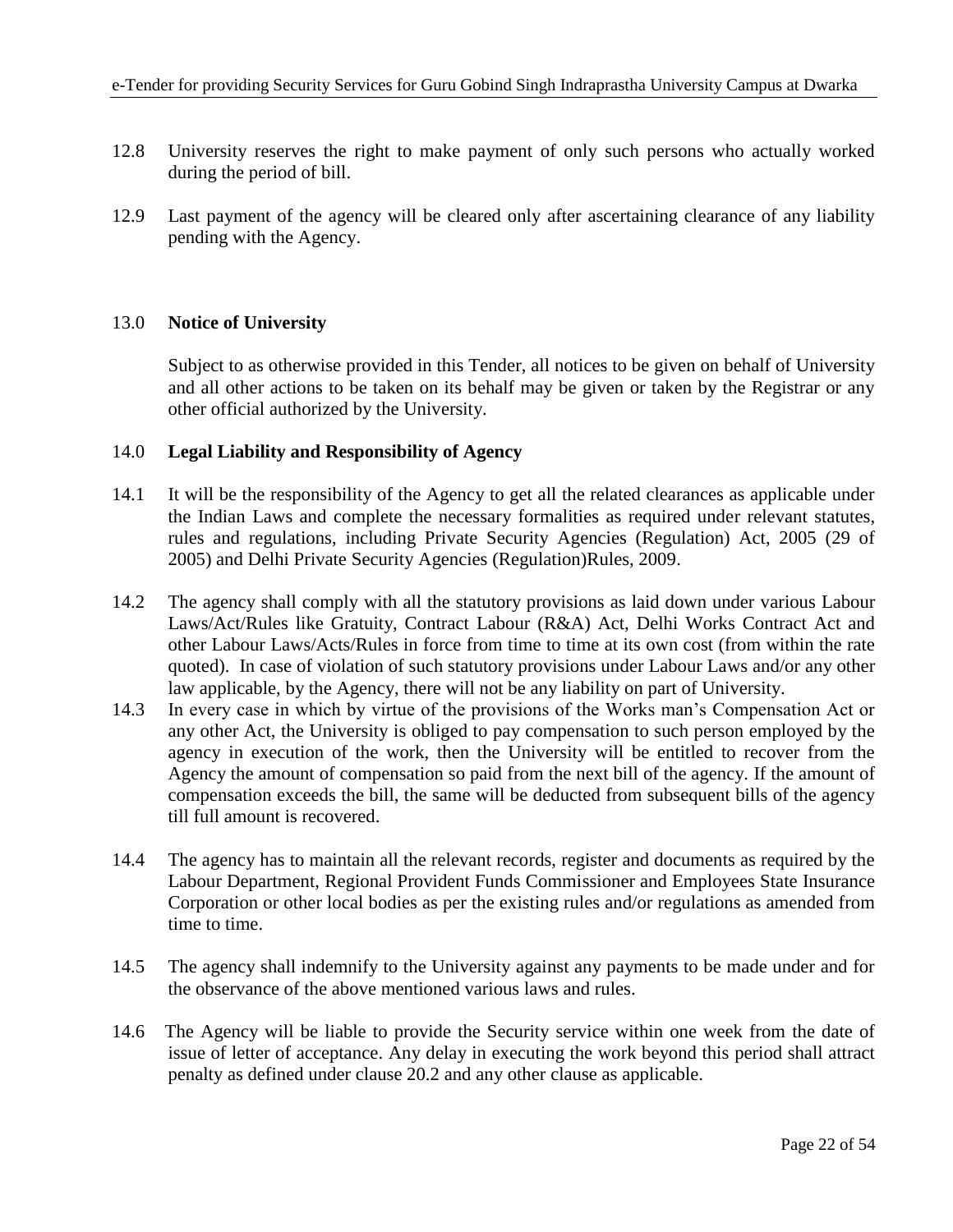12.8 University reserves the right to make payment of only such persons who actually worked during the period of bill.

12.9 Last payment of the agency will be cleared only after ascertaining clearance of any liability pending with the Agency.

## 13.0 Notice of University

Subject to as otherwise provided in this Tender, all notices to be given on behalf of University and all other actions to be taken on its behalf may be given or taken by the Registrar or any other official authorized by the University.

## 14.0 Legal Liability and Responsibility of Agency

14.1 It will be the responsibility of the Agency to get all the related clearances as applicable under the Indian Laws and complete the necessary formalities as required under relevant statutes, rules and regulations, including Private Security Agencies (Regulation) Act, 2005 (29 of 2005) and Delhi Private Security Agencies (Regulation)Rules, 2009.

14.2 The agency shall comply with all the statutory provisions as laid down under various Labour Laws/Act/Rules like Gratuity, Contract Labour (R&A) Act, Delhi Works Contract Act and other Labour Laws/Acts/Rules in force from time to time at its own cost (from within the rate quoted). In case of violation of such statutory provisions under Labour Laws and/or any other law applicable, by the Agency, there will not be any liability on part of University.

14.3 In every case in which by virtue of the provisions of the Works man's Compensation Act or any other Act, the University is obliged to pay compensation to such person employed by the agency in execution of the work, then the University will be entitled to recover from the Agency the amount of compensation so paid from the next bill of the agency. If the amount of compensation exceeds the bill, the same will be deducted from subsequent bills of the agency till full amount is recovered.

14.4 The agency has to maintain all the relevant records, register and documents as required by the Labour Department, Regional Provident Funds Commissioner and Employees State Insurance Corporation or other local bodies as per the existing rules and/or regulations as amended from time to time.

14.5 The agency shall indemnify to the University against any payments to be made under and for the observance of the above mentioned various laws and rules.

14.6 The Agency will be liable to provide the Security service within one week from the date of issue of letter of acceptance. Any delay in executing the work beyond this period shall attract penalty as defined under clause 20.2 and any other clause as applicable.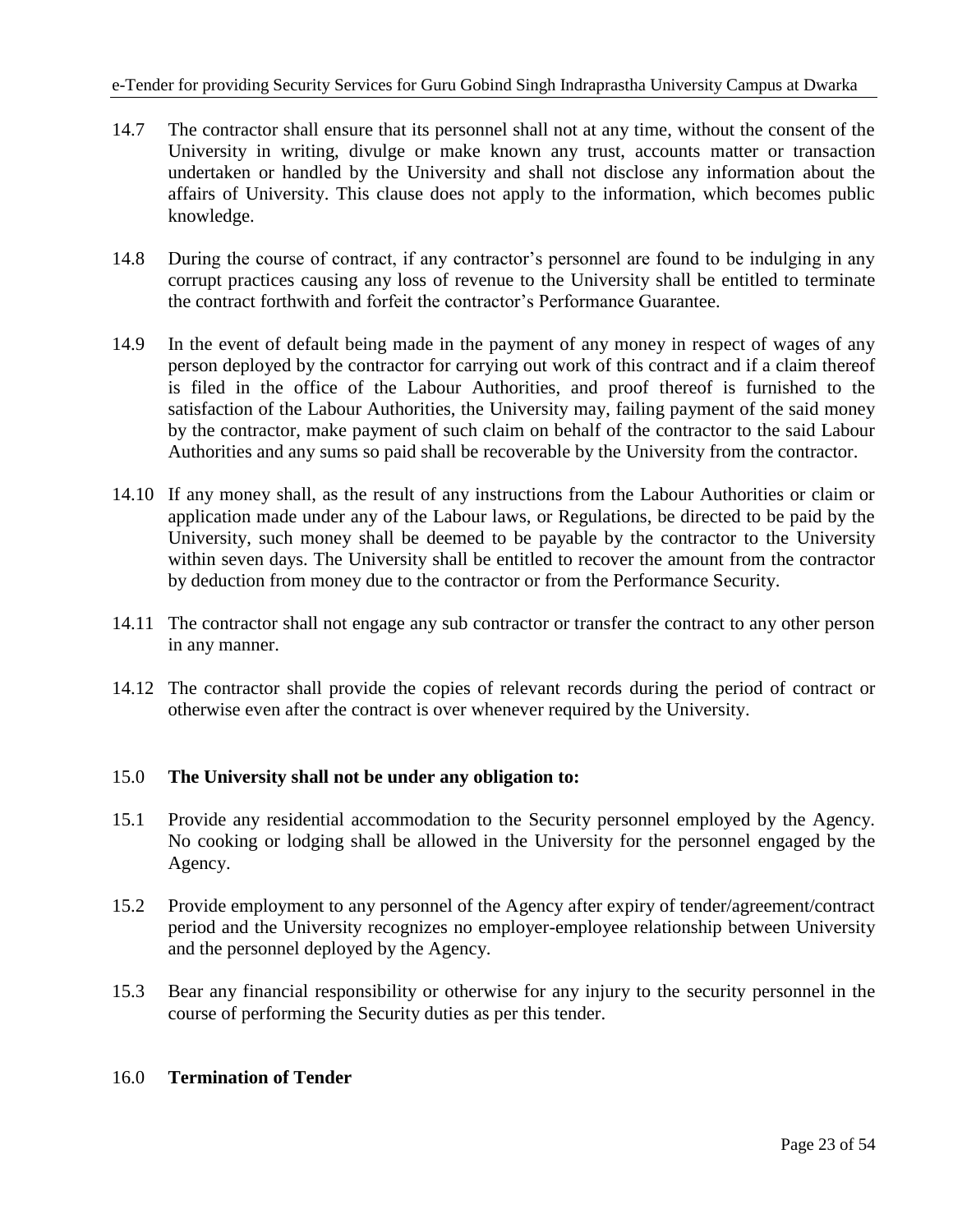14.7 The contractor shall ensure that its personnel shall not at any time, without the consent of the University in writing, divulge or make known any trust, accounts matter or transaction undertaken or handled by the University and shall not disclose any information about the affairs of University. This clause does not apply to the information, which becomes public knowledge.

14.8 During the course of contract, if any contractor's personnel are found to be indulging in any corrupt practices causing any loss of revenue to the University shall be entitled to terminate the contract forthwith and forfeit the contractor's Performance Guarantee.

14.9 In the event of default being made in the payment of any money in respect of wages of any person deployed by the contractor for carrying out work of this contract and if a claim thereof is filed in the office of the Labour Authorities, and proof thereof is furnished to the satisfaction of the Labour Authorities, the University may, failing payment of the said money by the contractor, make payment of such claim on behalf of the contractor to the said Labour Authorities and any sums so paid shall be recoverable by the University from the contractor.

14.10 If any money shall, as the result of any instructions from the Labour Authorities or claim or application made under any of the Labour laws, or Regulations, be directed to be paid by the University, such money shall be deemed to be payable by the contractor to the University within seven days. The University shall be entitled to recover the amount from the contractor by deduction from money due to the contractor or from the Performance Security.

14.11 The contractor shall not engage any sub contractor or transfer the contract to any other person in any manner.

14.12 The contractor shall provide the copies of relevant records during the period of contract or otherwise even after the contract is over whenever required by the University.

15.0 **The University shall not be under any obligation to:**

15.1 Provide any residential accommodation to the Security personnel employed by the Agency. No cooking or lodging shall be allowed in the University for the personnel engaged by the Agency.

15.2 Provide employment to any personnel of the Agency after expiry of tender/agreement/contract period and the University recognizes no employer-employee relationship between University and the personnel deployed by the Agency.

15.3 Bear any financial responsibility or otherwise for any injury to the security personnel in the course of performing the Security duties as per this tender.

16.0 **Termination of Tender**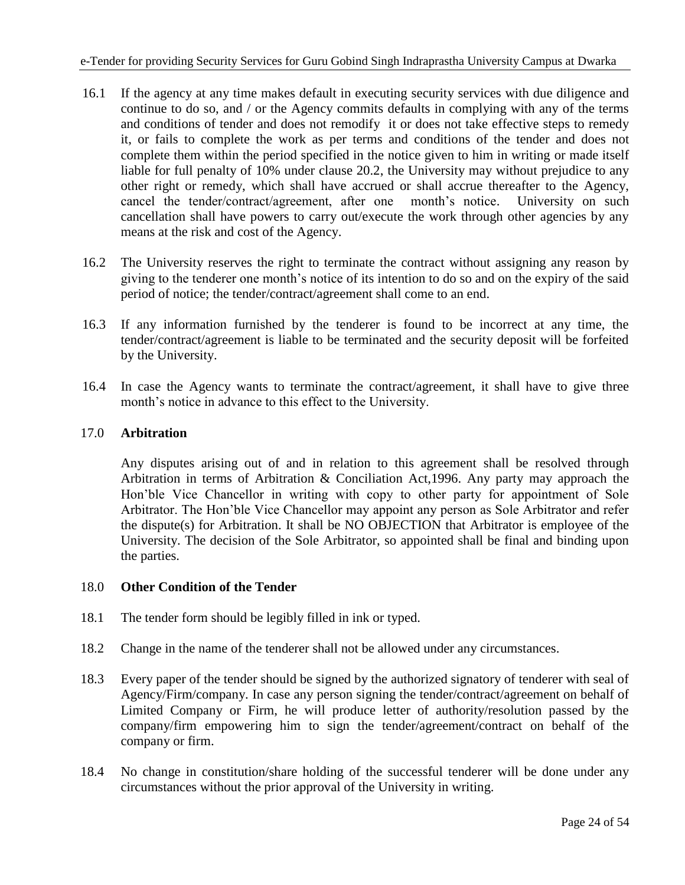16.1 If the agency at any time makes default in executing security services with due diligence and continue to do so, and / or the Agency commits defaults in complying with any of the terms and conditions of tender and does not remodify it or does not take effective steps to remedy it, or fails to complete the work as per terms and conditions of the tender and does not complete them within the period specified in the notice given to him in writing or made itself liable for full penalty of 10% under clause 20.2, the University may without prejudice to any other right or remedy, which shall have accrued or shall accrue thereafter to the Agency, cancel the tender/contract/agreement, after one month's notice. University on such cancellation shall have powers to carry out/execute the work through other agencies by any means at the risk and cost of the Agency.

16.2 The University reserves the right to terminate the contract without assigning any reason by giving to the tenderer one month's notice of its intention to do so and on the expiry of the said period of notice; the tender/contract/agreement shall come to an end.

16.3 If any information furnished by the tenderer is found to be incorrect at any time, the tender/contract/agreement is liable to be terminated and the security deposit will be forfeited by the University.

16.4 In case the Agency wants to terminate the contract/agreement, it shall have to give three month's notice in advance to this effect to the University.

## 17.0 Arbitration

Any disputes arising out of and in relation to this agreement shall be resolved through Arbitration in terms of Arbitration & Conciliation Act,1996. Any party may approach the Hon'ble Vice Chancellor in writing with copy to other party for appointment of Sole Arbitrator. The Hon'ble Vice Chancellor may appoint any person as Sole Arbitrator and refer the dispute(s) for Arbitration. It shall be NO OBJECTION that Arbitrator is employee of the University. The decision of the Sole Arbitrator, so appointed shall be final and binding upon the parties.

## 18.0 Other Condition of the Tender

18.1 The tender form should be legibly filled in ink or typed.

18.2 Change in the name of the tenderer shall not be allowed under any circumstances.

18.3 Every paper of the tender should be signed by the authorized signatory of tenderer with seal of Agency/Firm/company. In case any person signing the tender/contract/agreement on behalf of Limited Company or Firm, he will produce letter of authority/resolution passed by the company/firm empowering him to sign the tender/agreement/contract on behalf of the company or firm.

18.4 No change in constitution/share holding of the successful tenderer will be done under any circumstances without the prior approval of the University in writing.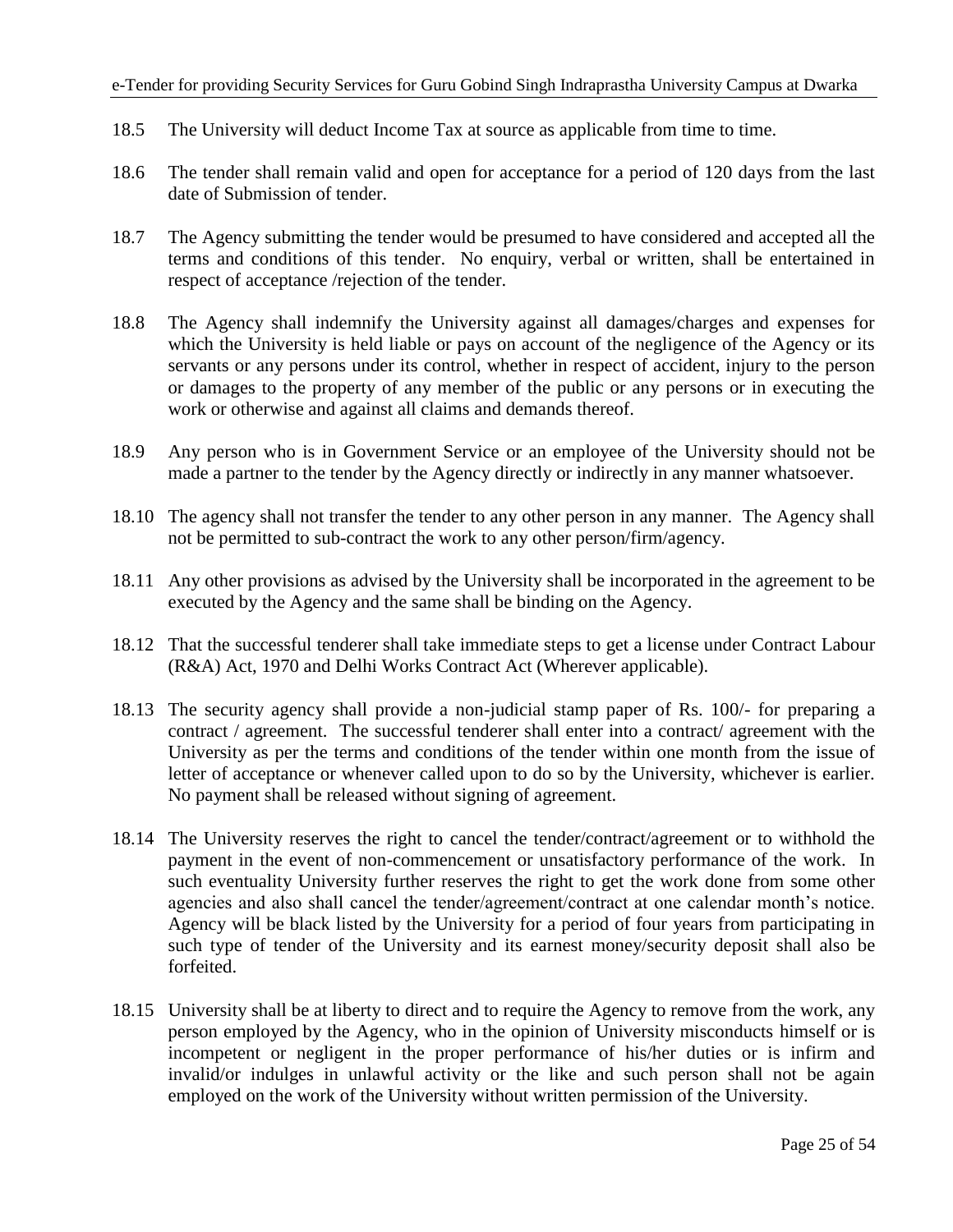18.5 The University will deduct Income Tax at source as applicable from time to time.

18.6 The tender shall remain valid and open for acceptance for a period of 120 days from the last date of Submission of tender.

18.7 The Agency submitting the tender would be presumed to have considered and accepted all the terms and conditions of this tender. No enquiry, verbal or written, shall be entertained in respect of acceptance /rejection of the tender.

18.8 The Agency shall indemnify the University against all damages/charges and expenses for which the University is held liable or pays on account of the negligence of the Agency or its servants or any persons under its control, whether in respect of accident, injury to the person or damages to the property of any member of the public or any persons or in executing the work or otherwise and against all claims and demands thereof.

18.9 Any person who is in Government Service or an employee of the University should not be made a partner to the tender by the Agency directly or indirectly in any manner whatsoever.

18.10 The agency shall not transfer the tender to any other person in any manner. The Agency shall not be permitted to sub-contract the work to any other person/firm/agency.

18.11 Any other provisions as advised by the University shall be incorporated in the agreement to be executed by the Agency and the same shall be binding on the Agency.

18.12 That the successful tenderer shall take immediate steps to get a license under Contract Labour (R&A) Act, 1970 and Delhi Works Contract Act (Wherever applicable).

18.13 The security agency shall provide a non-judicial stamp paper of Rs. 100/- for preparing a contract / agreement. The successful tenderer shall enter into a contract/ agreement with the University as per the terms and conditions of the tender within one month from the issue of letter of acceptance or whenever called upon to do so by the University, whichever is earlier. No payment shall be released without signing of agreement.

18.14 The University reserves the right to cancel the tender/contract/agreement or to withhold the payment in the event of non-commencement or unsatisfactory performance of the work. In such eventuality University further reserves the right to get the work done from some other agencies and also shall cancel the tender/agreement/contract at one calendar month's notice. Agency will be black listed by the University for a period of four years from participating in such type of tender of the University and its earnest money/security deposit shall also be forfeited.

18.15 University shall be at liberty to direct and to require the Agency to remove from the work, any person employed by the Agency, who in the opinion of University misconducts himself or is incompetent or negligent in the proper performance of his/her duties or is infirm and invalid/or indulges in unlawful activity or the like and such person shall not be again employed on the work of the University without written permission of the University.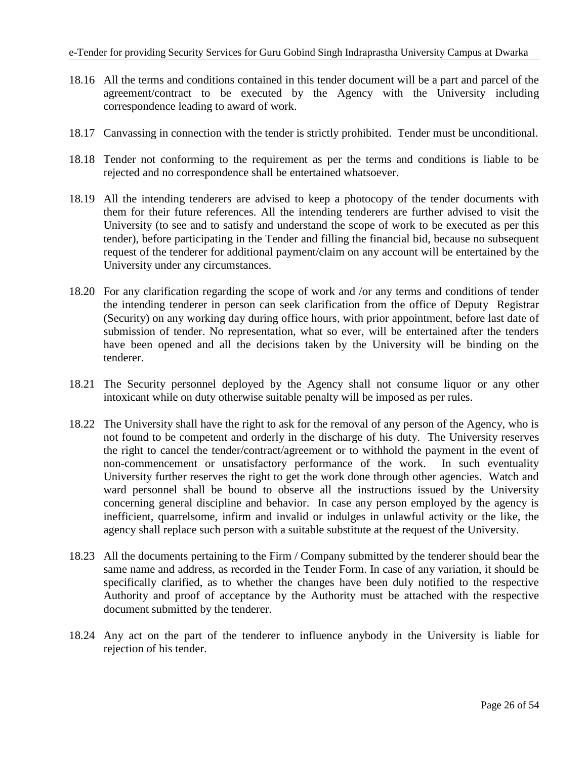18.16 All the terms and conditions contained in this tender document will be a part and parcel of the agreement/contract to be executed by the Agency with the University including correspondence leading to award of work.

18.17 Canvassing in connection with the tender is strictly prohibited. Tender must be unconditional.

18.18 Tender not conforming to the requirement as per the terms and conditions is liable to be rejected and no correspondence shall be entertained whatsoever.

18.19 All the intending tenderers are advised to keep a photocopy of the tender documents with them for their future references. All the intending tenderers are further advised to visit the University (to see and to satisfy and understand the scope of work to be executed as per this tender), before participating in the Tender and filling the financial bid, because no subsequent request of the tenderer for additional payment/claim on any account will be entertained by the University under any circumstances.

18.20 For any clarification regarding the scope of work and /or any terms and conditions of tender the intending tenderer in person can seek clarification from the office of Deputy Registrar (Security) on any working day during office hours, with prior appointment, before last date of submission of tender. No representation, what so ever, will be entertained after the tenders have been opened and all the decisions taken by the University will be binding on the tenderer.

18.21 The Security personnel deployed by the Agency shall not consume liquor or any other intoxicant while on duty otherwise suitable penalty will be imposed as per rules.

18.22 The University shall have the right to ask for the removal of any person of the Agency, who is not found to be competent and orderly in the discharge of his duty. The University reserves the right to cancel the tender/contract/agreement or to withhold the payment in the event of non-commencement or unsatisfactory performance of the work. In such eventuality University further reserves the right to get the work done through other agencies. Watch and ward personnel shall be bound to observe all the instructions issued by the University concerning general discipline and behavior. In case any person employed by the agency is inefficient, quarrelsome, infirm and invalid or indulges in unlawful activity or the like, the agency shall replace such person with a suitable substitute at the request of the University.

18.23 All the documents pertaining to the Firm / Company submitted by the tenderer should bear the same name and address, as recorded in the Tender Form. In case of any variation, it should be specifically clarified, as to whether the changes have been duly notified to the respective Authority and proof of acceptance by the Authority must be attached with the respective document submitted by the tenderer.

18.24 Any act on the part of the tenderer to influence anybody in the University is liable for rejection of his tender.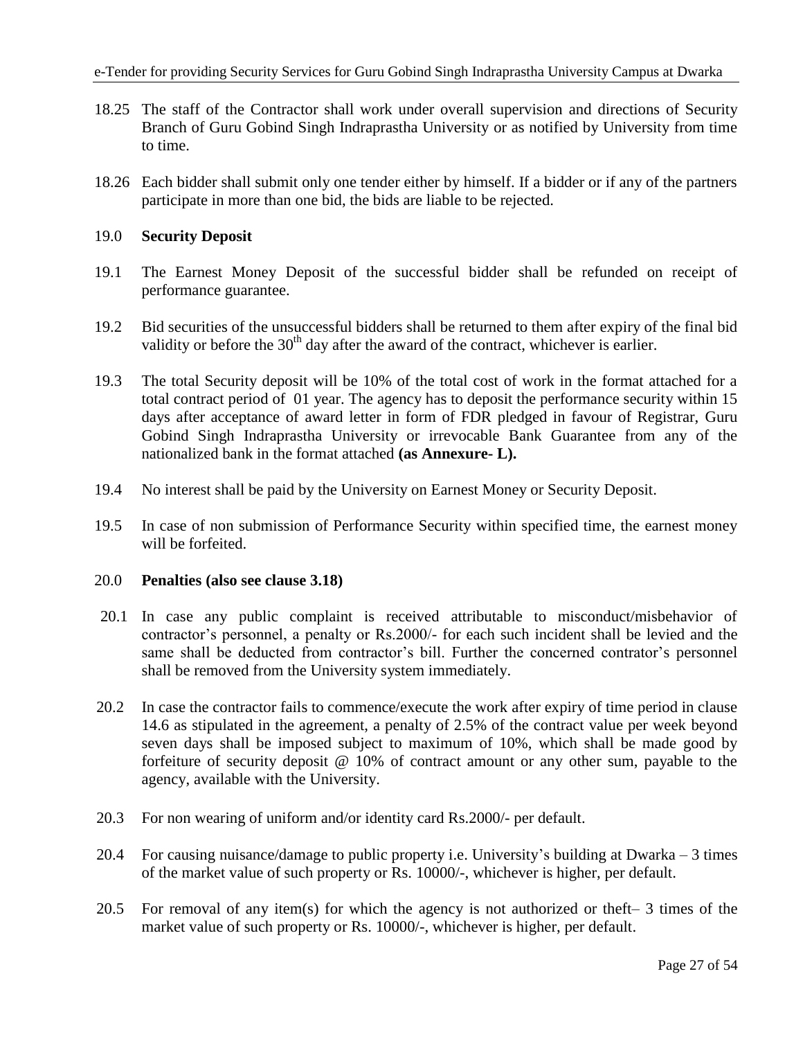18.25 The staff of the Contractor shall work under overall supervision and directions of Security Branch of Guru Gobind Singh Indraprastha University or as notified by University from time to time.

18.26 Each bidder shall submit only one tender either by himself. If a bidder or if any of the partners participate in more than one bid, the bids are liable to be rejected.

19.0 **Security Deposit**

19.1 The Earnest Money Deposit of the successful bidder shall be refunded on receipt of performance guarantee.

19.2 Bid securities of the unsuccessful bidders shall be returned to them after expiry of the final bid validity or before the 30th day after the award of the contract, whichever is earlier.

19.3 The total Security deposit will be 10% of the total cost of work in the format attached for a total contract period of 01 year. The agency has to deposit the performance security within 15 days after acceptance of award letter in form of FDR pledged in favour of Registrar, Guru Gobind Singh Indraprastha University or irrevocable Bank Guarantee from any of the nationalized bank in the format attached **(as Annexure- L).**

19.4 No interest shall be paid by the University on Earnest Money or Security Deposit.

19.5 In case of non submission of Performance Security within specified time, the earnest money will be forfeited.

20.0 **Penalties (also see clause 3.18)**

20.1 In case any public complaint is received attributable to misconduct/misbehavior of contractor's personnel, a penalty or Rs.2000/- for each such incident shall be levied and the same shall be deducted from contractor's bill. Further the concerned contrator's personnel shall be removed from the University system immediately.

20.2 In case the contractor fails to commence/execute the work after expiry of time period in clause 14.6 as stipulated in the agreement, a penalty of 2.5% of the contract value per week beyond seven days shall be imposed subject to maximum of 10%, which shall be made good by forfeiture of security deposit @ 10% of contract amount or any other sum, payable to the agency, available with the University.

20.3 For non wearing of uniform and/or identity card Rs.2000/- per default.

20.4 For causing nuisance/damage to public property i.e. University's building at Dwarka – 3 times of the market value of such property or Rs. 10000/-, whichever is higher, per default.

20.5 For removal of any item(s) for which the agency is not authorized or theft– 3 times of the market value of such property or Rs. 10000/-, whichever is higher, per default.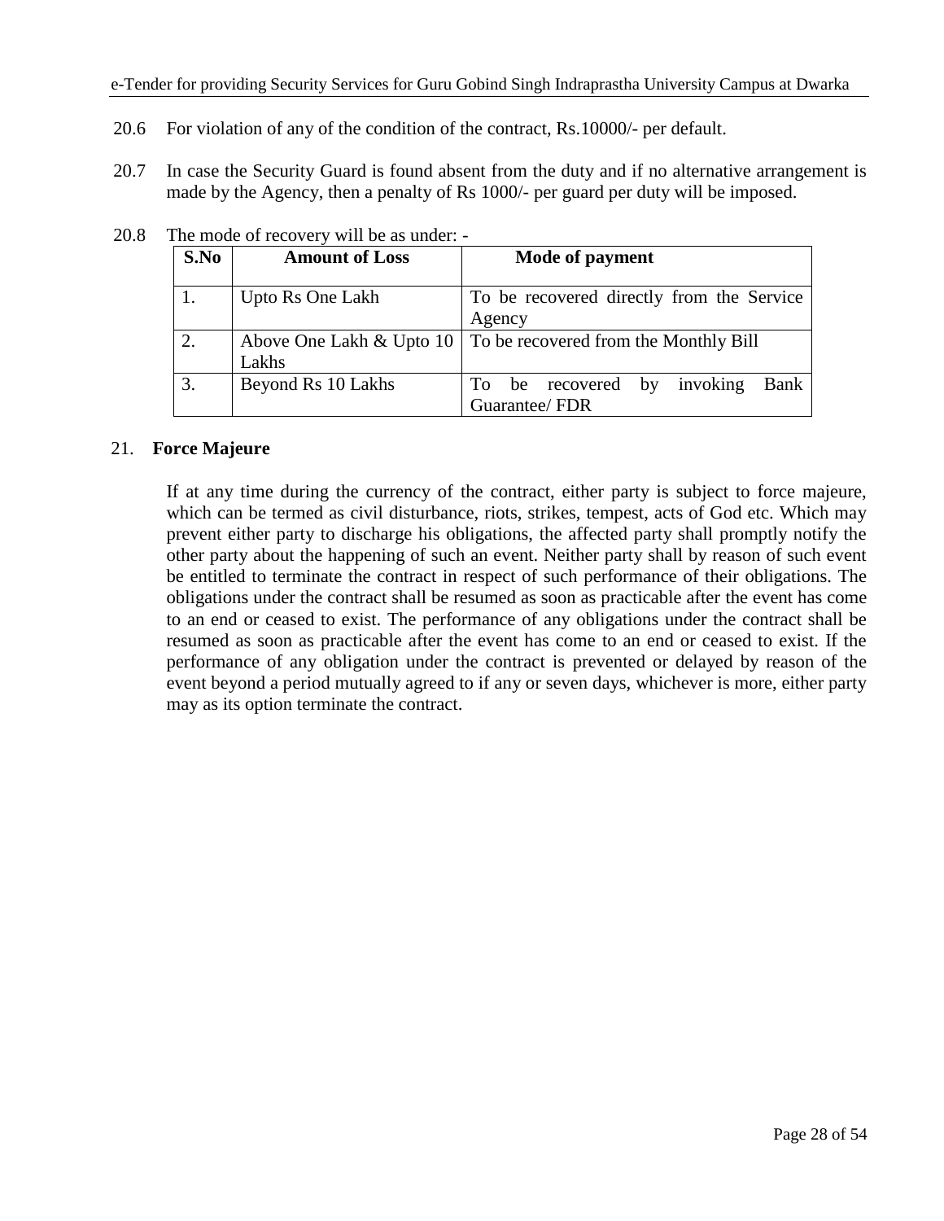20.6 For violation of any of the condition of the contract, Rs.10000/- per default.

20.7 In case the Security Guard is found absent from the duty and if no alternative arrangement is made by the Agency, then a penalty of Rs 1000/- per guard per duty will be imposed.

20.8 The mode of recovery will be as under: -

| S.No | Amount of Loss | Mode of payment |
|---|---|---|
| 1. | Upto Rs One Lakh | To be recovered directly from the Service Agency |
| 2. | Above One Lakh & Upto 10 Lakhs | To be recovered from the Monthly Bill |
| 3. | Beyond Rs 10 Lakhs | To be recovered by invoking Bank Guarantee/ FDR |

## 21. Force Majeure

If at any time during the currency of the contract, either party is subject to force majeure, which can be termed as civil disturbance, riots, strikes, tempest, acts of God etc. Which may prevent either party to discharge his obligations, the affected party shall promptly notify the other party about the happening of such an event. Neither party shall by reason of such event be entitled to terminate the contract in respect of such performance of their obligations. The obligations under the contract shall be resumed as soon as practicable after the event has come to an end or ceased to exist. The performance of any obligations under the contract shall be resumed as soon as practicable after the event has come to an end or ceased to exist. If the performance of any obligation under the contract is prevented or delayed by reason of the event beyond a period mutually agreed to if any or seven days, whichever is more, either party may as its option terminate the contract.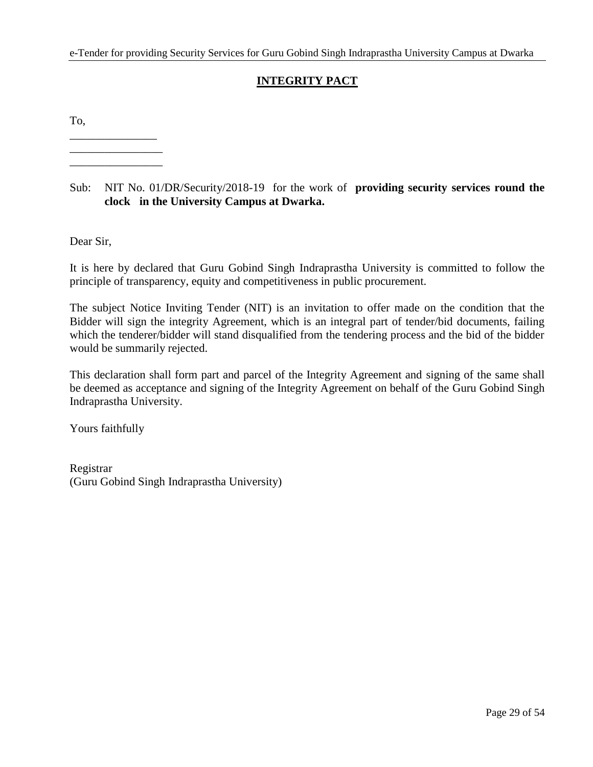# INTEGRITY PACT

To,

_______________
________________
________________

Sub: NIT No. 01/DR/Security/2018-19 for the work of **providing security services round the clock in the University Campus at Dwarka.**

Dear Sir,

It is here by declared that Guru Gobind Singh Indraprastha University is committed to follow the principle of transparency, equity and competitiveness in public procurement.

The subject Notice Inviting Tender (NIT) is an invitation to offer made on the condition that the Bidder will sign the integrity Agreement, which is an integral part of tender/bid documents, failing which the tenderer/bidder will stand disqualified from the tendering process and the bid of the bidder would be summarily rejected.

This declaration shall form part and parcel of the Integrity Agreement and signing of the same shall be deemed as acceptance and signing of the Integrity Agreement on behalf of the Guru Gobind Singh Indraprastha University.

Yours faithfully

Registrar
(Guru Gobind Singh Indraprastha University)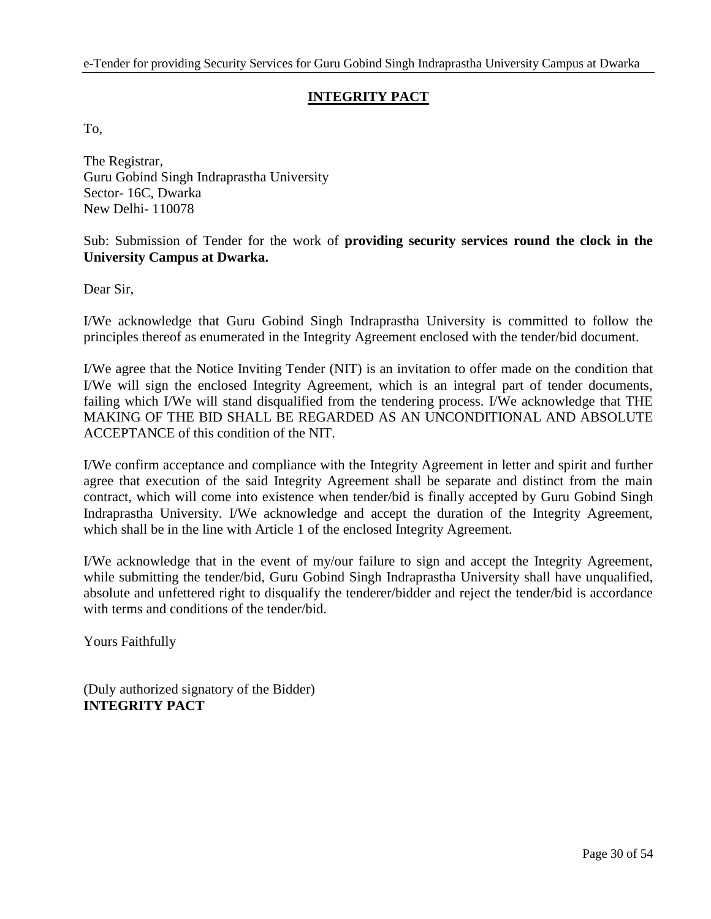## INTEGRITY PACT

To,

The Registrar,
Guru Gobind Singh Indraprastha University
Sector- 16C, Dwarka
New Delhi- 110078

Sub: Submission of Tender for the work of **providing security services round the clock in the University Campus at Dwarka.**

Dear Sir,

I/We acknowledge that Guru Gobind Singh Indraprastha University is committed to follow the principles thereof as enumerated in the Integrity Agreement enclosed with the tender/bid document.

I/We agree that the Notice Inviting Tender (NIT) is an invitation to offer made on the condition that I/We will sign the enclosed Integrity Agreement, which is an integral part of tender documents, failing which I/We will stand disqualified from the tendering process. I/We acknowledge that THE MAKING OF THE BID SHALL BE REGARDED AS AN UNCONDITIONAL AND ABSOLUTE ACCEPTANCE of this condition of the NIT.

I/We confirm acceptance and compliance with the Integrity Agreement in letter and spirit and further agree that execution of the said Integrity Agreement shall be separate and distinct from the main contract, which will come into existence when tender/bid is finally accepted by Guru Gobind Singh Indraprastha University. I/We acknowledge and accept the duration of the Integrity Agreement, which shall be in the line with Article 1 of the enclosed Integrity Agreement.

I/We acknowledge that in the event of my/our failure to sign and accept the Integrity Agreement, while submitting the tender/bid, Guru Gobind Singh Indraprastha University shall have unqualified, absolute and unfettered right to disqualify the tenderer/bidder and reject the tender/bid is accordance with terms and conditions of the tender/bid.

Yours Faithfully

(Duly authorized signatory of the Bidder)
**INTEGRITY PACT**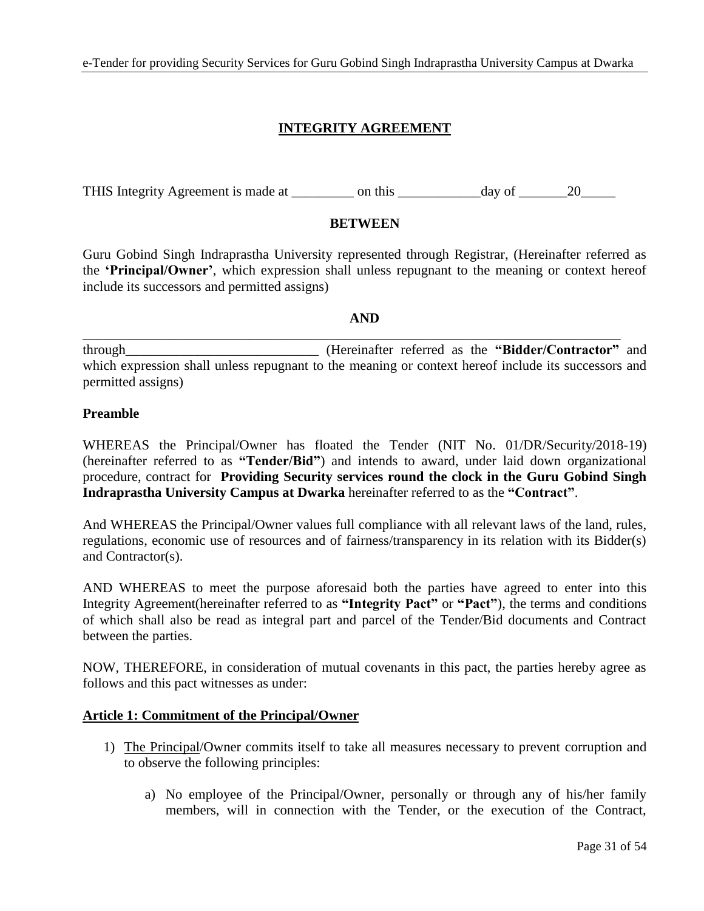## INTEGRITY AGREEMENT

THIS Integrity Agreement is made at _________ on this ____________day of _______20_____

**BETWEEN**

Guru Gobind Singh Indraprastha University represented through Registrar, (Hereinafter referred as the **'Principal/Owner'**, which expression shall unless repugnant to the meaning or context hereof include its successors and permitted assigns)

**AND**

_______________________________________________________________________________

through____________________________ (Hereinafter referred as the **"Bidder/Contractor"** and which expression shall unless repugnant to the meaning or context hereof include its successors and permitted assigns)

**Preamble**

WHEREAS the Principal/Owner has floated the Tender (NIT No. 01/DR/Security/2018-19) (hereinafter referred to as **"Tender/Bid"**) and intends to award, under laid down organizational procedure, contract for **Providing Security services round the clock in the Guru Gobind Singh Indraprastha University Campus at Dwarka** hereinafter referred to as the **"Contract"**.

And WHEREAS the Principal/Owner values full compliance with all relevant laws of the land, rules, regulations, economic use of resources and of fairness/transparency in its relation with its Bidder(s) and Contractor(s).

AND WHEREAS to meet the purpose aforesaid both the parties have agreed to enter into this Integrity Agreement(hereinafter referred to as **"Integrity Pact"** or **"Pact"**), the terms and conditions of which shall also be read as integral part and parcel of the Tender/Bid documents and Contract between the parties.

NOW, THEREFORE, in consideration of mutual covenants in this pact, the parties hereby agree as follows and this pact witnesses as under:

**Article 1: Commitment of the Principal/Owner**

1) The Principal/Owner commits itself to take all measures necessary to prevent corruption and to observe the following principles:

   a) No employee of the Principal/Owner, personally or through any of his/her family members, will in connection with the Tender, or the execution of the Contract,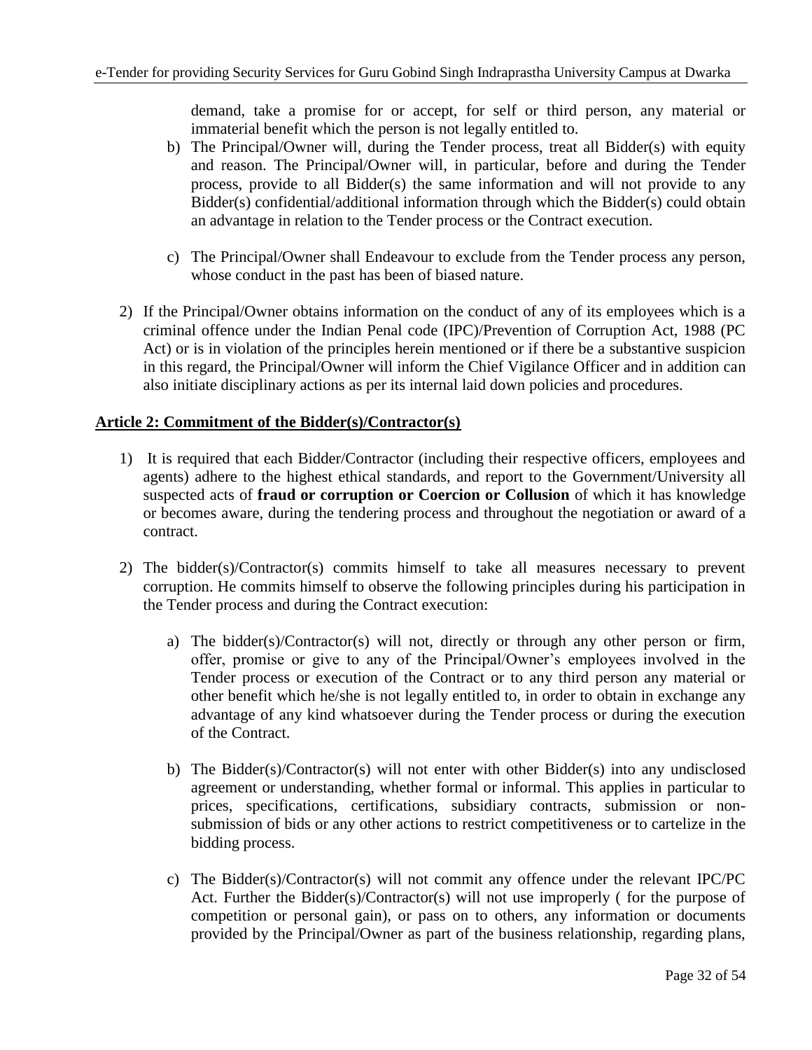demand, take a promise for or accept, for self or third person, any material or immaterial benefit which the person is not legally entitled to.

b) The Principal/Owner will, during the Tender process, treat all Bidder(s) with equity and reason. The Principal/Owner will, in particular, before and during the Tender process, provide to all Bidder(s) the same information and will not provide to any Bidder(s) confidential/additional information through which the Bidder(s) could obtain an advantage in relation to the Tender process or the Contract execution.

c) The Principal/Owner shall Endeavour to exclude from the Tender process any person, whose conduct in the past has been of biased nature.

2) If the Principal/Owner obtains information on the conduct of any of its employees which is a criminal offence under the Indian Penal code (IPC)/Prevention of Corruption Act, 1988 (PC Act) or is in violation of the principles herein mentioned or if there be a substantive suspicion in this regard, the Principal/Owner will inform the Chief Vigilance Officer and in addition can also initiate disciplinary actions as per its internal laid down policies and procedures.

**Article 2: Commitment of the Bidder(s)/Contractor(s)**

1) It is required that each Bidder/Contractor (including their respective officers, employees and agents) adhere to the highest ethical standards, and report to the Government/University all suspected acts of **fraud or corruption or Coercion or Collusion** of which it has knowledge or becomes aware, during the tendering process and throughout the negotiation or award of a contract.

2) The bidder(s)/Contractor(s) commits himself to take all measures necessary to prevent corruption. He commits himself to observe the following principles during his participation in the Tender process and during the Contract execution:

   a) The bidder(s)/Contractor(s) will not, directly or through any other person or firm, offer, promise or give to any of the Principal/Owner's employees involved in the Tender process or execution of the Contract or to any third person any material or other benefit which he/she is not legally entitled to, in order to obtain in exchange any advantage of any kind whatsoever during the Tender process or during the execution of the Contract.

   b) The Bidder(s)/Contractor(s) will not enter with other Bidder(s) into any undisclosed agreement or understanding, whether formal or informal. This applies in particular to prices, specifications, certifications, subsidiary contracts, submission or non-submission of bids or any other actions to restrict competitiveness or to cartelize in the bidding process.

   c) The Bidder(s)/Contractor(s) will not commit any offence under the relevant IPC/PC Act. Further the Bidder(s)/Contractor(s) will not use improperly ( for the purpose of competition or personal gain), or pass on to others, any information or documents provided by the Principal/Owner as part of the business relationship, regarding plans,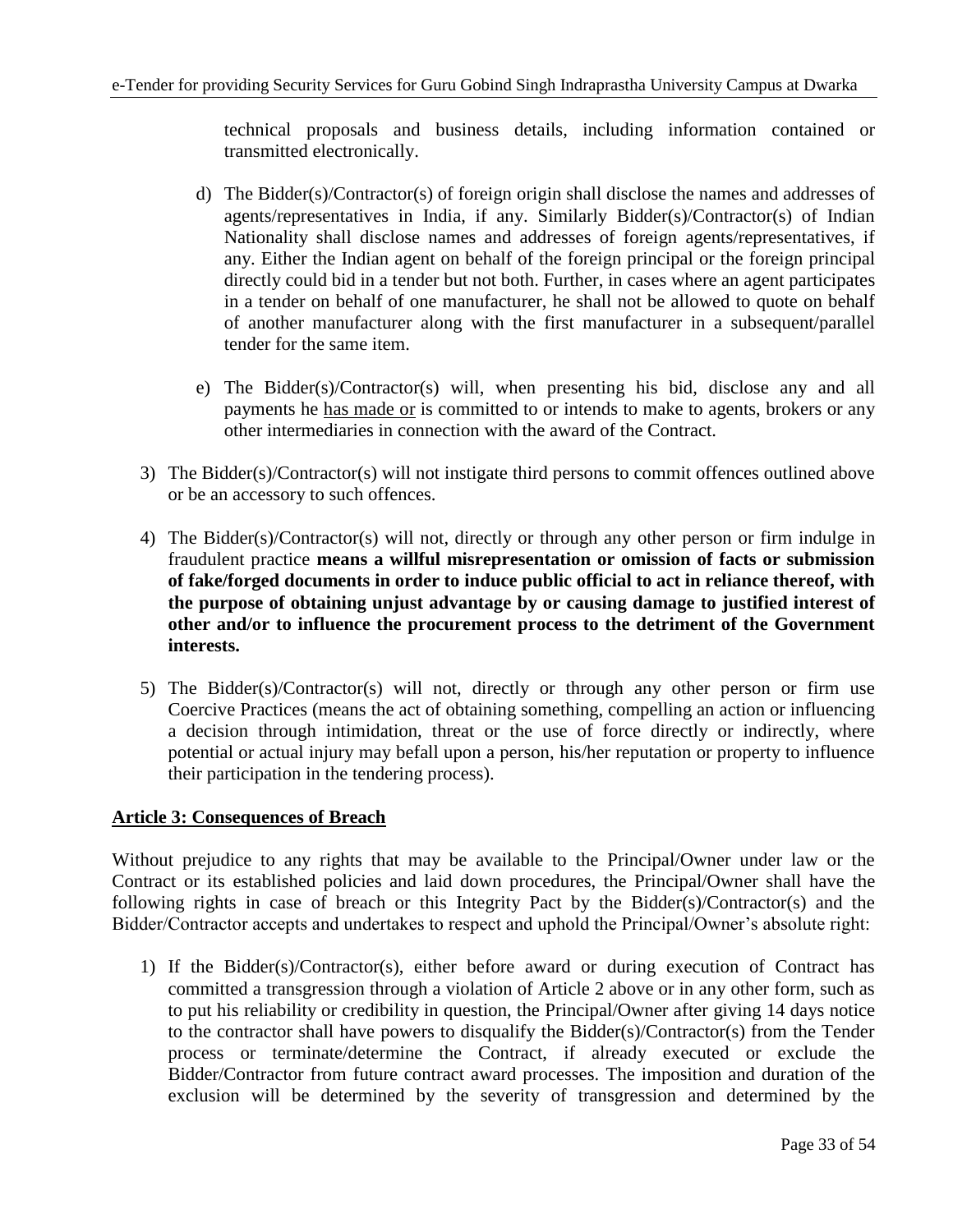technical proposals and business details, including information contained or transmitted electronically.

d) The Bidder(s)/Contractor(s) of foreign origin shall disclose the names and addresses of agents/representatives in India, if any. Similarly Bidder(s)/Contractor(s) of Indian Nationality shall disclose names and addresses of foreign agents/representatives, if any. Either the Indian agent on behalf of the foreign principal or the foreign principal directly could bid in a tender but not both. Further, in cases where an agent participates in a tender on behalf of one manufacturer, he shall not be allowed to quote on behalf of another manufacturer along with the first manufacturer in a subsequent/parallel tender for the same item.

e) The Bidder(s)/Contractor(s) will, when presenting his bid, disclose any and all payments he has made or is committed to or intends to make to agents, brokers or any other intermediaries in connection with the award of the Contract.

3) The Bidder(s)/Contractor(s) will not instigate third persons to commit offences outlined above or be an accessory to such offences.

4) The Bidder(s)/Contractor(s) will not, directly or through any other person or firm indulge in fraudulent practice **means a willful misrepresentation or omission of facts or submission of fake/forged documents in order to induce public official to act in reliance thereof, with the purpose of obtaining unjust advantage by or causing damage to justified interest of other and/or to influence the procurement process to the detriment of the Government interests.**

5) The Bidder(s)/Contractor(s) will not, directly or through any other person or firm use Coercive Practices (means the act of obtaining something, compelling an action or influencing a decision through intimidation, threat or the use of force directly or indirectly, where potential or actual injury may befall upon a person, his/her reputation or property to influence their participation in the tendering process).

**Article 3: Consequences of Breach**

Without prejudice to any rights that may be available to the Principal/Owner under law or the Contract or its established policies and laid down procedures, the Principal/Owner shall have the following rights in case of breach or this Integrity Pact by the Bidder(s)/Contractor(s) and the Bidder/Contractor accepts and undertakes to respect and uphold the Principal/Owner's absolute right:

1) If the Bidder(s)/Contractor(s), either before award or during execution of Contract has committed a transgression through a violation of Article 2 above or in any other form, such as to put his reliability or credibility in question, the Principal/Owner after giving 14 days notice to the contractor shall have powers to disqualify the Bidder(s)/Contractor(s) from the Tender process or terminate/determine the Contract, if already executed or exclude the Bidder/Contractor from future contract award processes. The imposition and duration of the exclusion will be determined by the severity of transgression and determined by the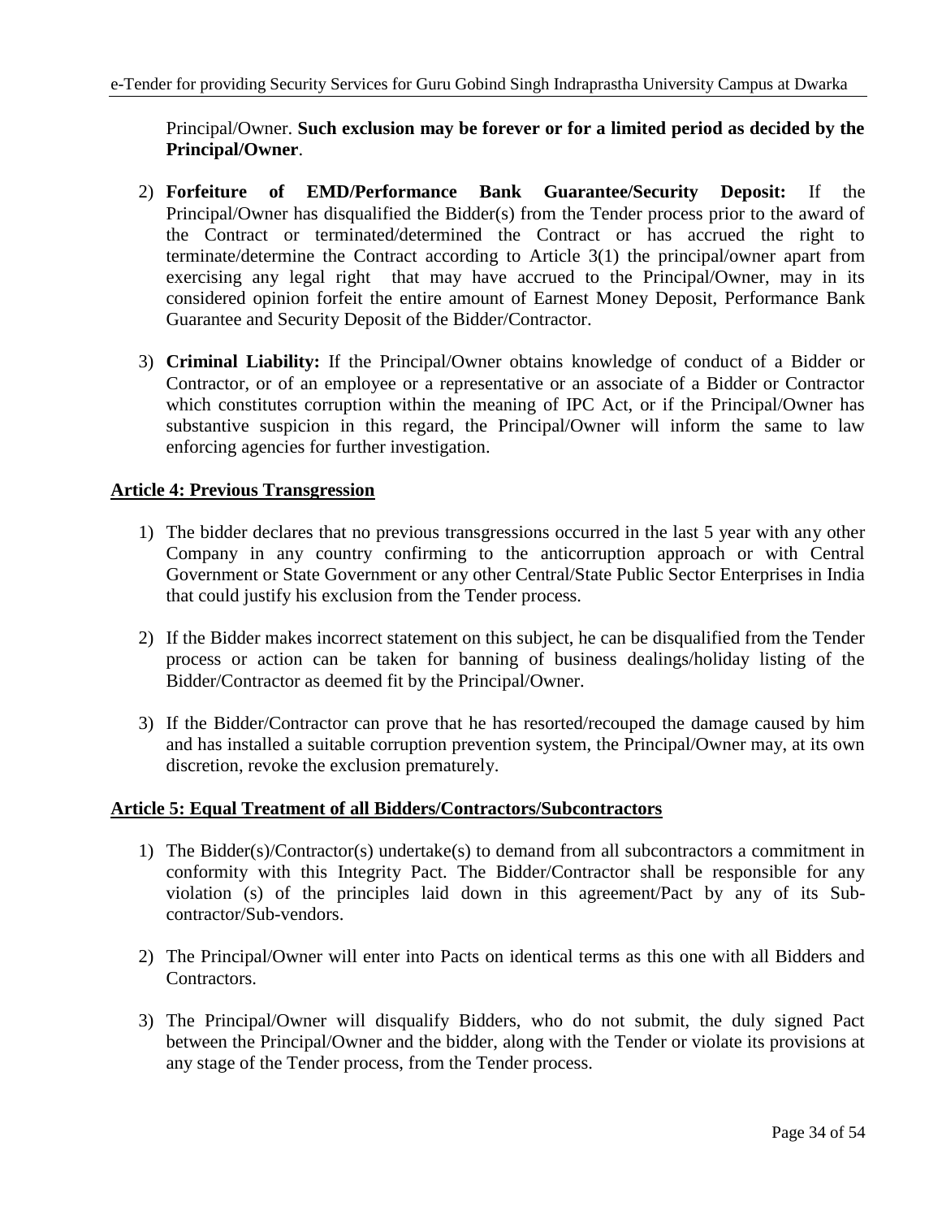Principal/Owner. **Such exclusion may be forever or for a limited period as decided by the Principal/Owner**.

2) **Forfeiture of EMD/Performance Bank Guarantee/Security Deposit:** If the Principal/Owner has disqualified the Bidder(s) from the Tender process prior to the award of the Contract or terminated/determined the Contract or has accrued the right to terminate/determine the Contract according to Article 3(1) the principal/owner apart from exercising any legal right that may have accrued to the Principal/Owner, may in its considered opinion forfeit the entire amount of Earnest Money Deposit, Performance Bank Guarantee and Security Deposit of the Bidder/Contractor.

3) **Criminal Liability:** If the Principal/Owner obtains knowledge of conduct of a Bidder or Contractor, or of an employee or a representative or an associate of a Bidder or Contractor which constitutes corruption within the meaning of IPC Act, or if the Principal/Owner has substantive suspicion in this regard, the Principal/Owner will inform the same to law enforcing agencies for further investigation.

## Article 4: Previous Transgression

1) The bidder declares that no previous transgressions occurred in the last 5 year with any other Company in any country confirming to the anticorruption approach or with Central Government or State Government or any other Central/State Public Sector Enterprises in India that could justify his exclusion from the Tender process.

2) If the Bidder makes incorrect statement on this subject, he can be disqualified from the Tender process or action can be taken for banning of business dealings/holiday listing of the Bidder/Contractor as deemed fit by the Principal/Owner.

3) If the Bidder/Contractor can prove that he has resorted/recouped the damage caused by him and has installed a suitable corruption prevention system, the Principal/Owner may, at its own discretion, revoke the exclusion prematurely.

## Article 5: Equal Treatment of all Bidders/Contractors/Subcontractors

1) The Bidder(s)/Contractor(s) undertake(s) to demand from all subcontractors a commitment in conformity with this Integrity Pact. The Bidder/Contractor shall be responsible for any violation (s) of the principles laid down in this agreement/Pact by any of its Sub-contractor/Sub-vendors.

2) The Principal/Owner will enter into Pacts on identical terms as this one with all Bidders and Contractors.

3) The Principal/Owner will disqualify Bidders, who do not submit, the duly signed Pact between the Principal/Owner and the bidder, along with the Tender or violate its provisions at any stage of the Tender process, from the Tender process.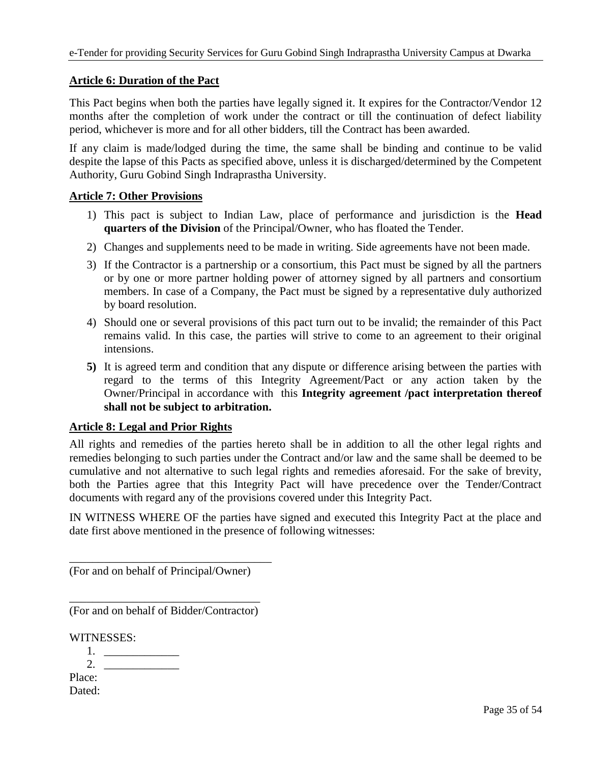## Article 6: Duration of the Pact

This Pact begins when both the parties have legally signed it. It expires for the Contractor/Vendor 12 months after the completion of work under the contract or till the continuation of defect liability period, whichever is more and for all other bidders, till the Contract has been awarded.

If any claim is made/lodged during the time, the same shall be binding and continue to be valid despite the lapse of this Pacts as specified above, unless it is discharged/determined by the Competent Authority, Guru Gobind Singh Indraprastha University.

## Article 7: Other Provisions

1) This pact is subject to Indian Law, place of performance and jurisdiction is the **Head quarters of the Division** of the Principal/Owner, who has floated the Tender.
2) Changes and supplements need to be made in writing. Side agreements have not been made.
3) If the Contractor is a partnership or a consortium, this Pact must be signed by all the partners or by one or more partner holding power of attorney signed by all partners and consortium members. In case of a Company, the Pact must be signed by a representative duly authorized by board resolution.
4) Should one or several provisions of this pact turn out to be invalid; the remainder of this Pact remains valid. In this case, the parties will strive to come to an agreement to their original intensions.
5) It is agreed term and condition that any dispute or difference arising between the parties with regard to the terms of this Integrity Agreement/Pact or any action taken by the Owner/Principal in accordance with this **Integrity agreement /pact interpretation thereof shall not be subject to arbitration.**

## Article 8: Legal and Prior Rights

All rights and remedies of the parties hereto shall be in addition to all the other legal rights and remedies belonging to such parties under the Contract and/or law and the same shall be deemed to be cumulative and not alternative to such legal rights and remedies aforesaid. For the sake of brevity, both the Parties agree that this Integrity Pact will have precedence over the Tender/Contract documents with regard any of the provisions covered under this Integrity Pact.

IN WITNESS WHERE OF the parties have signed and executed this Integrity Pact at the place and date first above mentioned in the presence of following witnesses:

___________________________________
(For and on behalf of Principal/Owner)

_________________________________
(For and on behalf of Bidder/Contractor)

WITNESSES:

1. _____________
2. _____________

Place:
Dated: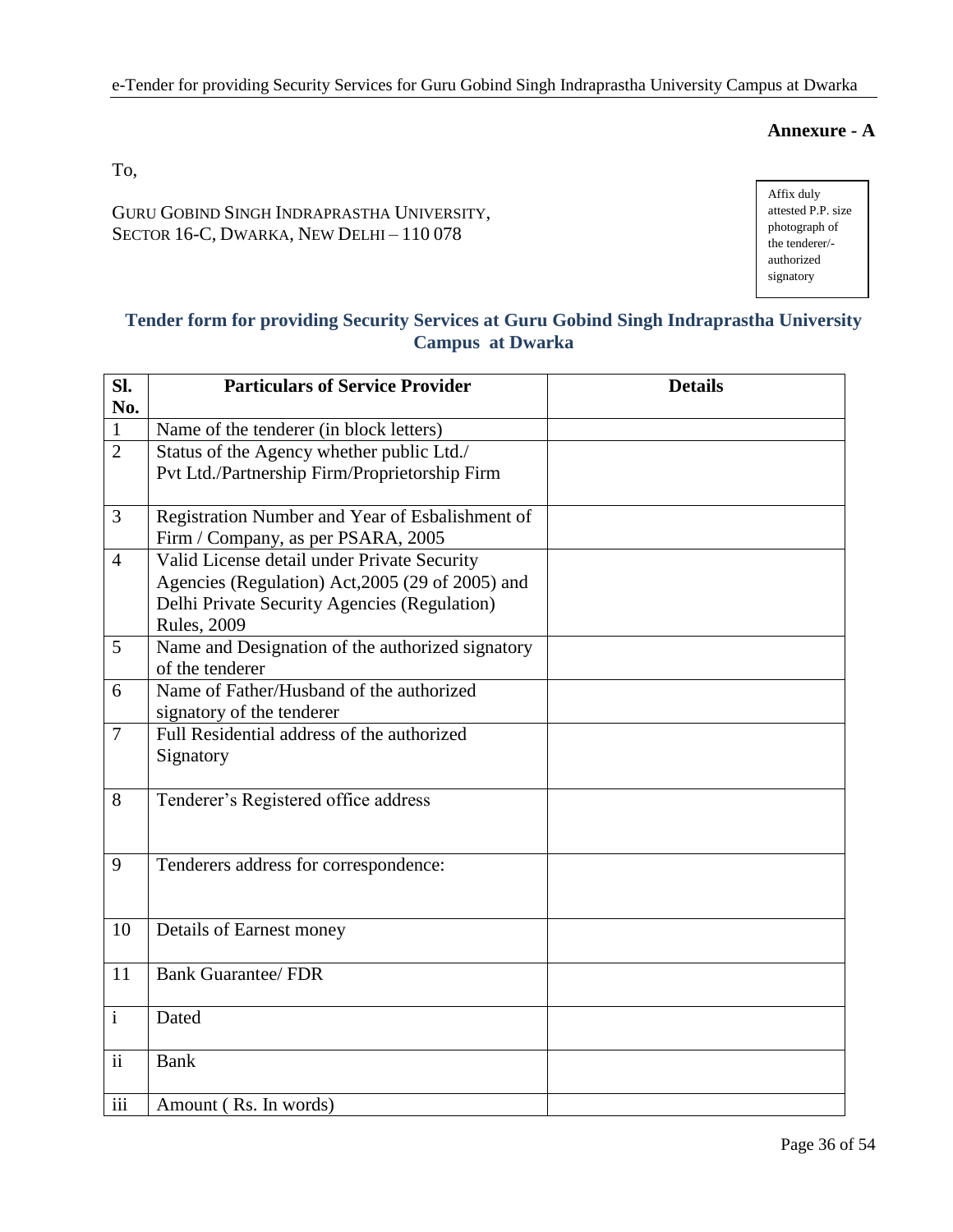**Annexure - A**

To,

GURU GOBIND SINGH INDRAPRASTHA UNIVERSITY,
SECTOR 16-C, DWARKA, NEW DELHI – 110 078

Affix duly attested P.P. size photograph of the tenderer/-authorized signatory

## Tender form for providing Security Services at Guru Gobind Singh Indraprastha University Campus at Dwarka

| Sl. No. | Particulars of Service Provider | Details |
|---|---|---|
| 1 | Name of the tenderer (in block letters) | |
| 2 | Status of the Agency whether public Ltd./ Pvt Ltd./Partnership Firm/Proprietorship Firm | |
| 3 | Registration Number and Year of Esbalishment of Firm / Company, as per PSARA, 2005 | |
| 4 | Valid License detail under Private Security Agencies (Regulation) Act,2005 (29 of 2005) and Delhi Private Security Agencies (Regulation) Rules, 2009 | |
| 5 | Name and Designation of the authorized signatory of the tenderer | |
| 6 | Name of Father/Husband of the authorized signatory of the tenderer | |
| 7 | Full Residential address of the authorized Signatory | |
| 8 | Tenderer's Registered office address | |
| 9 | Tenderers address for correspondence: | |
| 10 | Details of Earnest money | |
| 11 | Bank Guarantee/ FDR | |
| i | Dated | |
| ii | Bank | |
| iii | Amount ( Rs. In words) | |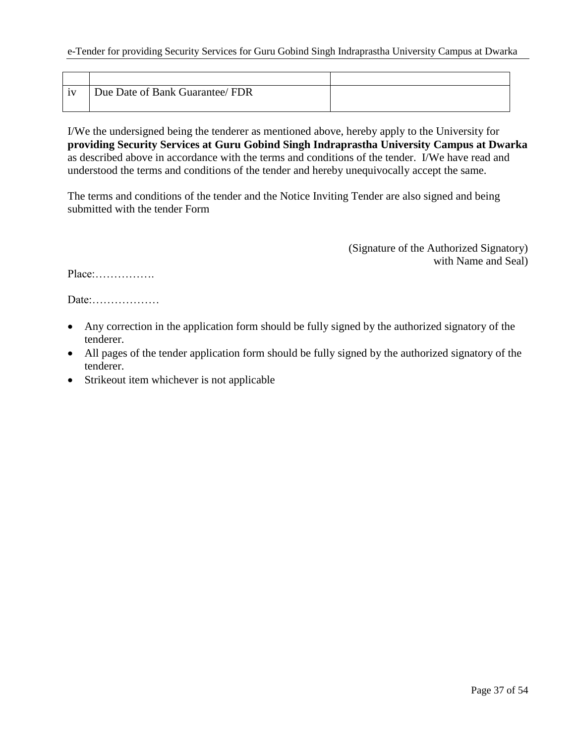| | | |
|---|---|---|
| iv | Due Date of Bank Guarantee/ FDR | |

I/We the undersigned being the tenderer as mentioned above, hereby apply to the University for **providing Security Services at Guru Gobind Singh Indraprastha University Campus at Dwarka** as described above in accordance with the terms and conditions of the tender. I/We have read and understood the terms and conditions of the tender and hereby unequivocally accept the same.

The terms and conditions of the tender and the Notice Inviting Tender are also signed and being submitted with the tender Form

(Signature of the Authorized Signatory)
with Name and Seal)

Place:…………….

Date:………………

- Any correction in the application form should be fully signed by the authorized signatory of the tenderer.
- All pages of the tender application form should be fully signed by the authorized signatory of the tenderer.
- Strikeout item whichever is not applicable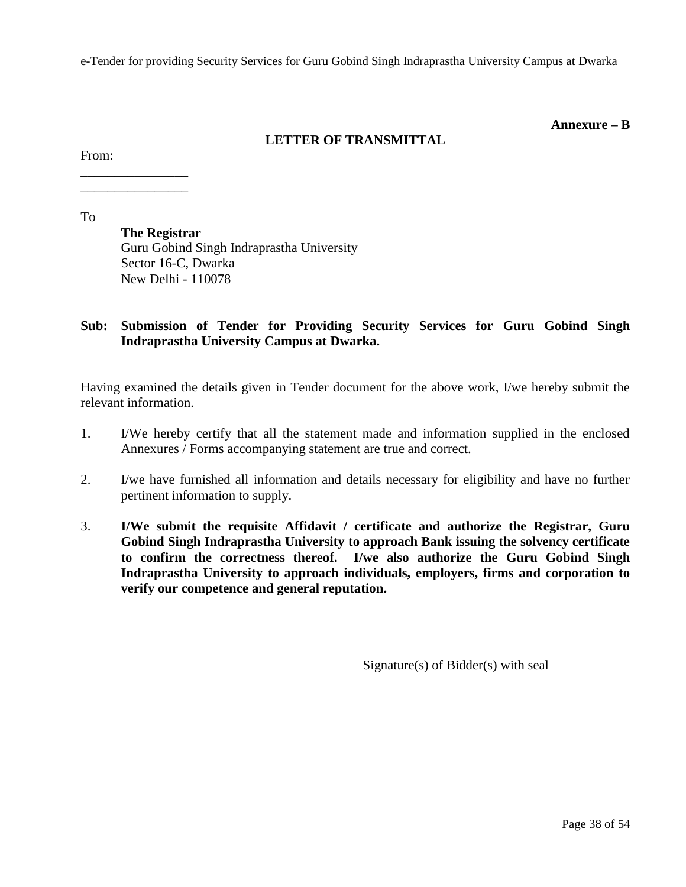**Annexure – B**

## LETTER OF TRANSMITTAL

From:

\_\_\_\_\_\_\_\_\_\_\_\_\_\_\_\_

\_\_\_\_\_\_\_\_\_\_\_\_\_\_\_\_

To

**The Registrar**
Guru Gobind Singh Indraprastha University
Sector 16-C, Dwarka
New Delhi - 110078

**Sub: Submission of Tender for Providing Security Services for Guru Gobind Singh Indraprastha University Campus at Dwarka.**

Having examined the details given in Tender document for the above work, I/we hereby submit the relevant information.

1. I/We hereby certify that all the statement made and information supplied in the enclosed Annexures / Forms accompanying statement are true and correct.

2. I/we have furnished all information and details necessary for eligibility and have no further pertinent information to supply.

3. **I/We submit the requisite Affidavit / certificate and authorize the Registrar, Guru Gobind Singh Indraprastha University to approach Bank issuing the solvency certificate to confirm the correctness thereof. I/we also authorize the Guru Gobind Singh Indraprastha University to approach individuals, employers, firms and corporation to verify our competence and general reputation.**

Signature(s) of Bidder(s) with seal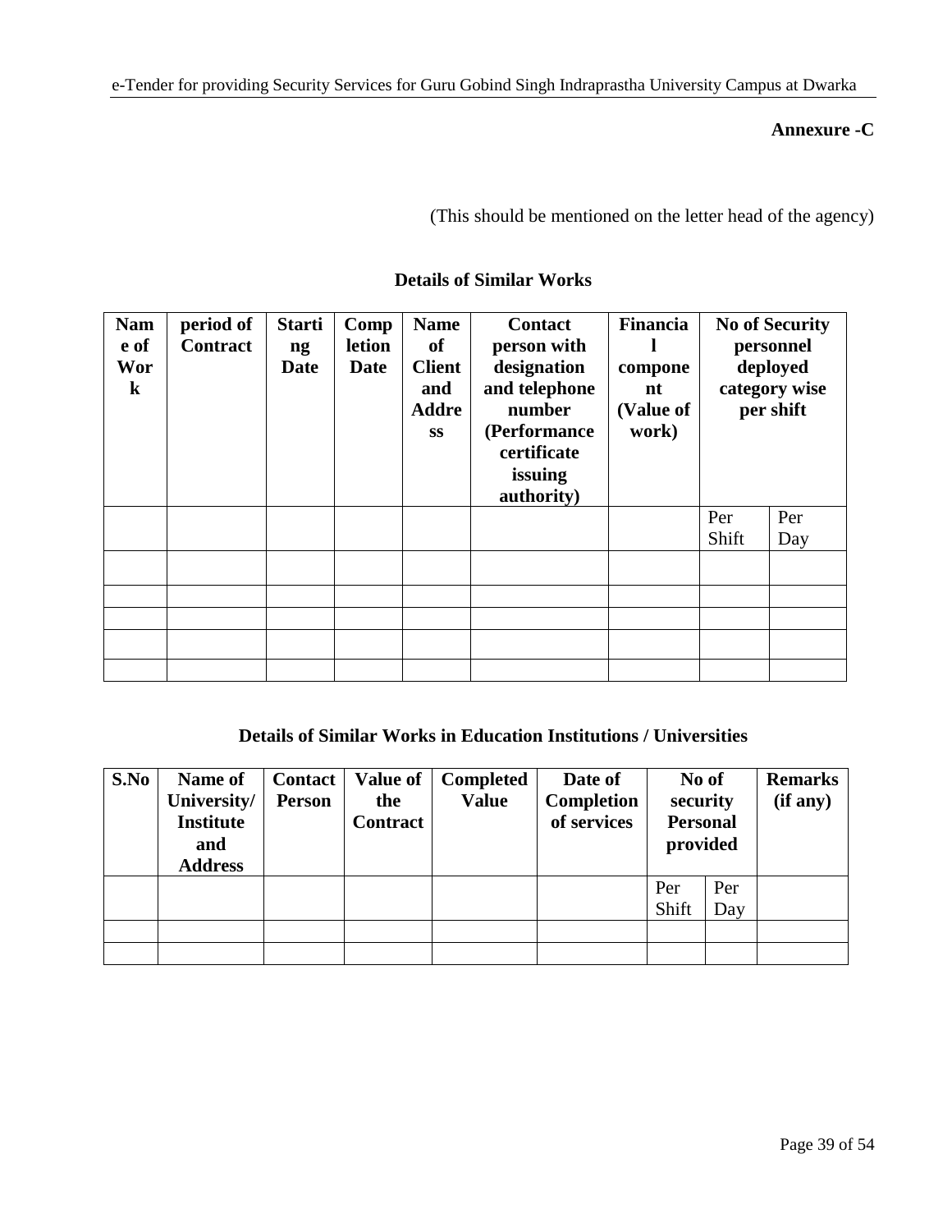**Annexure -C**

(This should be mentioned on the letter head of the agency)

## Details of Similar Works

| Name of Work | period of Contract | Starting Date | Completion Date | Name of Client and Address | Contact person with designation and telephone number (Performance certificate issuing authority) | Financial component (Value of work) | No of Security personnel deployed category wise per shift | |
|---|---|---|---|---|---|---|---|---|
| | | | | | | | Per Shift | Per Day |
| | | | | | | | | |
| | | | | | | | | |
| | | | | | | | | |
| | | | | | | | | |
| | | | | | | | | |

## Details of Similar Works in Education Institutions / Universities

| S.No | Name of University/ Institute and Address | Contact Person | Value of the Contract | Completed Value | Date of Completion of services | No of security Personal provided | | Remarks (if any) |
|---|---|---|---|---|---|---|---|---|
| | | | | | | Per Shift | Per Day | |
| | | | | | | | | |
| | | | | | | | | |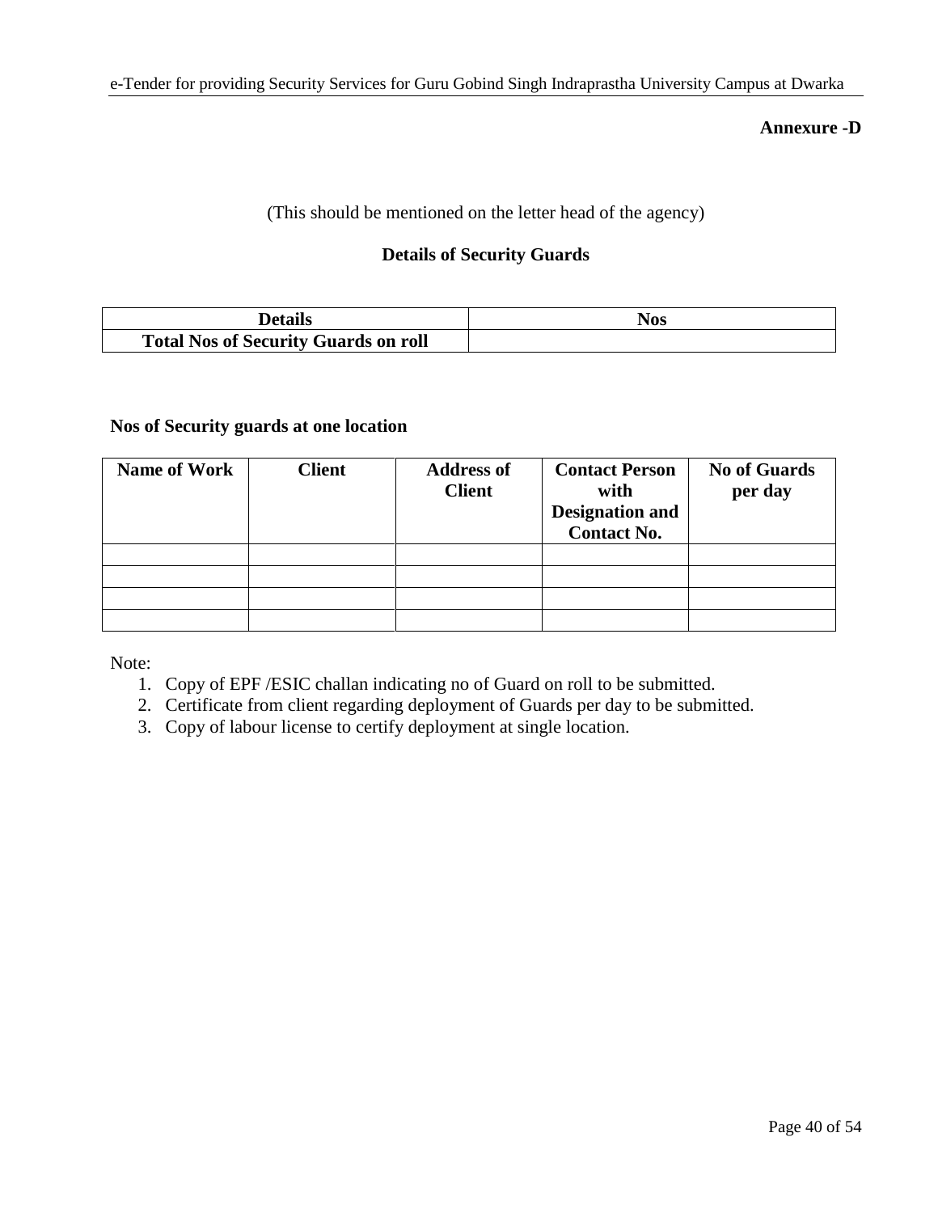**Annexure -D**

(This should be mentioned on the letter head of the agency)

**Details of Security Guards**

| Details | Nos |
|---|---|
| **Total Nos of Security Guards on roll** | |

**Nos of Security guards at one location**

| Name of Work | Client | Address of Client | Contact Person with Designation and Contact No. | No of Guards per day |
|---|---|---|---|---|
| | | | | |
| | | | | |
| | | | | |
| | | | | |

Note:

1. Copy of EPF /ESIC challan indicating no of Guard on roll to be submitted.
2. Certificate from client regarding deployment of Guards per day to be submitted.
3. Copy of labour license to certify deployment at single location.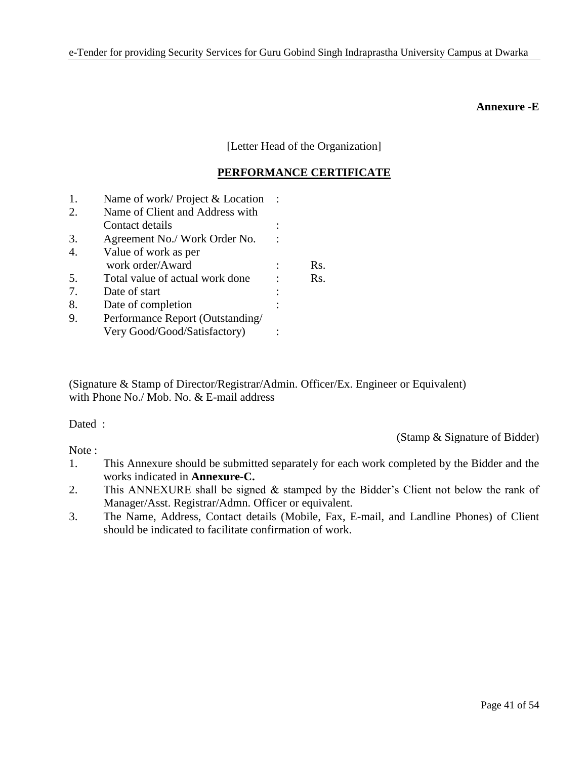**Annexure -E**

[Letter Head of the Organization]

## PERFORMANCE CERTIFICATE

| | | | |
|---|---|---|---|
| 1. | Name of work/ Project & Location | : | |
| 2. | Name of Client and Address with Contact details | : | |
| 3. | Agreement No./ Work Order No. | : | |
| 4. | Value of work as per work order/Award | : | Rs. |
| 5. | Total value of actual work done | : | Rs. |
| 7. | Date of start | : | |
| 8. | Date of completion | : | |
| 9. | Performance Report (Outstanding/ Very Good/Good/Satisfactory) | : | |

(Signature & Stamp of Director/Registrar/Admin. Officer/Ex. Engineer or Equivalent)
with Phone No./ Mob. No. & E-mail address

Dated :

(Stamp & Signature of Bidder)

Note :

1. This Annexure should be submitted separately for each work completed by the Bidder and the works indicated in **Annexure-C.**
2. This ANNEXURE shall be signed & stamped by the Bidder's Client not below the rank of Manager/Asst. Registrar/Admn. Officer or equivalent.
3. The Name, Address, Contact details (Mobile, Fax, E-mail, and Landline Phones) of Client should be indicated to facilitate confirmation of work.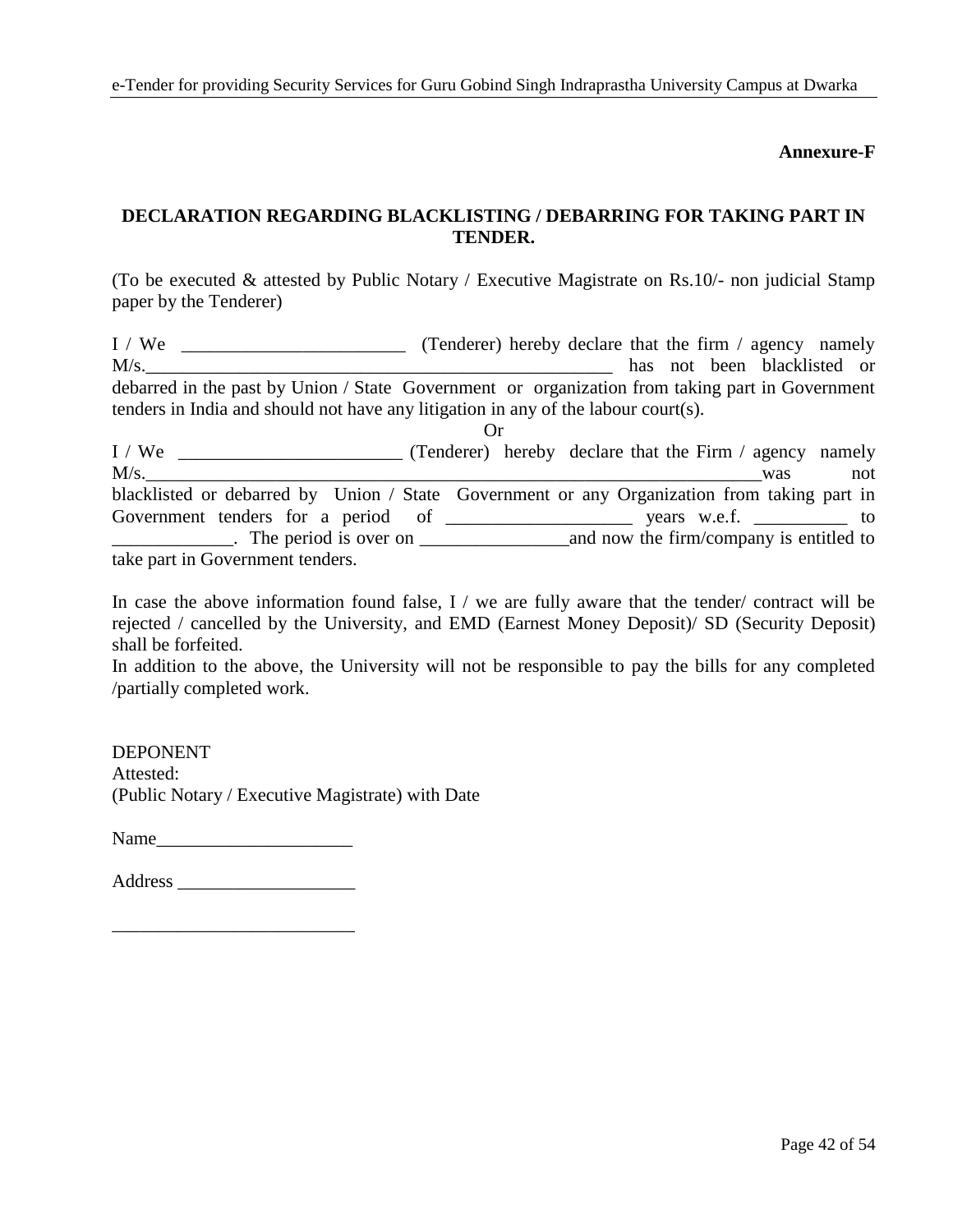**Annexure-F**

## DECLARATION REGARDING BLACKLISTING / DEBARRING FOR TAKING PART IN TENDER.

(To be executed & attested by Public Notary / Executive Magistrate on Rs.10/- non judicial Stamp paper by the Tenderer)

I / We ________________________ (Tenderer) hereby declare that the firm / agency namely M/s.___________________________________________________ has not been blacklisted or debarred in the past by Union / State Government or organization from taking part in Government tenders in India and should not have any litigation in any of the labour court(s).

Or

I / We ________________________ (Tenderer) hereby declare that the Firm / agency namely M/s.____________________________________________________________________was not blacklisted or debarred by Union / State Government or any Organization from taking part in Government tenders for a period of ___________________ years w.e.f. __________ to _____________. The period is over on ________________and now the firm/company is entitled to take part in Government tenders.

In case the above information found false, I / we are fully aware that the tender/ contract will be rejected / cancelled by the University, and EMD (Earnest Money Deposit)/ SD (Security Deposit) shall be forfeited.
In addition to the above, the University will not be responsible to pay the bills for any completed /partially completed work.

DEPONENT
Attested:
(Public Notary / Executive Magistrate) with Date

Name_____________________

Address ___________________

__________________________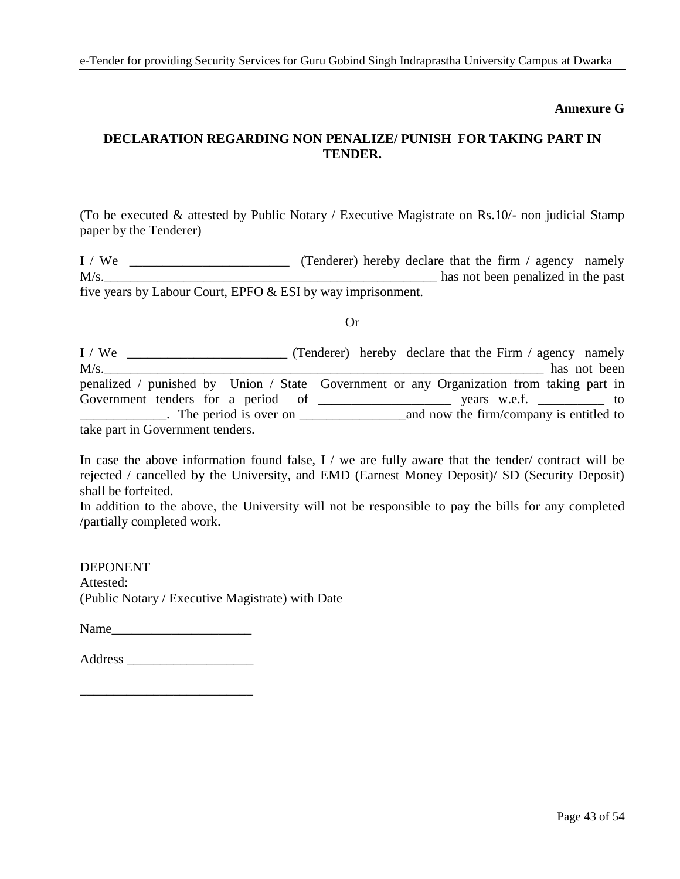**Annexure G**

## DECLARATION REGARDING NON PENALIZE/ PUNISH FOR TAKING PART IN TENDER.

(To be executed & attested by Public Notary / Executive Magistrate on Rs.10/- non judicial Stamp paper by the Tenderer)

I / We ________________________ (Tenderer) hereby declare that the firm / agency namely M/s.__________________________________________________ has not been penalized in the past five years by Labour Court, EPFO & ESI by way imprisonment.

Or

I / We ________________________ (Tenderer) hereby declare that the Firm / agency namely M/s.__________________________________________________________________ has not been penalized / punished by Union / State Government or any Organization from taking part in Government tenders for a period of ___________________ years w.e.f. __________ to _____________. The period is over on ________________and now the firm/company is entitled to take part in Government tenders.

In case the above information found false, I / we are fully aware that the tender/ contract will be rejected / cancelled by the University, and EMD (Earnest Money Deposit)/ SD (Security Deposit) shall be forfeited.
In addition to the above, the University will not be responsible to pay the bills for any completed /partially completed work.

DEPONENT
Attested:
(Public Notary / Executive Magistrate) with Date

Name_____________________

Address ___________________

___________________________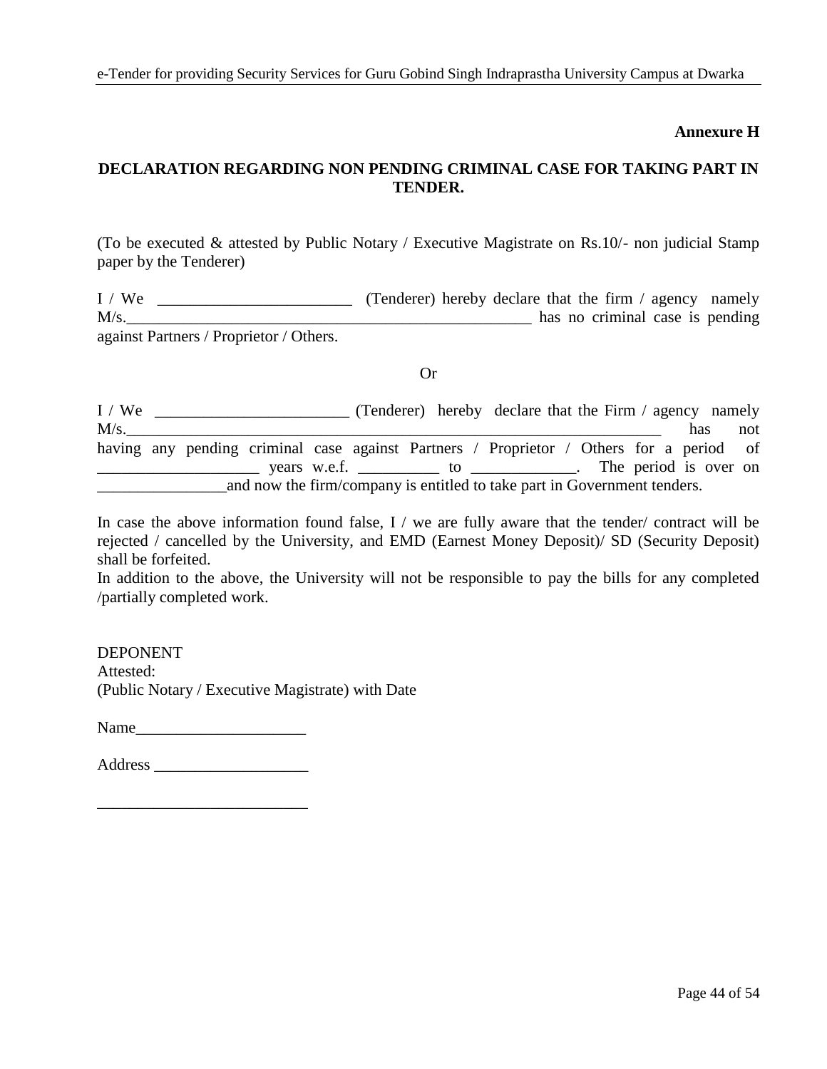**Annexure H**

**DECLARATION REGARDING NON PENDING CRIMINAL CASE FOR TAKING PART IN TENDER.**

(To be executed & attested by Public Notary / Executive Magistrate on Rs.10/- non judicial Stamp paper by the Tenderer)

I / We ________________________ (Tenderer) hereby declare that the firm / agency namely M/s.__________________________________________________ has no criminal case is pending against Partners / Proprietor / Others.

Or

I / We ________________________ (Tenderer) hereby declare that the Firm / agency namely M/s.______________________________________________________________ has not having any pending criminal case against Partners / Proprietor / Others for a period of ____________________ years w.e.f. __________ to _____________. The period is over on ________________and now the firm/company is entitled to take part in Government tenders.

In case the above information found false, I / we are fully aware that the tender/ contract will be rejected / cancelled by the University, and EMD (Earnest Money Deposit)/ SD (Security Deposit) shall be forfeited.

In addition to the above, the University will not be responsible to pay the bills for any completed /partially completed work.

DEPONENT

Attested:

(Public Notary / Executive Magistrate) with Date

Name_____________________

Address ___________________

__________________________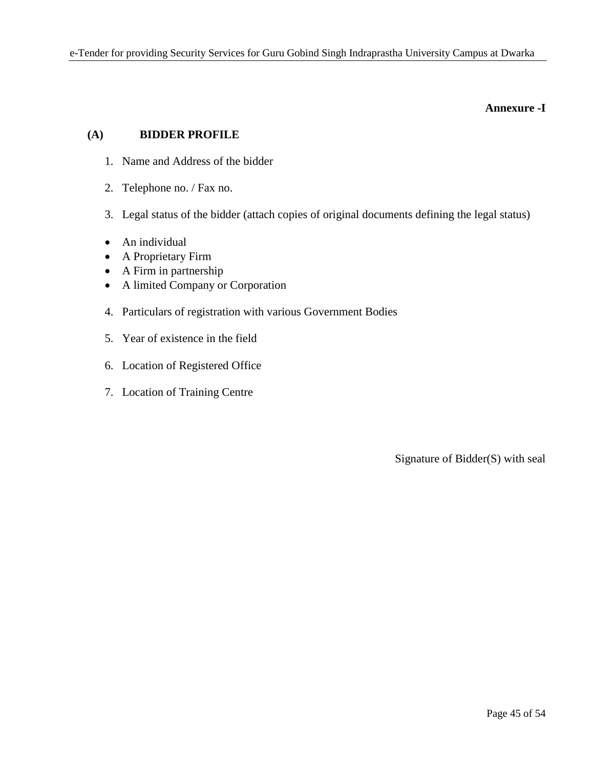**Annexure -I**

## (A) BIDDER PROFILE

1. Name and Address of the bidder

2. Telephone no. / Fax no.

3. Legal status of the bidder (attach copies of original documents defining the legal status)

- An individual
- A Proprietary Firm
- A Firm in partnership
- A limited Company or Corporation

4. Particulars of registration with various Government Bodies

5. Year of existence in the field

6. Location of Registered Office

7. Location of Training Centre

Signature of Bidder(S) with seal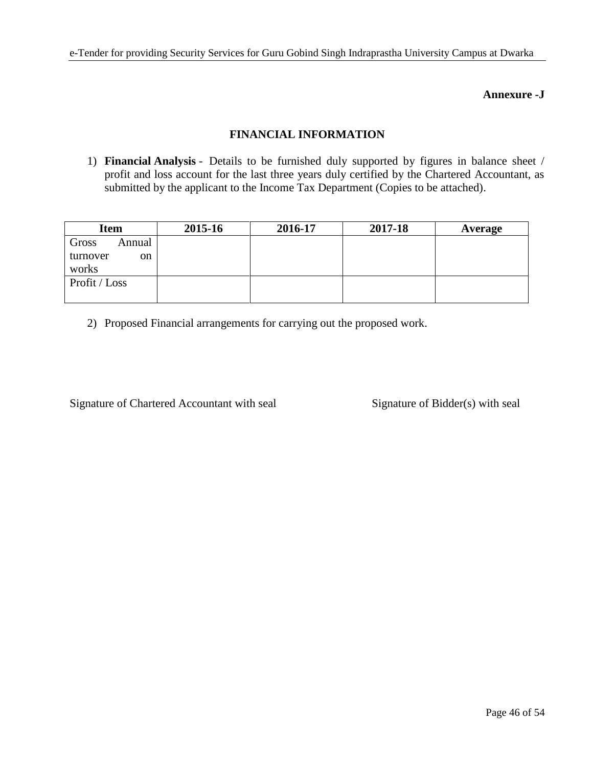**Annexure -J**

## FINANCIAL INFORMATION

1) **Financial Analysis** - Details to be furnished duly supported by figures in balance sheet / profit and loss account for the last three years duly certified by the Chartered Accountant, as submitted by the applicant to the Income Tax Department (Copies to be attached).

| Item | 2015-16 | 2016-17 | 2017-18 | Average |
|---|---|---|---|---|
| Gross Annual turnover on works | | | | |
| Profit / Loss | | | | |

2) Proposed Financial arrangements for carrying out the proposed work.

Signature of Chartered Accountant with seal          Signature of Bidder(s) with seal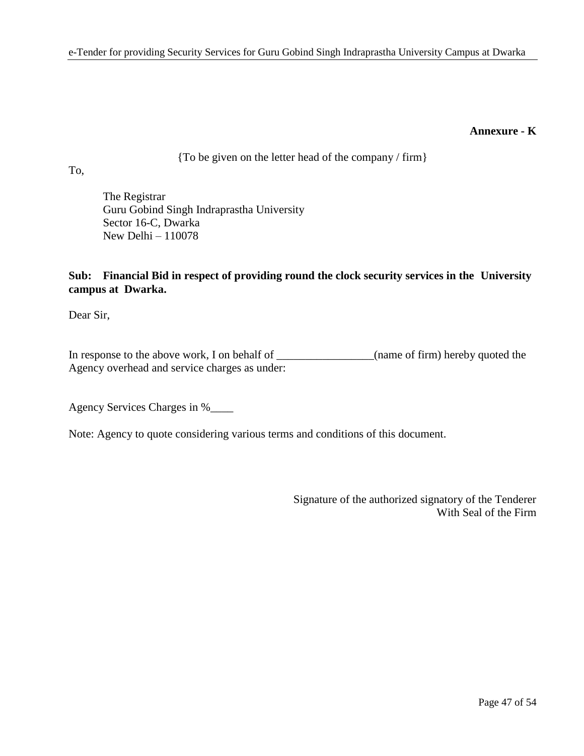**Annexure - K**

{To be given on the letter head of the company / firm}

To,

The Registrar  
Guru Gobind Singh Indraprastha University  
Sector 16-C, Dwarka  
New Delhi – 110078

**Sub: Financial Bid in respect of providing round the clock security services in the University campus at Dwarka.**

Dear Sir,

In response to the above work, I on behalf of _________________(name of firm) hereby quoted the Agency overhead and service charges as under:

Agency Services Charges in %____

Note: Agency to quote considering various terms and conditions of this document.

Signature of the authorized signatory of the Tenderer  
With Seal of the Firm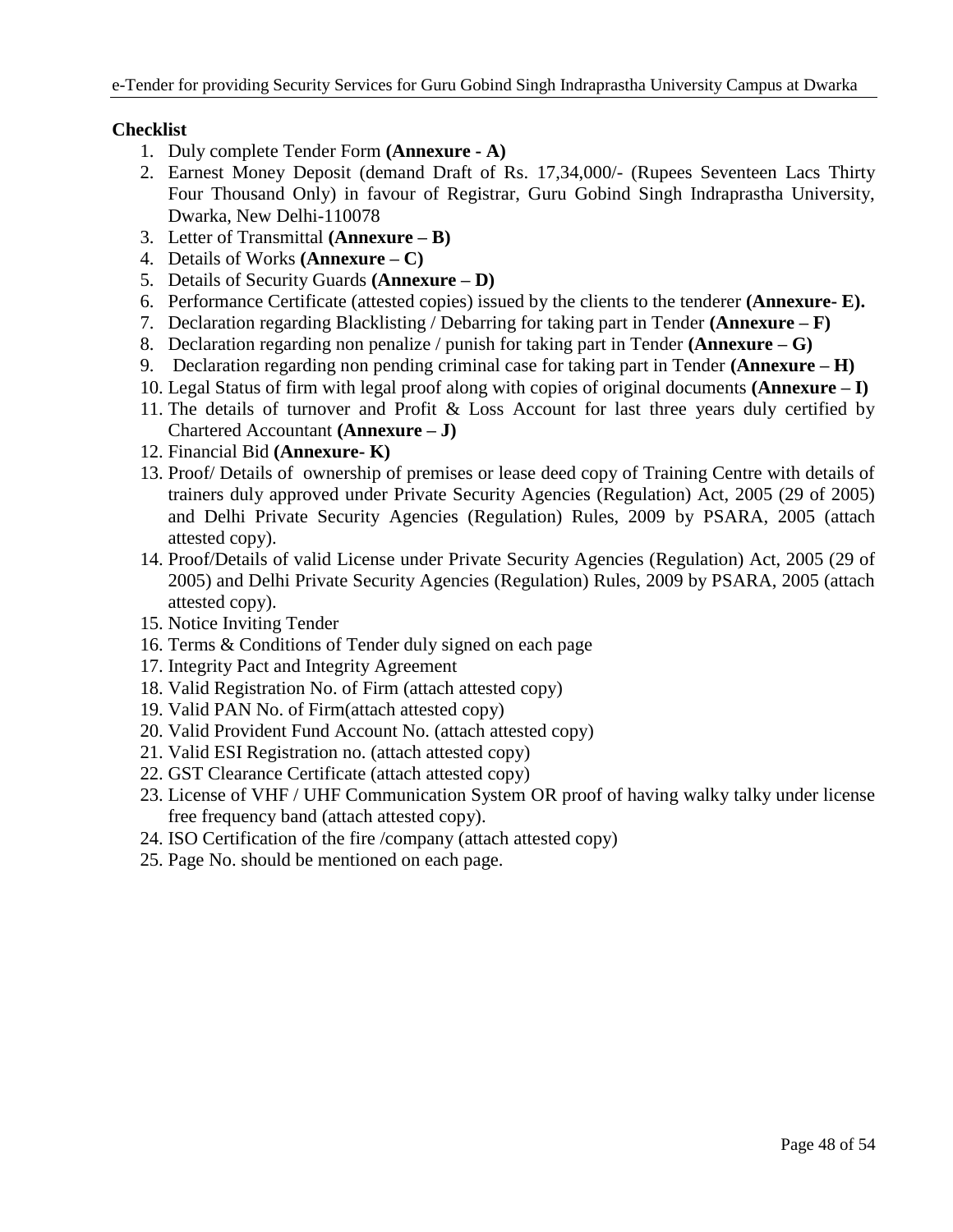**Checklist**

1. Duly complete Tender Form **(Annexure - A)**
2. Earnest Money Deposit (demand Draft of Rs. 17,34,000/- (Rupees Seventeen Lacs Thirty Four Thousand Only) in favour of Registrar, Guru Gobind Singh Indraprastha University, Dwarka, New Delhi-110078
3. Letter of Transmittal **(Annexure – B)**
4. Details of Works **(Annexure – C)**
5. Details of Security Guards **(Annexure – D)**
6. Performance Certificate (attested copies) issued by the clients to the tenderer **(Annexure- E).**
7. Declaration regarding Blacklisting / Debarring for taking part in Tender **(Annexure – F)**
8. Declaration regarding non penalize / punish for taking part in Tender **(Annexure – G)**
9. Declaration regarding non pending criminal case for taking part in Tender **(Annexure – H)**
10. Legal Status of firm with legal proof along with copies of original documents **(Annexure – I)**
11. The details of turnover and Profit & Loss Account for last three years duly certified by Chartered Accountant **(Annexure – J)**
12. Financial Bid **(Annexure- K)**
13. Proof/ Details of ownership of premises or lease deed copy of Training Centre with details of trainers duly approved under Private Security Agencies (Regulation) Act, 2005 (29 of 2005) and Delhi Private Security Agencies (Regulation) Rules, 2009 by PSARA, 2005 (attach attested copy).
14. Proof/Details of valid License under Private Security Agencies (Regulation) Act, 2005 (29 of 2005) and Delhi Private Security Agencies (Regulation) Rules, 2009 by PSARA, 2005 (attach attested copy).
15. Notice Inviting Tender
16. Terms & Conditions of Tender duly signed on each page
17. Integrity Pact and Integrity Agreement
18. Valid Registration No. of Firm (attach attested copy)
19. Valid PAN No. of Firm(attach attested copy)
20. Valid Provident Fund Account No. (attach attested copy)
21. Valid ESI Registration no. (attach attested copy)
22. GST Clearance Certificate (attach attested copy)
23. License of VHF / UHF Communication System OR proof of having walky talky under license free frequency band (attach attested copy).
24. ISO Certification of the fire /company (attach attested copy)
25. Page No. should be mentioned on each page.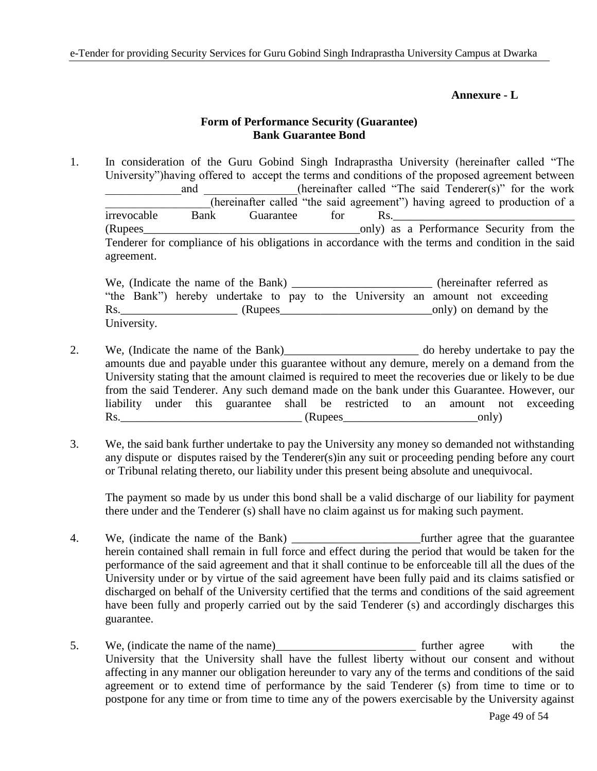**Annexure - L**

**Form of Performance Security (Guarantee)**
**Bank Guarantee Bond**

1. In consideration of the Guru Gobind Singh Indraprastha University (hereinafter called "The University")having offered to accept the terms and conditions of the proposed agreement between _____________and ________________(hereinafter called "The said Tenderer(s)" for the work _________________(hereinafter called "the said agreement") having agreed to production of a irrevocable Bank Guarantee for Rs.______________________________ (Rupees_____________________________________only) as a Performance Security from the Tenderer for compliance of his obligations in accordance with the terms and condition in the said agreement.

   We, (Indicate the name of the Bank) ________________________ (hereinafter referred as "the Bank") hereby undertake to pay to the University an amount not exceeding Rs.____________________ (Rupees__________________________only) on demand by the University.

2. We, (Indicate the name of the Bank)_______________________ do hereby undertake to pay the amounts due and payable under this guarantee without any demure, merely on a demand from the University stating that the amount claimed is required to meet the recoveries due or likely to be due from the said Tenderer. Any such demand made on the bank under this Guarantee. However, our liability under this guarantee shall be restricted to an amount not exceeding Rs.______________________________ (Rupees_______________________only)

3. We, the said bank further undertake to pay the University any money so demanded not withstanding any dispute or disputes raised by the Tenderer(s)in any suit or proceeding pending before any court or Tribunal relating thereto, our liability under this present being absolute and unequivocal.

   The payment so made by us under this bond shall be a valid discharge of our liability for payment there under and the Tenderer (s) shall have no claim against us for making such payment.

4. We, (indicate the name of the Bank) ______________________further agree that the guarantee herein contained shall remain in full force and effect during the period that would be taken for the performance of the said agreement and that it shall continue to be enforceable till all the dues of the University under or by virtue of the said agreement have been fully paid and its claims satisfied or discharged on behalf of the University certified that the terms and conditions of the said agreement have been fully and properly carried out by the said Tenderer (s) and accordingly discharges this guarantee.

5. We, (indicate the name of the name)________________________ further agree with the University that the University shall have the fullest liberty without our consent and without affecting in any manner our obligation hereunder to vary any of the terms and conditions of the said agreement or to extend time of performance by the said Tenderer (s) from time to time or to postpone for any time or from time to time any of the powers exercisable by the University against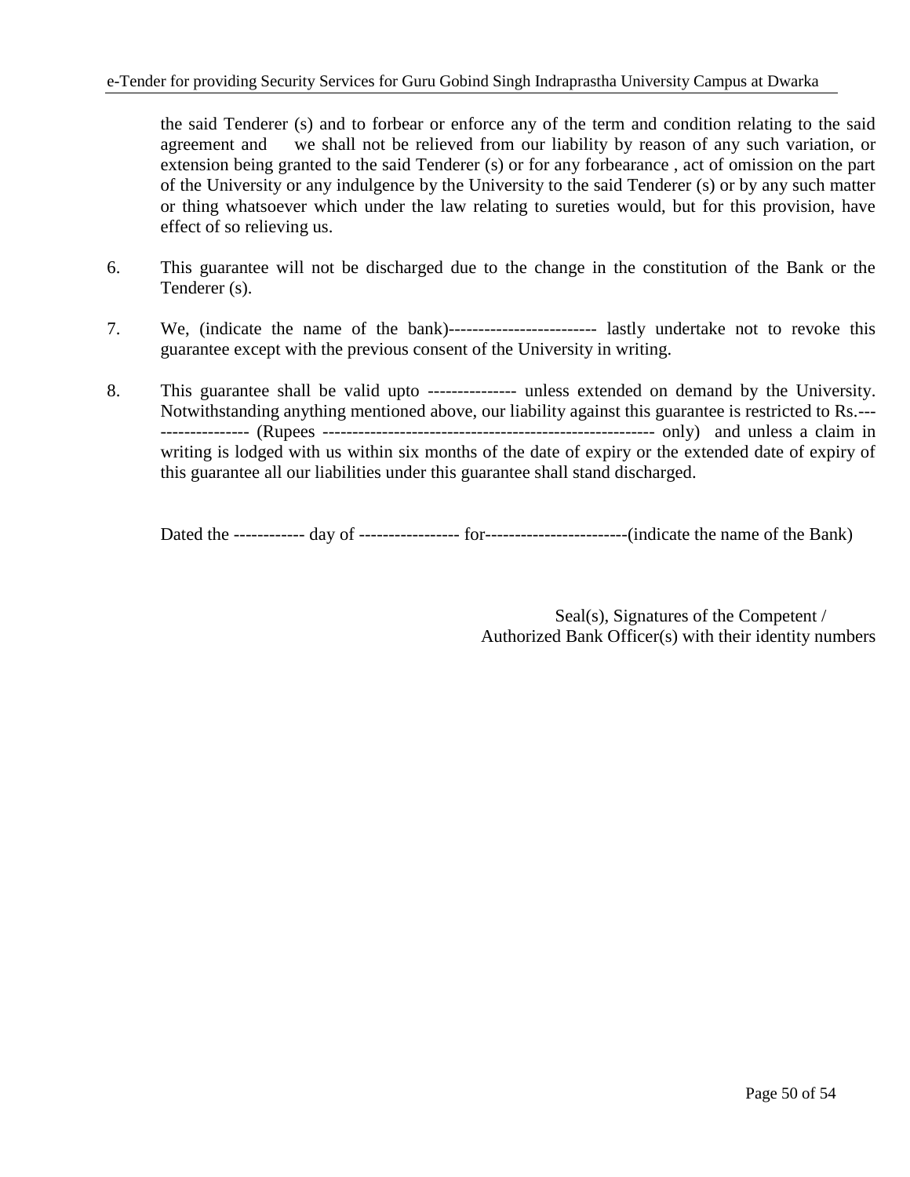the said Tenderer (s) and to forbear or enforce any of the term and condition relating to the said agreement and we shall not be relieved from our liability by reason of any such variation, or extension being granted to the said Tenderer (s) or for any forbearance , act of omission on the part of the University or any indulgence by the University to the said Tenderer (s) or by any such matter or thing whatsoever which under the law relating to sureties would, but for this provision, have effect of so relieving us.

6. This guarantee will not be discharged due to the change in the constitution of the Bank or the Tenderer (s).

7. We, (indicate the name of the bank)------------------------- lastly undertake not to revoke this guarantee except with the previous consent of the University in writing.

8. This guarantee shall be valid upto --------------- unless extended on demand by the University. Notwithstanding anything mentioned above, our liability against this guarantee is restricted to Rs.----------------- (Rupees -------------------------------------------------------- only) and unless a claim in writing is lodged with us within six months of the date of expiry or the extended date of expiry of this guarantee all our liabilities under this guarantee shall stand discharged.

Dated the ------------ day of ----------------- for------------------------(indicate the name of the Bank)

Seal(s), Signatures of the Competent /
Authorized Bank Officer(s) with their identity numbers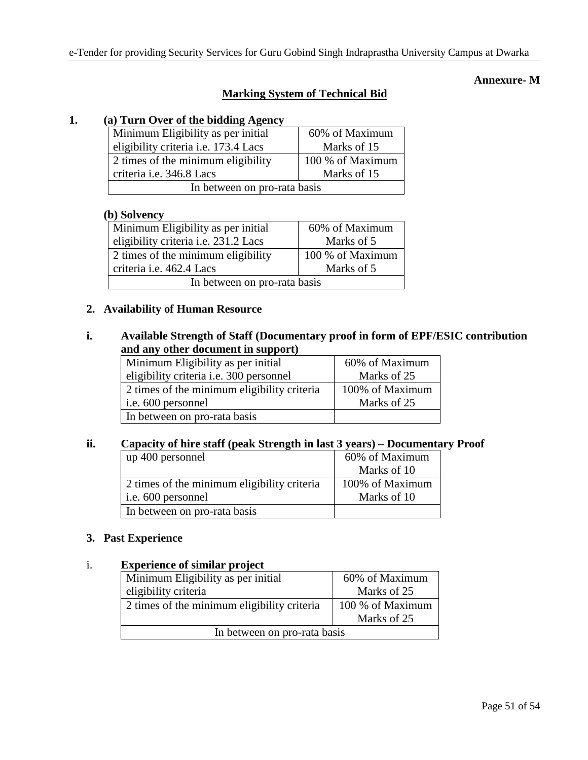**Annexure- M**

## Marking System of Technical Bid

**1. (a) Turn Over of the bidding Agency**

| Minimum Eligibility as per initial eligibility criteria i.e. 173.4 Lacs | 60% of Maximum Marks of 15 |
|---|---|
| 2 times of the minimum eligibility criteria i.e. 346.8 Lacs | 100 % of Maximum Marks of 15 |
| In between on pro-rata basis | |

**(b) Solvency**

| Minimum Eligibility as per initial eligibility criteria i.e. 231.2 Lacs | 60% of Maximum Marks of 5 |
|---|---|
| 2 times of the minimum eligibility criteria i.e. 462.4 Lacs | 100 % of Maximum Marks of 5 |
| In between on pro-rata basis | |

**2. Availability of Human Resource**

**i. Available Strength of Staff (Documentary proof in form of EPF/ESIC contribution and any other document in support)**

| Minimum Eligibility as per initial eligibility criteria i.e. 300 personnel | 60% of Maximum Marks of 25 |
|---|---|
| 2 times of the minimum eligibility criteria i.e. 600 personnel | 100% of Maximum Marks of 25 |
| In between on pro-rata basis | |

**ii. Capacity of hire staff (peak Strength in last 3 years) – Documentary Proof**

| up 400 personnel | 60% of Maximum Marks of 10 |
|---|---|
| 2 times of the minimum eligibility criteria i.e. 600 personnel | 100% of Maximum Marks of 10 |
| In between on pro-rata basis | |

**3. Past Experience**

i. **Experience of similar project**

| Minimum Eligibility as per initial eligibility criteria | 60% of Maximum Marks of 25 |
|---|---|
| 2 times of the minimum eligibility criteria | 100 % of Maximum Marks of 25 |
| In between on pro-rata basis | |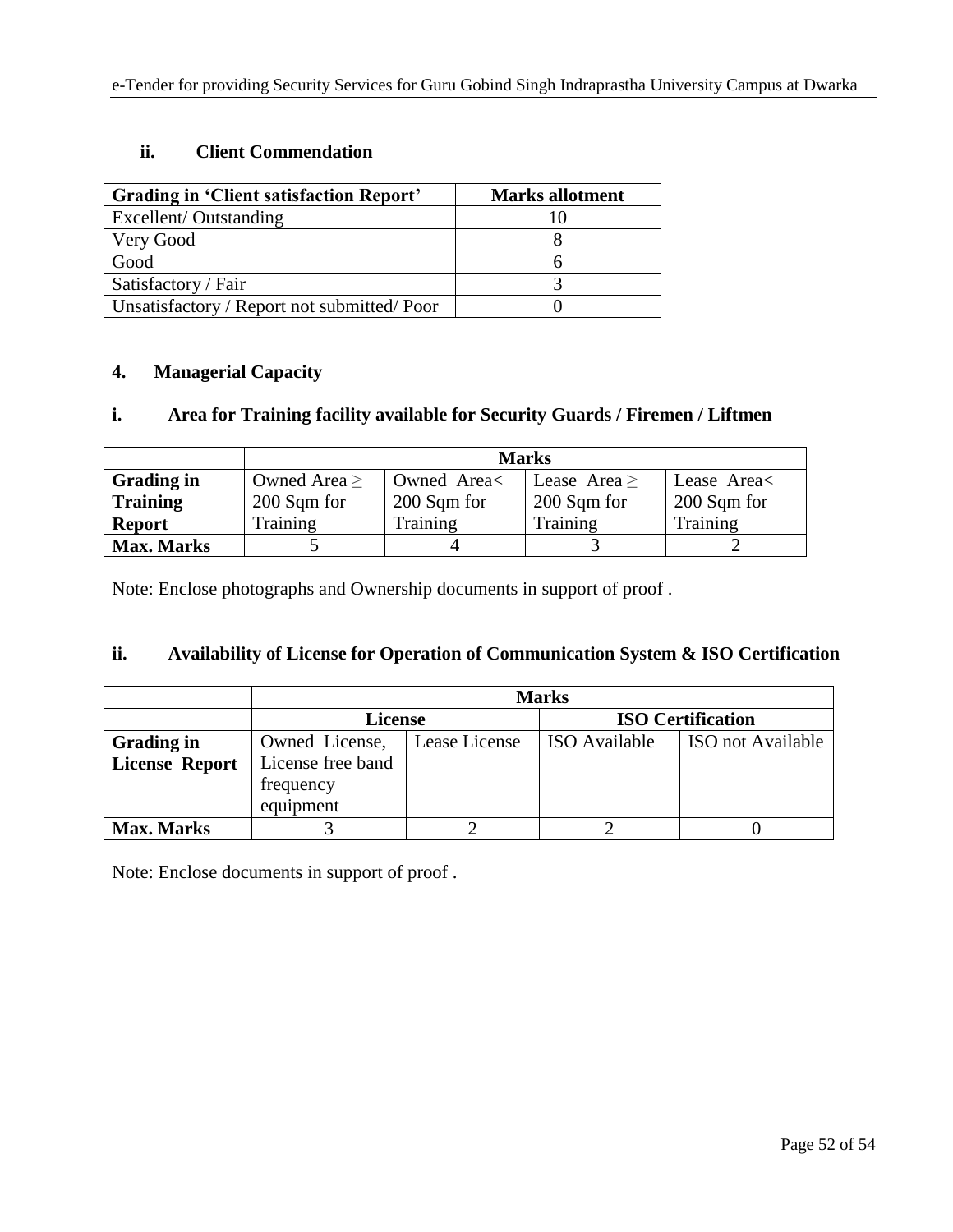### ii. Client Commendation

| Grading in 'Client satisfaction Report' | Marks allotment |
|---|---|
| Excellent/ Outstanding | 10 |
| Very Good | 8 |
| Good | 6 |
| Satisfactory / Fair | 3 |
| Unsatisfactory / Report not submitted/ Poor | 0 |

### 4. Managerial Capacity

### i. Area for Training facility available for Security Guards / Firemen / Liftmen

| | Marks | | | |
|---|---|---|---|---|
| **Grading in Training Report** | Owned Area ≥ 200 Sqm for Training | Owned Area< 200 Sqm for Training | Lease Area ≥ 200 Sqm for Training | Lease Area< 200 Sqm for Training |
| **Max. Marks** | 5 | 4 | 3 | 2 |

Note: Enclose photographs and Ownership documents in support of proof .

### ii. Availability of License for Operation of Communication System & ISO Certification

| | Marks | | | |
|---|---|---|---|---|
| | **License** | | **ISO Certification** | |
| **Grading in License Report** | Owned License, License free band frequency equipment | Lease License | ISO Available | ISO not Available |
| **Max. Marks** | 3 | 2 | 2 | 0 |

Note: Enclose documents in support of proof .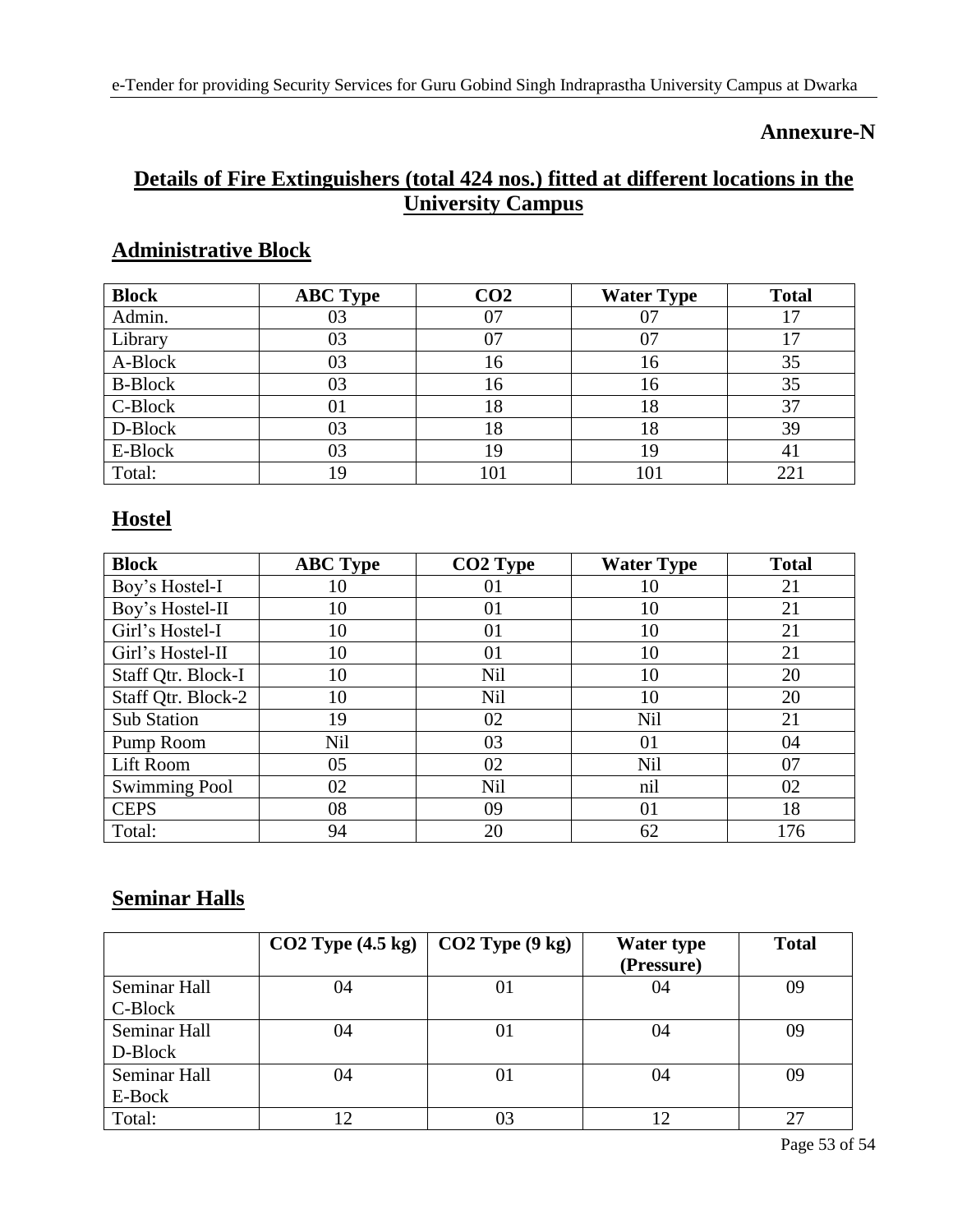## Annexure-N

# Details of Fire Extinguishers (total 424 nos.) fitted at different locations in the University Campus

## Administrative Block

| Block | ABC Type | CO2 | Water Type | Total |
|---|---|---|---|---|
| Admin. | 03 | 07 | 07 | 17 |
| Library | 03 | 07 | 07 | 17 |
| A-Block | 03 | 16 | 16 | 35 |
| B-Block | 03 | 16 | 16 | 35 |
| C-Block | 01 | 18 | 18 | 37 |
| D-Block | 03 | 18 | 18 | 39 |
| E-Block | 03 | 19 | 19 | 41 |
| Total: | 19 | 101 | 101 | 221 |

## Hostel

| Block | ABC Type | CO2 Type | Water Type | Total |
|---|---|---|---|---|
| Boy's Hostel-I | 10 | 01 | 10 | 21 |
| Boy's Hostel-II | 10 | 01 | 10 | 21 |
| Girl's Hostel-I | 10 | 01 | 10 | 21 |
| Girl's Hostel-II | 10 | 01 | 10 | 21 |
| Staff Qtr. Block-I | 10 | Nil | 10 | 20 |
| Staff Qtr. Block-2 | 10 | Nil | 10 | 20 |
| Sub Station | 19 | 02 | Nil | 21 |
| Pump Room | Nil | 03 | 01 | 04 |
| Lift Room | 05 | 02 | Nil | 07 |
| Swimming Pool | 02 | Nil | nil | 02 |
| CEPS | 08 | 09 | 01 | 18 |
| Total: | 94 | 20 | 62 | 176 |

## Seminar Halls

| | CO2 Type (4.5 kg) | CO2 Type (9 kg) | Water type (Pressure) | Total |
|---|---|---|---|---|
| Seminar Hall C-Block | 04 | 01 | 04 | 09 |
| Seminar Hall D-Block | 04 | 01 | 04 | 09 |
| Seminar Hall E-Bock | 04 | 01 | 04 | 09 |
| Total: | 12 | 03 | 12 | 27 |